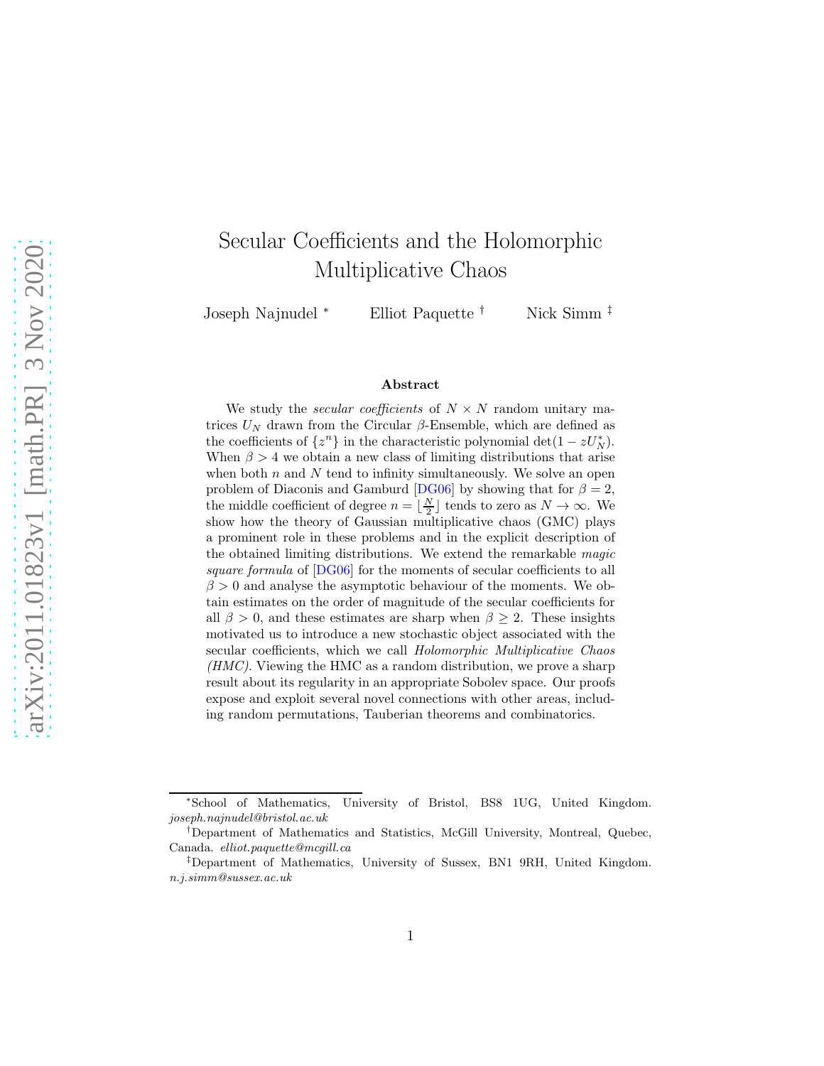# Secular Coefficients and the Holomorphic Multiplicative Chaos

Joseph Najnudel [*] Elliot Paquette [†] Nick Simm [‡]

### Abstract

We study the *secular coefficients* of $N \times N$ random unitary matrices $U_N$ drawn from the Circular $\beta$-Ensemble, which are defined as the coefficients of $\{z^n\}$ in the characteristic polynomial $\det(1 - zU_N^*)$. When $\beta > 4$ we obtain a new class of limiting distributions that arise when both $n$ and $N$ tend to infinity simultaneously. We solve an open problem of Diaconis and Gamburd [DG06] by showing that for $\beta = 2$, the middle coefficient of degree $n = \lfloor \frac{N}{2} \rfloor$ tends to zero as $N \to \infty$. We show how the theory of Gaussian multiplicative chaos (GMC) plays a prominent role in these problems and in the explicit description of the obtained limiting distributions. We extend the remarkable *magic square formula* of [DG06] for the moments of secular coefficients to all $\beta > 0$ and analyse the asymptotic behaviour of the moments. We obtain estimates on the order of magnitude of the secular coefficients for all $\beta > 0$, and these estimates are sharp when $\beta \geq 2$. These insights motivated us to introduce a new stochastic object associated with the secular coefficients, which we call *Holomorphic Multiplicative Chaos (HMC)*. Viewing the HMC as a random distribution, we prove a sharp result about its regularity in an appropriate Sobolev space. Our proofs expose and exploit several novel connections with other areas, including random permutations, Tauberian theorems and combinatorics.

---

[*] School of Mathematics, University of Bristol, BS8 1UG, United Kingdom. *joseph.najnudel@bristol.ac.uk*

[†] Department of Mathematics and Statistics, McGill University, Montreal, Quebec, Canada. *elliot.paquette@mcgill.ca*

[‡] Department of Mathematics, University of Sussex, BN1 9RH, United Kingdom. *n.j.simm@sussex.ac.uk*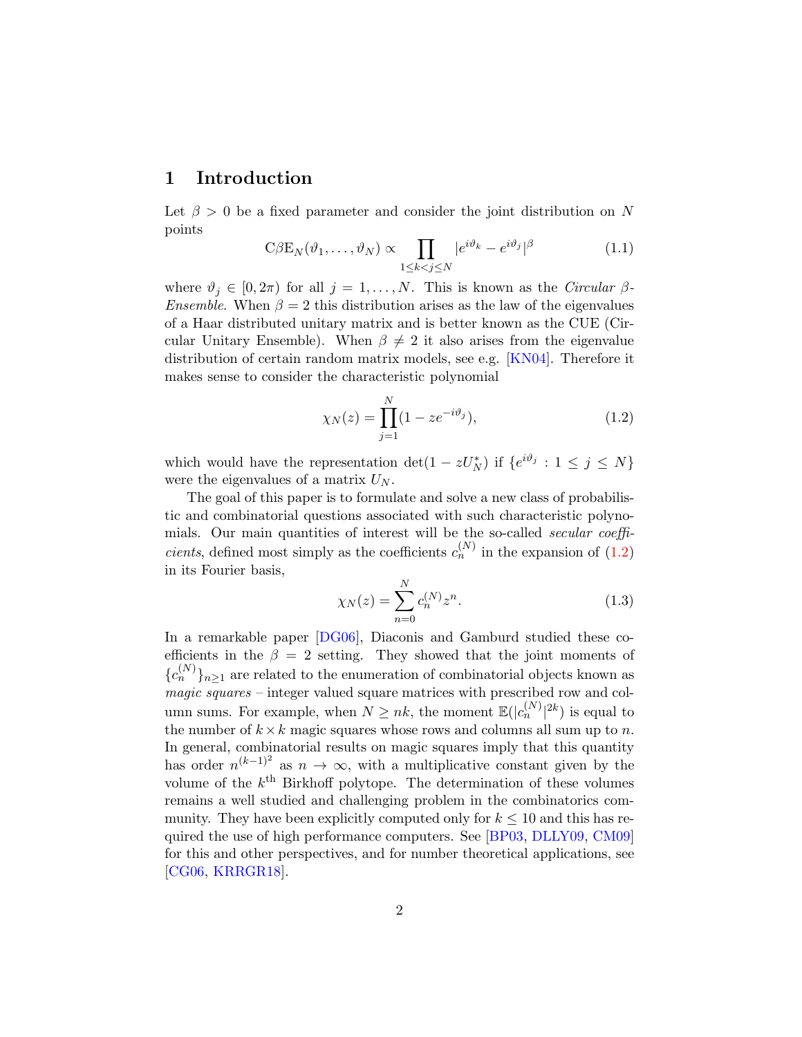# 1 Introduction

Let $\beta > 0$ be a fixed parameter and consider the joint distribution on $N$ points

$$\mathrm{C}\beta\mathrm{E}_N(\vartheta_1, \ldots, \vartheta_N) \propto \prod_{1 \le k < j \le N} |e^{i\vartheta_k} - e^{i\vartheta_j}|^\beta \tag{1.1}$$

where $\vartheta_j \in [0, 2\pi)$ for all $j = 1, \ldots, N$. This is known as the *Circular $\beta$-Ensemble*. When $\beta = 2$ this distribution arises as the law of the eigenvalues of a Haar distributed unitary matrix and is better known as the CUE (Circular Unitary Ensemble). When $\beta \neq 2$ it also arises from the eigenvalue distribution of certain random matrix models, see e.g. [KN04]. Therefore it makes sense to consider the characteristic polynomial

$$\chi_N(z) = \prod_{j=1}^{N} (1 - z e^{-i\vartheta_j}), \tag{1.2}$$

which would have the representation $\det(1 - zU_N^*)$ if $\{e^{i\vartheta_j} : 1 \le j \le N\}$ were the eigenvalues of a matrix $U_N$.

The goal of this paper is to formulate and solve a new class of probabilistic and combinatorial questions associated with such characteristic polynomials. Our main quantities of interest will be the so-called *secular coefficients*, defined most simply as the coefficients $c_n^{(N)}$ in the expansion of (1.2) in its Fourier basis,

$$\chi_N(z) = \sum_{n=0}^{N} c_n^{(N)} z^n. \tag{1.3}$$

In a remarkable paper [DG06], Diaconis and Gamburd studied these coefficients in the $\beta = 2$ setting. They showed that the joint moments of $\{c_n^{(N)}\}_{n \ge 1}$ are related to the enumeration of combinatorial objects known as *magic squares* – integer valued square matrices with prescribed row and column sums. For example, when $N \ge nk$, the moment $\mathbb{E}(|c_n^{(N)}|^{2k})$ is equal to the number of $k \times k$ magic squares whose rows and columns all sum up to $n$. In general, combinatorial results on magic squares imply that this quantity has order $n^{(k-1)^2}$ as $n \to \infty$, with a multiplicative constant given by the volume of the $k^{\text{th}}$ Birkhoff polytope. The determination of these volumes remains a well studied and challenging problem in the combinatorics community. They have been explicitly computed only for $k \le 10$ and this has required the use of high performance computers. See [BP03, DLLY09, CM09] for this and other perspectives, and for number theoretical applications, see [CG06, KRRGR18].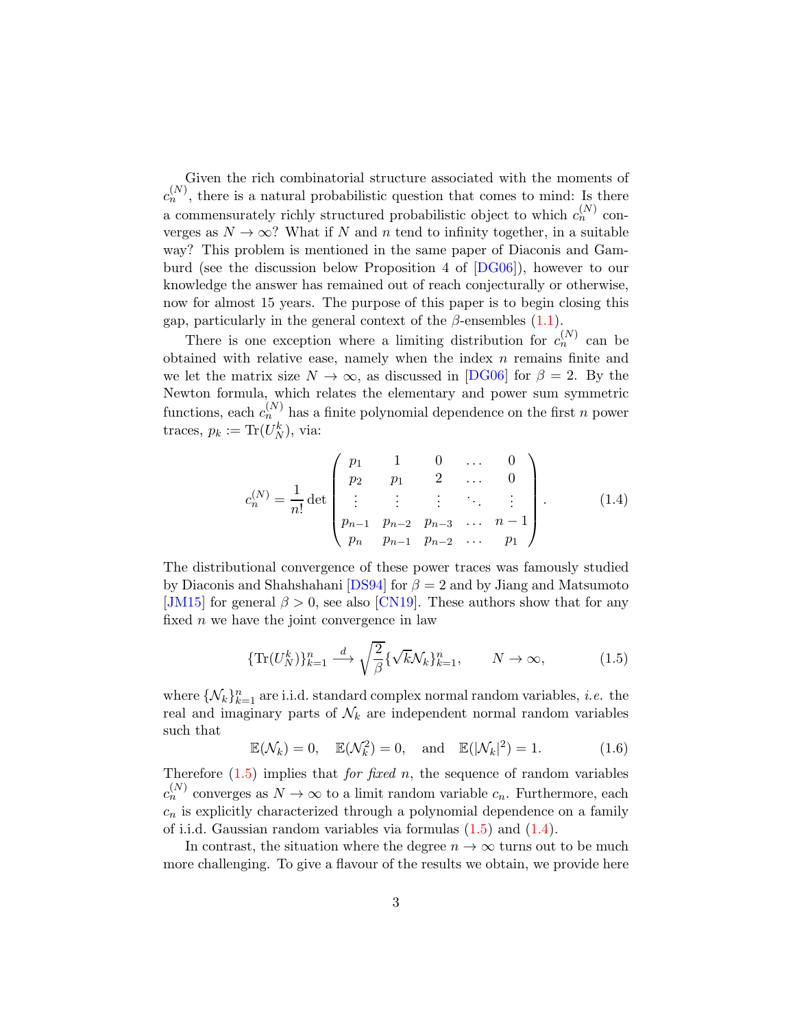Given the rich combinatorial structure associated with the moments of $c_n^{(N)}$, there is a natural probabilistic question that comes to mind: Is there a commensurately richly structured probabilistic object to which $c_n^{(N)}$ converges as $N \to \infty$? What if $N$ and $n$ tend to infinity together, in a suitable way? This problem is mentioned in the same paper of Diaconis and Gamburd (see the discussion below Proposition 4 of [DG06]), however to our knowledge the answer has remained out of reach conjecturally or otherwise, now for almost 15 years. The purpose of this paper is to begin closing this gap, particularly in the general context of the $\beta$-ensembles (1.1).

There is one exception where a limiting distribution for $c_n^{(N)}$ can be obtained with relative ease, namely when the index $n$ remains finite and we let the matrix size $N \to \infty$, as discussed in [DG06] for $\beta = 2$. By the Newton formula, which relates the elementary and power sum symmetric functions, each $c_n^{(N)}$ has a finite polynomial dependence on the first $n$ power traces, $p_k := \mathrm{Tr}(U_N^k)$, via:

$$
c_n^{(N)} = \frac{1}{n!} \det \begin{pmatrix} p_1 & 1 & 0 & \dots & 0 \\ p_2 & p_1 & 2 & \dots & 0 \\ \vdots & \vdots & \vdots & \ddots & \vdots \\ p_{n-1} & p_{n-2} & p_{n-3} & \dots & n-1 \\ p_n & p_{n-1} & p_{n-2} & \dots & p_1 \end{pmatrix}. \tag{1.4}
$$

The distributional convergence of these power traces was famously studied by Diaconis and Shahshahani [DS94] for $\beta = 2$ and by Jiang and Matsumoto [JM15] for general $\beta > 0$, see also [CN19]. These authors show that for any fixed $n$ we have the joint convergence in law

$$
\{\mathrm{Tr}(U_N^k)\}_{k=1}^n \xrightarrow{d} \sqrt{\frac{2}{\beta}} \{\sqrt{k}\mathcal{N}_k\}_{k=1}^n, \qquad N \to \infty, \tag{1.5}
$$

where $\{\mathcal{N}_k\}_{k=1}^n$ are i.i.d. standard complex normal random variables, *i.e.* the real and imaginary parts of $\mathcal{N}_k$ are independent normal random variables such that

$$
\mathbb{E}(\mathcal{N}_k) = 0, \quad \mathbb{E}(\mathcal{N}_k^2) = 0, \quad \text{and} \quad \mathbb{E}(|\mathcal{N}_k|^2) = 1. \tag{1.6}
$$

Therefore (1.5) implies that *for fixed* $n$, the sequence of random variables $c_n^{(N)}$ converges as $N \to \infty$ to a limit random variable $c_n$. Furthermore, each $c_n$ is explicitly characterized through a polynomial dependence on a family of i.i.d. Gaussian random variables via formulas (1.5) and (1.4).

In contrast, the situation where the degree $n \to \infty$ turns out to be much more challenging. To give a flavour of the results we obtain, we provide here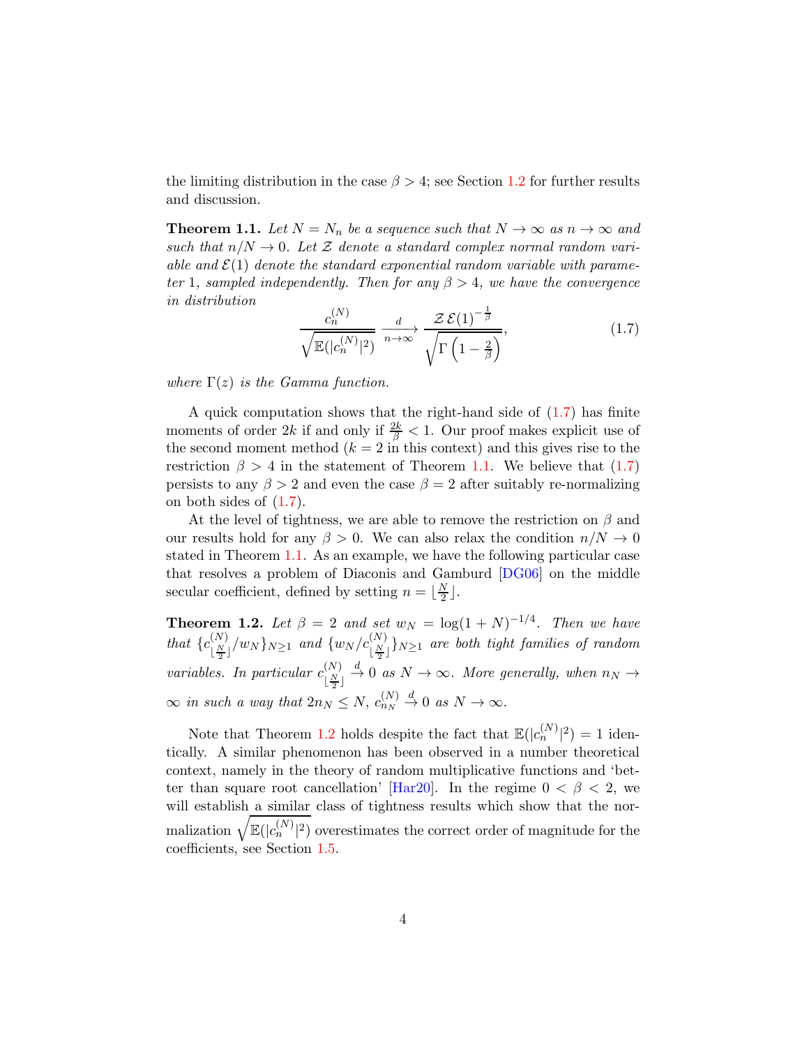the limiting distribution in the case $\beta > 4$; see Section 1.2 for further results and discussion.

**Theorem 1.1.** *Let $N = N_n$ be a sequence such that $N \to \infty$ as $n \to \infty$ and such that $n/N \to 0$. Let $\mathcal{Z}$ denote a standard complex normal random variable and $\mathcal{E}(1)$ denote the standard exponential random variable with parameter 1, sampled independently. Then for any $\beta > 4$, we have the convergence in distribution*

$$\frac{c_n^{(N)}}{\sqrt{\mathbb{E}(|c_n^{(N)}|^2)}} \xrightarrow[n\to\infty]{d} \frac{\mathcal{Z}\,\mathcal{E}(1)^{-\frac{1}{\beta}}}{\sqrt{\Gamma\left(1-\frac{2}{\beta}\right)}}, \tag{1.7}$$

*where $\Gamma(z)$ is the Gamma function.*

A quick computation shows that the right-hand side of (1.7) has finite moments of order $2k$ if and only if $\frac{2k}{\beta} < 1$. Our proof makes explicit use of the second moment method ($k = 2$ in this context) and this gives rise to the restriction $\beta > 4$ in the statement of Theorem 1.1. We believe that (1.7) persists to any $\beta > 2$ and even the case $\beta = 2$ after suitably re-normalizing on both sides of (1.7).

At the level of tightness, we are able to remove the restriction on $\beta$ and our results hold for any $\beta > 0$. We can also relax the condition $n/N \to 0$ stated in Theorem 1.1. As an example, we have the following particular case that resolves a problem of Diaconis and Gamburd [DG06] on the middle secular coefficient, defined by setting $n = \lfloor \frac{N}{2} \rfloor$.

**Theorem 1.2.** *Let $\beta = 2$ and set $w_N = \log(1+N)^{-1/4}$. Then we have that $\{c_{\lfloor \frac{N}{2} \rfloor}^{(N)}/w_N\}_{N\geq 1}$ and $\{w_N/c_{\lfloor \frac{N}{2} \rfloor}^{(N)}\}_{N\geq 1}$ are both tight families of random variables. In particular $c_{\lfloor \frac{N}{2} \rfloor}^{(N)} \xrightarrow{d} 0$ as $N \to \infty$. More generally, when $n_N \to \infty$ in such a way that $2n_N \leq N$, $c_{n_N}^{(N)} \xrightarrow{d} 0$ as $N \to \infty$.*

Note that Theorem 1.2 holds despite the fact that $\mathbb{E}(|c_n^{(N)}|^2) = 1$ identically. A similar phenomenon has been observed in a number theoretical context, namely in the theory of random multiplicative functions and 'better than square root cancellation' [Har20]. In the regime $0 < \beta < 2$, we will establish a similar class of tightness results which show that the normalization $\sqrt{\mathbb{E}(|c_n^{(N)}|^2)}$ overestimates the correct order of magnitude for the coefficients, see Section 1.5.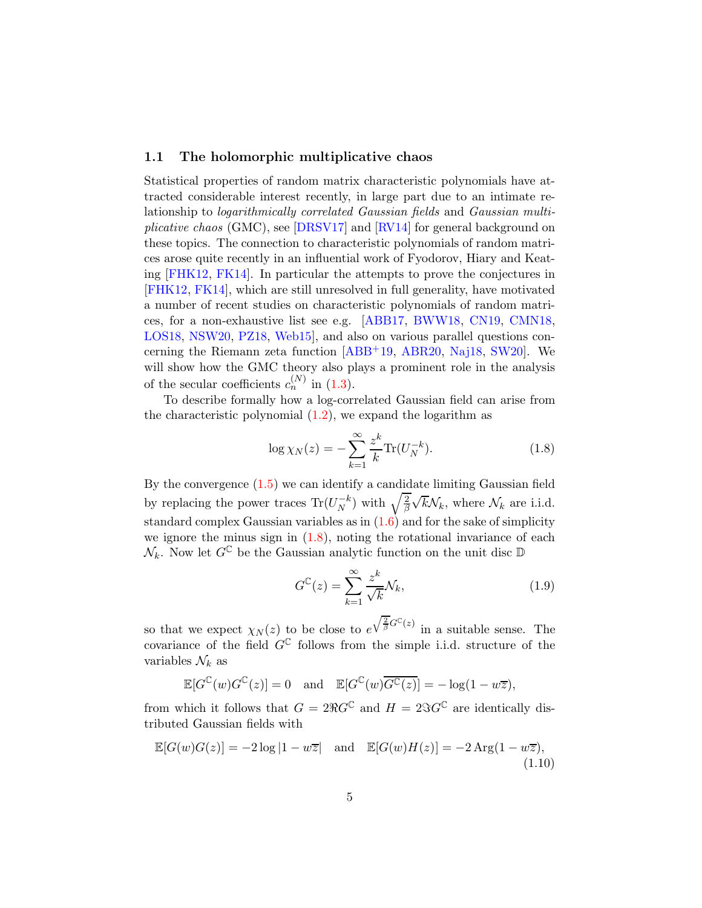### 1.1 The holomorphic multiplicative chaos

Statistical properties of random matrix characteristic polynomials have attracted considerable interest recently, in large part due to an intimate relationship to *logarithmically correlated Gaussian fields* and *Gaussian multiplicative chaos* (GMC), see [DRSV17] and [RV14] for general background on these topics. The connection to characteristic polynomials of random matrices arose quite recently in an influential work of Fyodorov, Hiary and Keating [FHK12, FK14]. In particular the attempts to prove the conjectures in [FHK12, FK14], which are still unresolved in full generality, have motivated a number of recent studies on characteristic polynomials of random matrices, for a non-exhaustive list see e.g. [ABB17, BWW18, CN19, CMN18, LOS18, NSW20, PZ18, Web15], and also on various parallel questions concerning the Riemann zeta function [ABB+19, ABR20, Naj18, SW20]. We will show how the GMC theory also plays a prominent role in the analysis of the secular coefficients $c_n^{(N)}$ in (1.3).

To describe formally how a log-correlated Gaussian field can arise from the characteristic polynomial (1.2), we expand the logarithm as

$$\log \chi_N(z) = -\sum_{k=1}^{\infty} \frac{z^k}{k} \mathrm{Tr}(U_N^{-k}). \tag{1.8}$$

By the convergence (1.5) we can identify a candidate limiting Gaussian field by replacing the power traces $\mathrm{Tr}(U_N^{-k})$ with $\sqrt{\frac{2}{\beta}}\sqrt{k}\mathcal{N}_k$, where $\mathcal{N}_k$ are i.i.d. standard complex Gaussian variables as in (1.6) and for the sake of simplicity we ignore the minus sign in (1.8), noting the rotational invariance of each $\mathcal{N}_k$. Now let $G^{\mathbb{C}}$ be the Gaussian analytic function on the unit disc $\mathbb{D}$

$$G^{\mathbb{C}}(z) = \sum_{k=1}^{\infty} \frac{z^k}{\sqrt{k}} \mathcal{N}_k, \tag{1.9}$$

so that we expect $\chi_N(z)$ to be close to $e^{\sqrt{\frac{2}{\beta}} G^{\mathbb{C}}(z)}$ in a suitable sense. The covariance of the field $G^{\mathbb{C}}$ follows from the simple i.i.d. structure of the variables $\mathcal{N}_k$ as

$$\mathbb{E}[G^{\mathbb{C}}(w)G^{\mathbb{C}}(z)] = 0 \quad \text{and} \quad \mathbb{E}[G^{\mathbb{C}}(w)\overline{G^{\mathbb{C}}(z)}] = -\log(1 - w\overline{z}),$$

from which it follows that $G = 2\Re G^{\mathbb{C}}$ and $H = 2\Im G^{\mathbb{C}}$ are identically distributed Gaussian fields with

$$\mathbb{E}[G(w)G(z)] = -2\log|1 - w\overline{z}| \quad \text{and} \quad \mathbb{E}[G(w)H(z)] = -2\,\mathrm{Arg}(1 - w\overline{z}), \tag{1.10}$$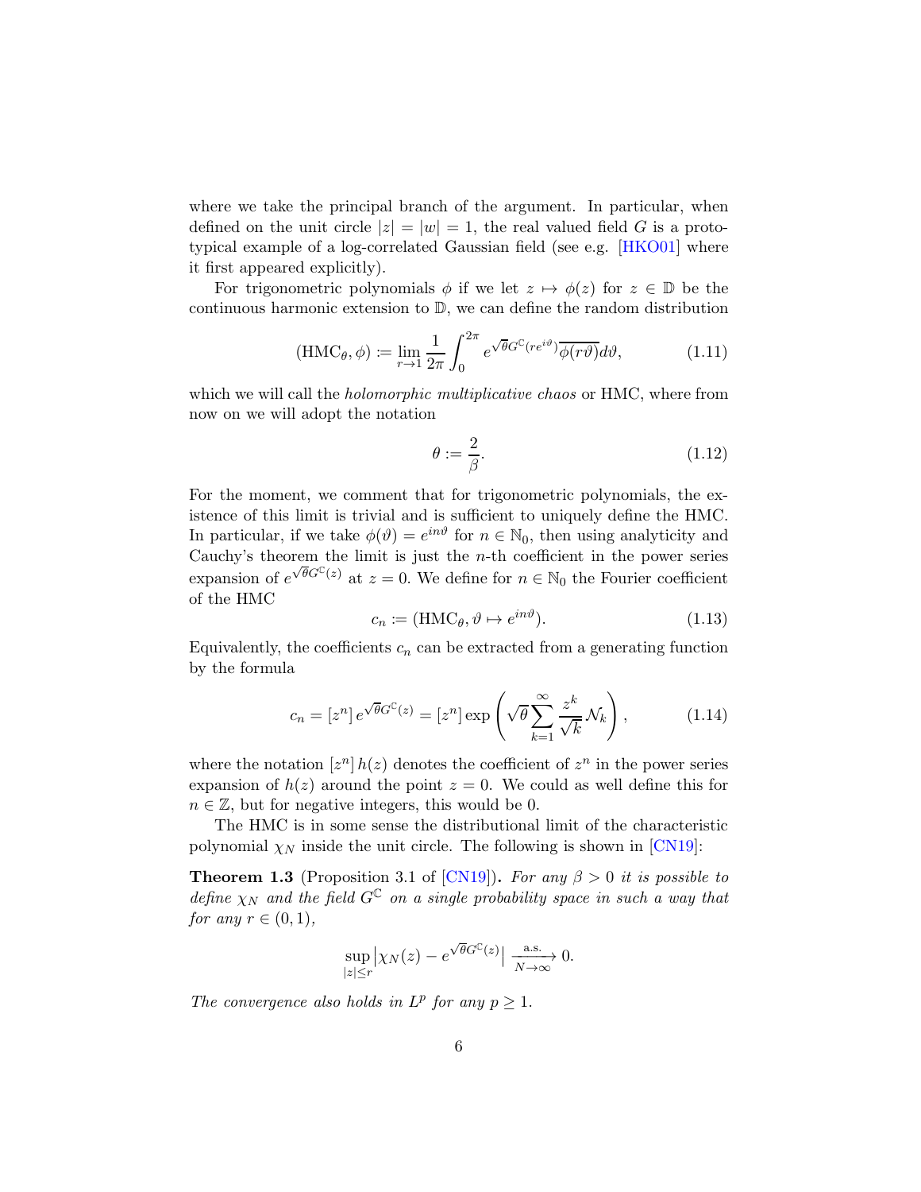where we take the principal branch of the argument. In particular, when defined on the unit circle $|z| = |w| = 1$, the real valued field $G$ is a prototypical example of a log-correlated Gaussian field (see e.g. [HKO01] where it first appeared explicitly).

For trigonometric polynomials $\phi$ if we let $z \mapsto \phi(z)$ for $z \in \mathbb{D}$ be the continuous harmonic extension to $\mathbb{D}$, we can define the random distribution

$$(\mathrm{HMC}_\theta, \phi) := \lim_{r \to 1} \frac{1}{2\pi} \int_0^{2\pi} e^{\sqrt{\theta} G^{\mathbb{C}}(re^{i\vartheta})} \overline{\phi(r\vartheta)} d\vartheta, \tag{1.11}$$

which we will call the *holomorphic multiplicative chaos* or HMC, where from now on we will adopt the notation

$$\theta := \frac{2}{\beta}. \tag{1.12}$$

For the moment, we comment that for trigonometric polynomials, the existence of this limit is trivial and is sufficient to uniquely define the HMC. In particular, if we take $\phi(\vartheta) = e^{in\vartheta}$ for $n \in \mathbb{N}_0$, then using analyticity and Cauchy's theorem the limit is just the $n$-th coefficient in the power series expansion of $e^{\sqrt{\theta} G^{\mathbb{C}}(z)}$ at $z = 0$. We define for $n \in \mathbb{N}_0$ the Fourier coefficient of the HMC

$$c_n := (\mathrm{HMC}_\theta, \vartheta \mapsto e^{in\vartheta}). \tag{1.13}$$

Equivalently, the coefficients $c_n$ can be extracted from a generating function by the formula

$$c_n = [z^n] \, e^{\sqrt{\theta} G^{\mathbb{C}}(z)} = [z^n] \exp\left( \sqrt{\theta} \sum_{k=1}^{\infty} \frac{z^k}{\sqrt{k}} \mathcal{N}_k \right), \tag{1.14}$$

where the notation $[z^n] \, h(z)$ denotes the coefficient of $z^n$ in the power series expansion of $h(z)$ around the point $z = 0$. We could as well define this for $n \in \mathbb{Z}$, but for negative integers, this would be 0.

The HMC is in some sense the distributional limit of the characteristic polynomial $\chi_N$ inside the unit circle. The following is shown in [CN19]:

**Theorem 1.3** (Proposition 3.1 of [CN19])**.** *For any $\beta > 0$ it is possible to define $\chi_N$ and the field $G^{\mathbb{C}}$ on a single probability space in such a way that for any $r \in (0, 1)$,*

$$\sup_{|z| \le r} \left| \chi_N(z) - e^{\sqrt{\theta} G^{\mathbb{C}}(z)} \right| \xrightarrow[N \to \infty]{\text{a.s.}} 0.$$

*The convergence also holds in $L^p$ for any $p \geq 1$.*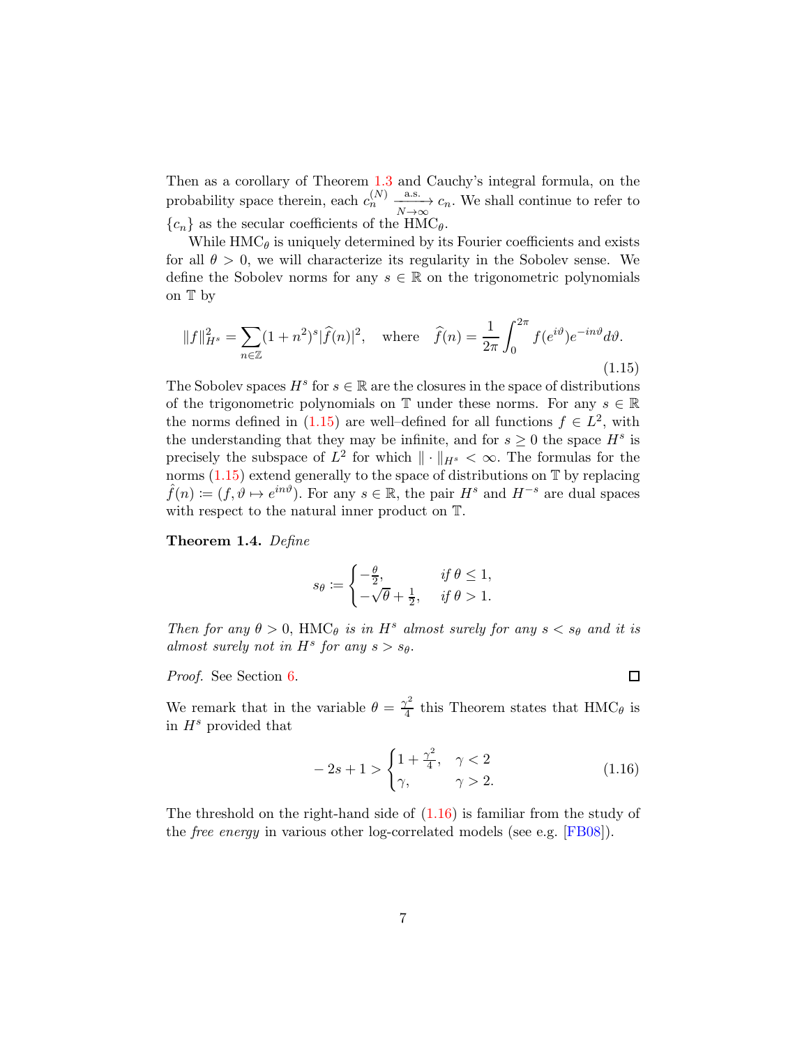Then as a corollary of Theorem 1.3 and Cauchy's integral formula, on the probability space therein, each $c_n^{(N)} \xrightarrow[N\to\infty]{\text{a.s.}} c_n$. We shall continue to refer to $\{c_n\}$ as the secular coefficients of the $\mathrm{HMC}_\theta$.

While $\mathrm{HMC}_\theta$ is uniquely determined by its Fourier coefficients and exists for all $\theta > 0$, we will characterize its regularity in the Sobolev sense. We define the Sobolev norms for any $s \in \mathbb{R}$ on the trigonometric polynomials on $\mathbb{T}$ by

$$\|f\|_{H^s}^2 = \sum_{n\in\mathbb{Z}} (1+n^2)^s |\widehat{f}(n)|^2, \quad \text{where} \quad \widehat{f}(n) = \frac{1}{2\pi}\int_0^{2\pi} f(e^{i\vartheta})e^{-in\vartheta}d\vartheta. \tag{1.15}$$

The Sobolev spaces $H^s$ for $s \in \mathbb{R}$ are the closures in the space of distributions of the trigonometric polynomials on $\mathbb{T}$ under these norms. For any $s \in \mathbb{R}$ the norms defined in (1.15) are well–defined for all functions $f \in L^2$, with the understanding that they may be infinite, and for $s \geq 0$ the space $H^s$ is precisely the subspace of $L^2$ for which $\|\cdot\|_{H^s} < \infty$. The formulas for the norms (1.15) extend generally to the space of distributions on $\mathbb{T}$ by replacing $\hat{f}(n) := (f, \vartheta \mapsto e^{in\vartheta})$. For any $s \in \mathbb{R}$, the pair $H^s$ and $H^{-s}$ are dual spaces with respect to the natural inner product on $\mathbb{T}$.

**Theorem 1.4.** *Define*

$$s_\theta := \begin{cases} -\frac{\theta}{2}, & \text{if } \theta \leq 1, \\ -\sqrt{\theta} + \frac{1}{2}, & \text{if } \theta > 1. \end{cases}$$

*Then for any $\theta > 0$, $\mathrm{HMC}_\theta$ is in $H^s$ almost surely for any $s < s_\theta$ and it is almost surely not in $H^s$ for any $s > s_\theta$.*

*Proof.* See Section 6. ☐

We remark that in the variable $\theta = \frac{\gamma^2}{4}$ this Theorem states that $\mathrm{HMC}_\theta$ is in $H^s$ provided that

$$-2s + 1 > \begin{cases} 1 + \frac{\gamma^2}{4}, & \gamma < 2 \\ \gamma, & \gamma > 2. \end{cases} \tag{1.16}$$

The threshold on the right-hand side of (1.16) is familiar from the study of the *free energy* in various other log-correlated models (see e.g. [FB08]).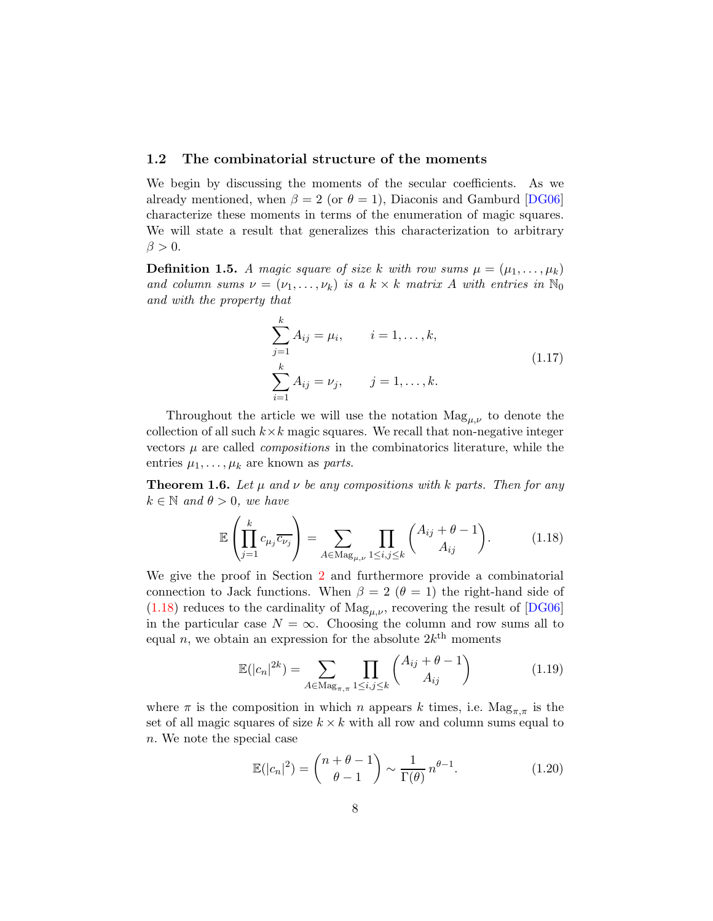### 1.2 The combinatorial structure of the moments

We begin by discussing the moments of the secular coefficients. As we already mentioned, when $\beta = 2$ (or $\theta = 1$), Diaconis and Gamburd [DG06] characterize these moments in terms of the enumeration of magic squares. We will state a result that generalizes this characterization to arbitrary $\beta > 0$.

**Definition 1.5.** *A magic square of size $k$ with row sums $\mu = (\mu_1, \ldots, \mu_k)$ and column sums $\nu = (\nu_1, \ldots, \nu_k)$ is a $k \times k$ matrix $A$ with entries in $\mathbb{N}_0$ and with the property that*

$$\begin{aligned} \sum_{j=1}^{k} A_{ij} &= \mu_i, \qquad i = 1, \ldots, k, \\ \sum_{i=1}^{k} A_{ij} &= \nu_j, \qquad j = 1, \ldots, k. \end{aligned} \tag{1.17}$$

Throughout the article we will use the notation $\mathrm{Mag}_{\mu,\nu}$ to denote the collection of all such $k \times k$ magic squares. We recall that non-negative integer vectors $\mu$ are called *compositions* in the combinatorics literature, while the entries $\mu_1, \ldots, \mu_k$ are known as *parts*.

**Theorem 1.6.** *Let $\mu$ and $\nu$ be any compositions with $k$ parts. Then for any $k \in \mathbb{N}$ and $\theta > 0$, we have*

$$\mathbb{E}\left(\prod_{j=1}^{k} c_{\mu_j} \overline{c_{\nu_j}}\right) = \sum_{A \in \mathrm{Mag}_{\mu,\nu}} \prod_{1 \le i,j \le k} \binom{A_{ij} + \theta - 1}{A_{ij}}. \tag{1.18}$$

We give the proof in Section 2 and furthermore provide a combinatorial connection to Jack functions. When $\beta = 2$ ($\theta = 1$) the right-hand side of (1.18) reduces to the cardinality of $\mathrm{Mag}_{\mu,\nu}$, recovering the result of [DG06] in the particular case $N = \infty$. Choosing the column and row sums all to equal $n$, we obtain an expression for the absolute $2k^{\text{th}}$ moments

$$\mathbb{E}(|c_n|^{2k}) = \sum_{A \in \mathrm{Mag}_{\pi,\pi}} \prod_{1 \le i,j \le k} \binom{A_{ij} + \theta - 1}{A_{ij}} \tag{1.19}$$

where $\pi$ is the composition in which $n$ appears $k$ times, i.e. $\mathrm{Mag}_{\pi,\pi}$ is the set of all magic squares of size $k \times k$ with all row and column sums equal to $n$. We note the special case

$$\mathbb{E}(|c_n|^2) = \binom{n + \theta - 1}{\theta - 1} \sim \frac{1}{\Gamma(\theta)}\, n^{\theta - 1}. \tag{1.20}$$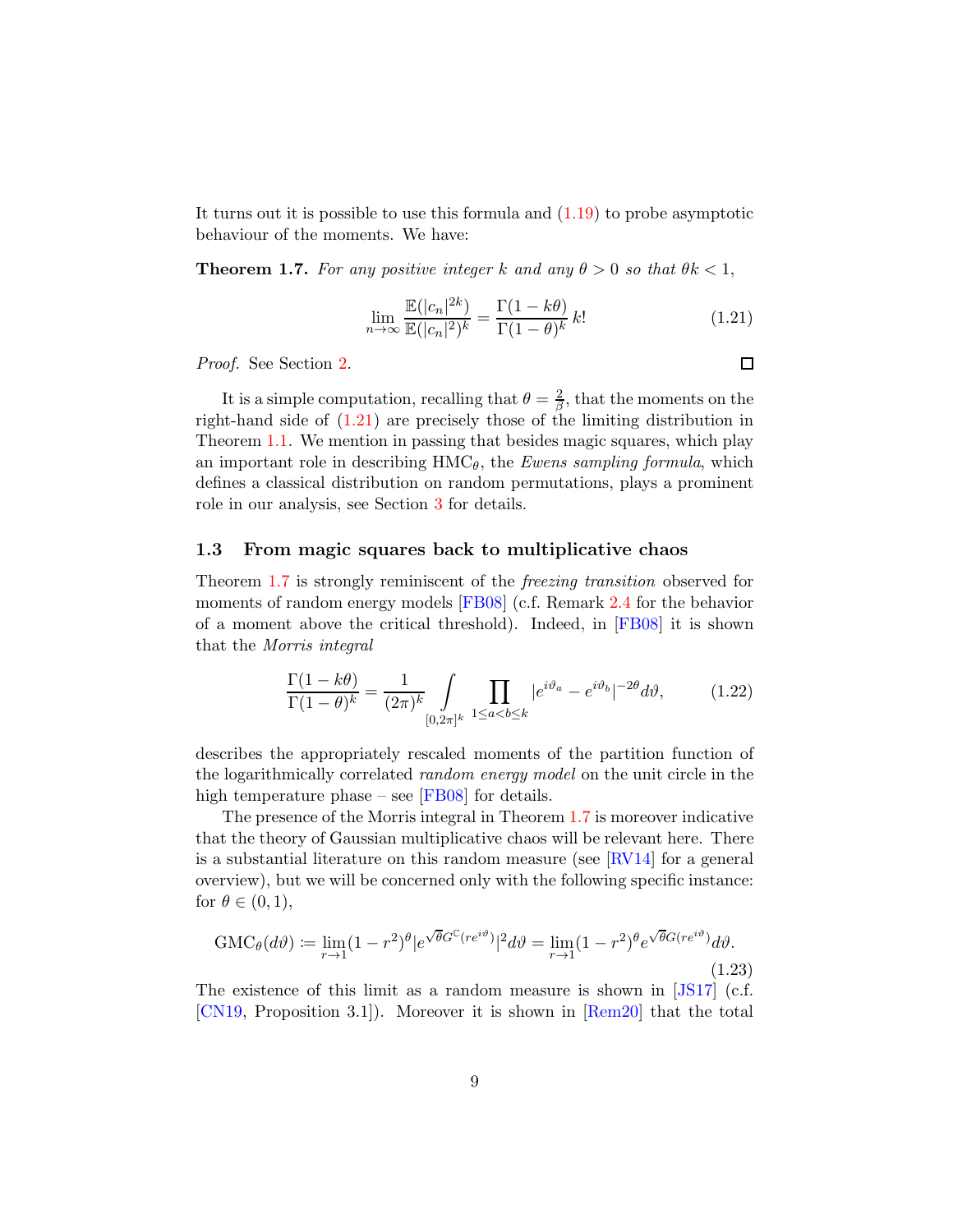It turns out it is possible to use this formula and (1.19) to probe asymptotic behaviour of the moments. We have:

**Theorem 1.7.** *For any positive integer $k$ and any $\theta > 0$ so that $\theta k < 1$,*

$$\lim_{n\to\infty} \frac{\mathbb{E}(|c_n|^{2k})}{\mathbb{E}(|c_n|^2)^k} = \frac{\Gamma(1-k\theta)}{\Gamma(1-\theta)^k}\, k! \tag{1.21}$$

*Proof.* See Section 2. □

It is a simple computation, recalling that $\theta = \frac{2}{\beta}$, that the moments on the right-hand side of (1.21) are precisely those of the limiting distribution in Theorem 1.1. We mention in passing that besides magic squares, which play an important role in describing $\mathrm{HMC}_\theta$, the *Ewens sampling formula*, which defines a classical distribution on random permutations, plays a prominent role in our analysis, see Section 3 for details.

### 1.3 From magic squares back to multiplicative chaos

Theorem 1.7 is strongly reminiscent of the *freezing transition* observed for moments of random energy models [FB08] (c.f. Remark 2.4 for the behavior of a moment above the critical threshold). Indeed, in [FB08] it is shown that the *Morris integral*

$$\frac{\Gamma(1-k\theta)}{\Gamma(1-\theta)^k} = \frac{1}{(2\pi)^k} \int_{[0,2\pi]^k} \prod_{1\le a<b\le k} |e^{i\vartheta_a} - e^{i\vartheta_b}|^{-2\theta} d\vartheta, \tag{1.22}$$

describes the appropriately rescaled moments of the partition function of the logarithmically correlated *random energy model* on the unit circle in the high temperature phase – see [FB08] for details.

The presence of the Morris integral in Theorem 1.7 is moreover indicative that the theory of Gaussian multiplicative chaos will be relevant here. There is a substantial literature on this random measure (see [RV14] for a general overview), but we will be concerned only with the following specific instance: for $\theta \in (0,1)$,

$$\mathrm{GMC}_\theta(d\vartheta) := \lim_{r\to 1} (1-r^2)^\theta |e^{\sqrt{\theta} G^{\mathbb{C}}(re^{i\vartheta})}|^2 d\vartheta = \lim_{r\to 1} (1-r^2)^\theta e^{\sqrt{\theta} G(re^{i\vartheta})} d\vartheta. \tag{1.23}$$

The existence of this limit as a random measure is shown in [JS17] (c.f. [CN19, Proposition 3.1]). Moreover it is shown in [Rem20] that the total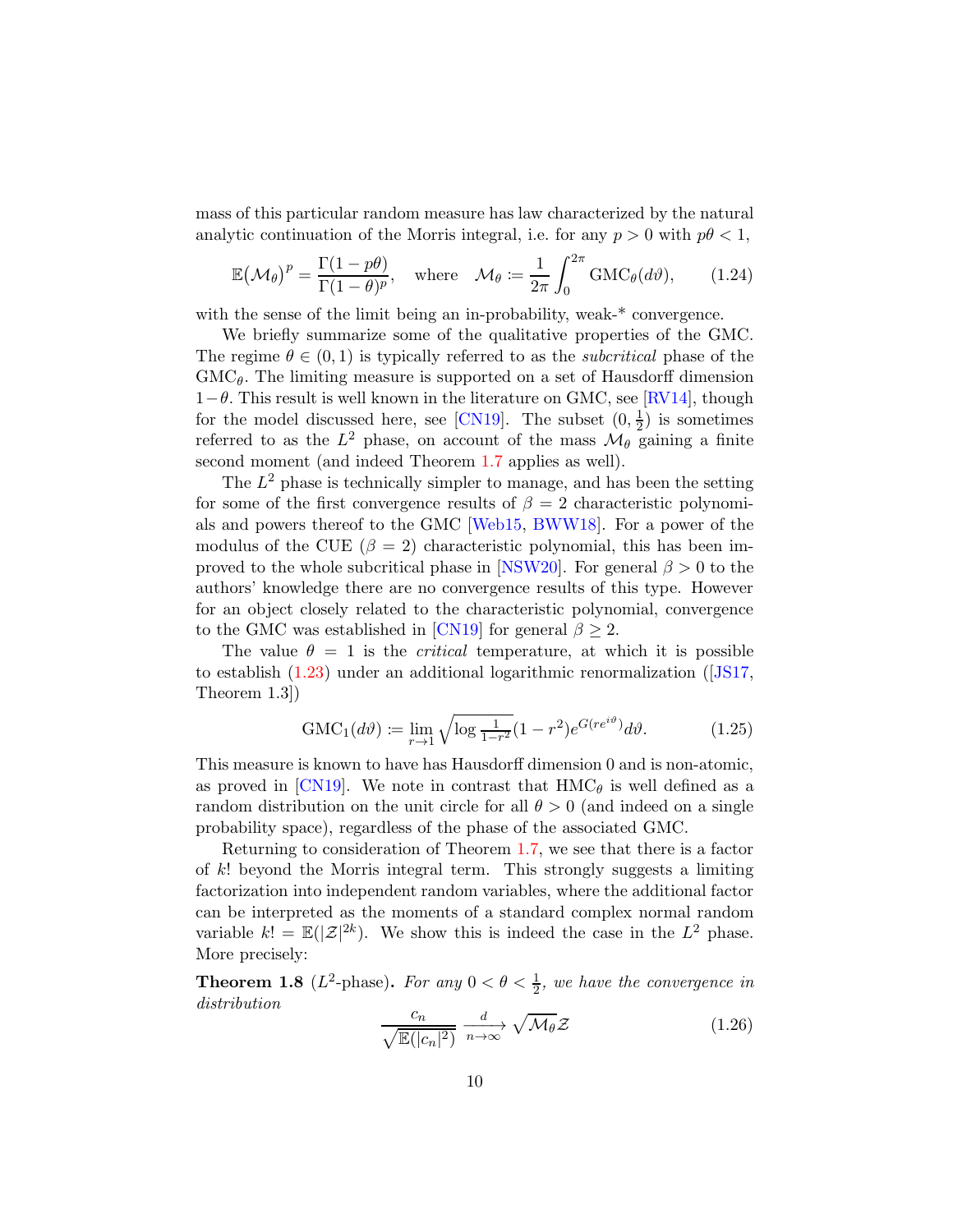mass of this particular random measure has law characterized by the natural analytic continuation of the Morris integral, i.e. for any $p > 0$ with $p\theta < 1$,

$$\mathbb{E}(\mathcal{M}_\theta)^p = \frac{\Gamma(1-p\theta)}{\Gamma(1-\theta)^p}, \quad \text{where} \quad \mathcal{M}_\theta := \frac{1}{2\pi}\int_0^{2\pi} \mathrm{GMC}_\theta(d\vartheta), \tag{1.24}$$

with the sense of the limit being an in-probability, weak-* convergence.

We briefly summarize some of the qualitative properties of the GMC. The regime $\theta \in (0,1)$ is typically referred to as the *subcritical* phase of the $\mathrm{GMC}_\theta$. The limiting measure is supported on a set of Hausdorff dimension $1-\theta$. This result is well known in the literature on GMC, see [RV14], though for the model discussed here, see [CN19]. The subset $(0, \frac{1}{2})$ is sometimes referred to as the $L^2$ phase, on account of the mass $\mathcal{M}_\theta$ gaining a finite second moment (and indeed Theorem 1.7 applies as well).

The $L^2$ phase is technically simpler to manage, and has been the setting for some of the first convergence results of $\beta = 2$ characteristic polynomials and powers thereof to the GMC [Web15, BWW18]. For a power of the modulus of the CUE ($\beta = 2$) characteristic polynomial, this has been improved to the whole subcritical phase in [NSW20]. For general $\beta > 0$ to the authors' knowledge there are no convergence results of this type. However for an object closely related to the characteristic polynomial, convergence to the GMC was established in [CN19] for general $\beta \geq 2$.

The value $\theta = 1$ is the *critical* temperature, at which it is possible to establish (1.23) under an additional logarithmic renormalization ([JS17, Theorem 1.3])

$$\mathrm{GMC}_1(d\vartheta) := \lim_{r\to 1} \sqrt{\log \tfrac{1}{1-r^2}}(1-r^2)e^{G(re^{i\vartheta})}d\vartheta. \tag{1.25}$$

This measure is known to have has Hausdorff dimension 0 and is non-atomic, as proved in [CN19]. We note in contrast that $\mathrm{HMC}_\theta$ is well defined as a random distribution on the unit circle for all $\theta > 0$ (and indeed on a single probability space), regardless of the phase of the associated GMC.

Returning to consideration of Theorem 1.7, we see that there is a factor of $k!$ beyond the Morris integral term. This strongly suggests a limiting factorization into independent random variables, where the additional factor can be interpreted as the moments of a standard complex normal random variable $k! = \mathbb{E}(|\mathcal{Z}|^{2k})$. We show this is indeed the case in the $L^2$ phase. More precisely:

**Theorem 1.8** ($L^2$-phase)**.** *For any $0 < \theta < \frac{1}{2}$, we have the convergence in distribution*

$$\frac{c_n}{\sqrt{\mathbb{E}(|c_n|^2)}} \xrightarrow[n\to\infty]{d} \sqrt{\mathcal{M}_\theta}\mathcal{Z} \tag{1.26}$$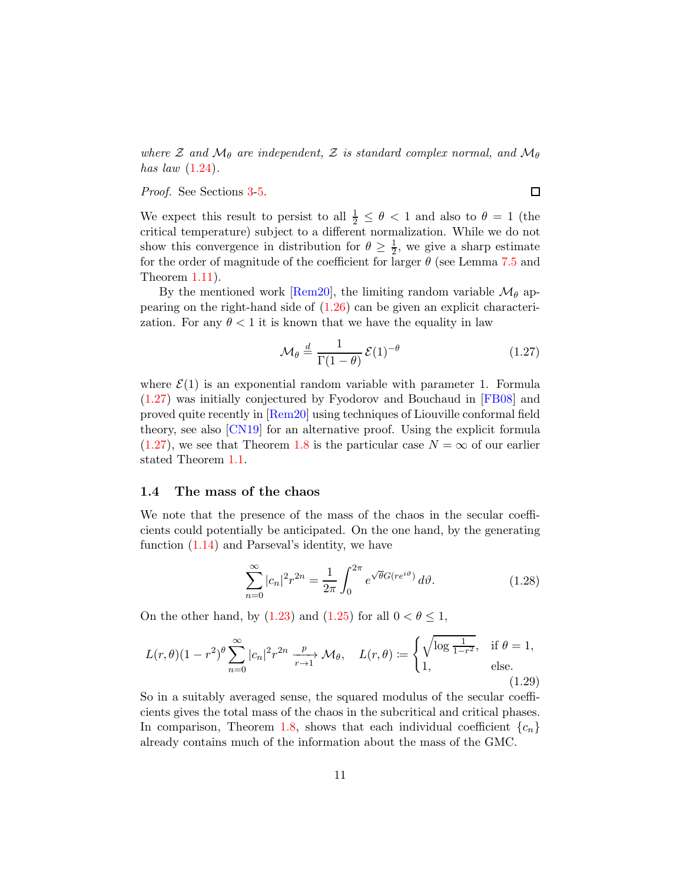*where $\mathcal{Z}$ and $\mathcal{M}_\theta$ are independent, $\mathcal{Z}$ is standard complex normal, and $\mathcal{M}_\theta$ has law* (1.24).

*Proof.* See Sections 3-5. □

We expect this result to persist to all $\frac{1}{2} \leq \theta < 1$ and also to $\theta = 1$ (the critical temperature) subject to a different normalization. While we do not show this convergence in distribution for $\theta \geq \frac{1}{2}$, we give a sharp estimate for the order of magnitude of the coefficient for larger $\theta$ (see Lemma 7.5 and Theorem 1.11).

By the mentioned work [Rem20], the limiting random variable $\mathcal{M}_\theta$ appearing on the right-hand side of (1.26) can be given an explicit characterization. For any $\theta < 1$ it is known that we have the equality in law

$$\mathcal{M}_\theta \stackrel{d}{=} \frac{1}{\Gamma(1-\theta)} \mathcal{E}(1)^{-\theta} \tag{1.27}$$

where $\mathcal{E}(1)$ is an exponential random variable with parameter 1. Formula (1.27) was initially conjectured by Fyodorov and Bouchaud in [FB08] and proved quite recently in [Rem20] using techniques of Liouville conformal field theory, see also [CN19] for an alternative proof. Using the explicit formula (1.27), we see that Theorem 1.8 is the particular case $N = \infty$ of our earlier stated Theorem 1.1.

### 1.4 The mass of the chaos

We note that the presence of the mass of the chaos in the secular coefficients could potentially be anticipated. On the one hand, by the generating function (1.14) and Parseval's identity, we have

$$\sum_{n=0}^{\infty} |c_n|^2 r^{2n} = \frac{1}{2\pi} \int_0^{2\pi} e^{\sqrt{\theta} G(re^{i\vartheta})} \, d\vartheta. \tag{1.28}$$

On the other hand, by (1.23) and (1.25) for all $0 < \theta \leq 1$,

$$L(r,\theta)(1-r^2)^\theta \sum_{n=0}^{\infty} |c_n|^2 r^{2n} \xrightarrow[r \to 1]{p} \mathcal{M}_\theta, \quad L(r,\theta) := \begin{cases} \sqrt{\log \frac{1}{1-r^2}}, & \text{if } \theta = 1, \\ 1, & \text{else.} \end{cases} \tag{1.29}$$

So in a suitably averaged sense, the squared modulus of the secular coefficients gives the total mass of the chaos in the subcritical and critical phases. In comparison, Theorem 1.8, shows that each individual coefficient $\{c_n\}$ already contains much of the information about the mass of the GMC.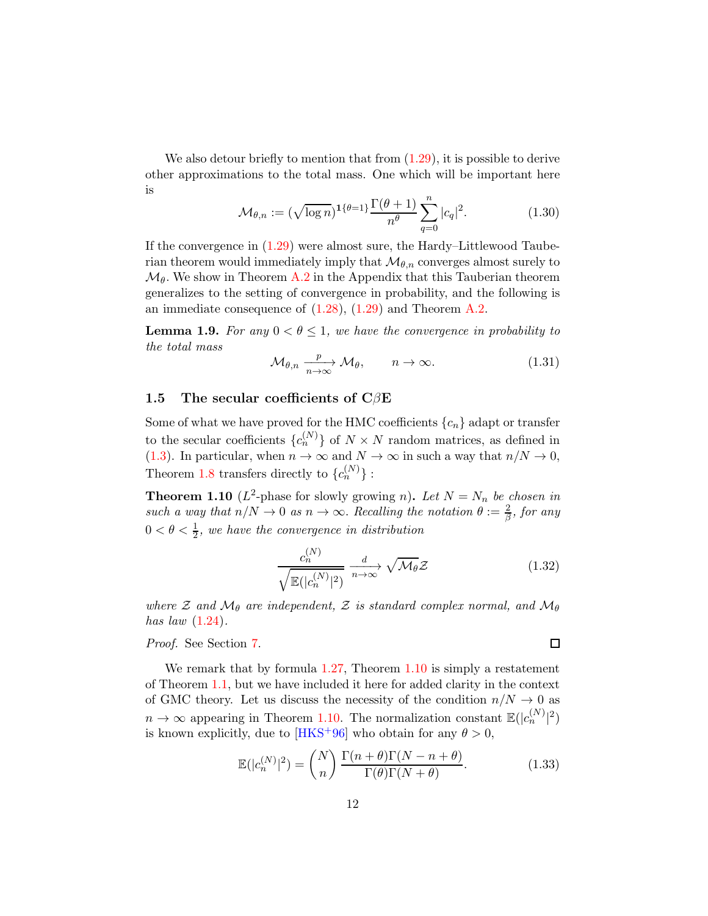We also detour briefly to mention that from (1.29), it is possible to derive other approximations to the total mass. One which will be important here is

$$\mathcal{M}_{\theta,n} := (\sqrt{\log n})^{\mathbf{1}\{\theta=1\}} \frac{\Gamma(\theta+1)}{n^{\theta}} \sum_{q=0}^{n} |c_q|^2. \tag{1.30}$$

If the convergence in (1.29) were almost sure, the Hardy–Littlewood Tauberian theorem would immediately imply that $\mathcal{M}_{\theta,n}$ converges almost surely to $\mathcal{M}_{\theta}$. We show in Theorem A.2 in the Appendix that this Tauberian theorem generalizes to the setting of convergence in probability, and the following is an immediate consequence of (1.28), (1.29) and Theorem A.2.

**Lemma 1.9.** *For any $0 < \theta \leq 1$, we have the convergence in probability to the total mass*

$$\mathcal{M}_{\theta,n} \xrightarrow[n\to\infty]{p} \mathcal{M}_{\theta}, \qquad n \to \infty. \tag{1.31}$$

## 1.5 The secular coefficients of C$\beta$E

Some of what we have proved for the HMC coefficients $\{c_n\}$ adapt or transfer to the secular coefficients $\{c_n^{(N)}\}$ of $N \times N$ random matrices, as defined in (1.3). In particular, when $n \to \infty$ and $N \to \infty$ in such a way that $n/N \to 0$, Theorem 1.8 transfers directly to $\{c_n^{(N)}\}$ :

**Theorem 1.10** ($L^2$-phase for slowly growing $n$)**.** *Let $N = N_n$ be chosen in such a way that $n/N \to 0$ as $n \to \infty$. Recalling the notation $\theta := \frac{2}{\beta}$, for any $0 < \theta < \frac{1}{2}$, we have the convergence in distribution*

$$\frac{c_n^{(N)}}{\sqrt{\mathbb{E}(|c_n^{(N)}|^2)}} \xrightarrow[n\to\infty]{d} \sqrt{\mathcal{M}_{\theta}}\mathcal{Z} \tag{1.32}$$

*where $\mathcal{Z}$ and $\mathcal{M}_{\theta}$ are independent, $\mathcal{Z}$ is standard complex normal, and $\mathcal{M}_{\theta}$ has law (1.24).*

*Proof.* See Section 7. $\square$

We remark that by formula 1.27, Theorem 1.10 is simply a restatement of Theorem 1.1, but we have included it here for added clarity in the context of GMC theory. Let us discuss the necessity of the condition $n/N \to 0$ as $n \to \infty$ appearing in Theorem 1.10. The normalization constant $\mathbb{E}(|c_n^{(N)}|^2)$ is known explicitly, due to [HKS+96] who obtain for any $\theta > 0$,

$$\mathbb{E}(|c_n^{(N)}|^2) = \binom{N}{n} \frac{\Gamma(n+\theta)\Gamma(N-n+\theta)}{\Gamma(\theta)\Gamma(N+\theta)}. \tag{1.33}$$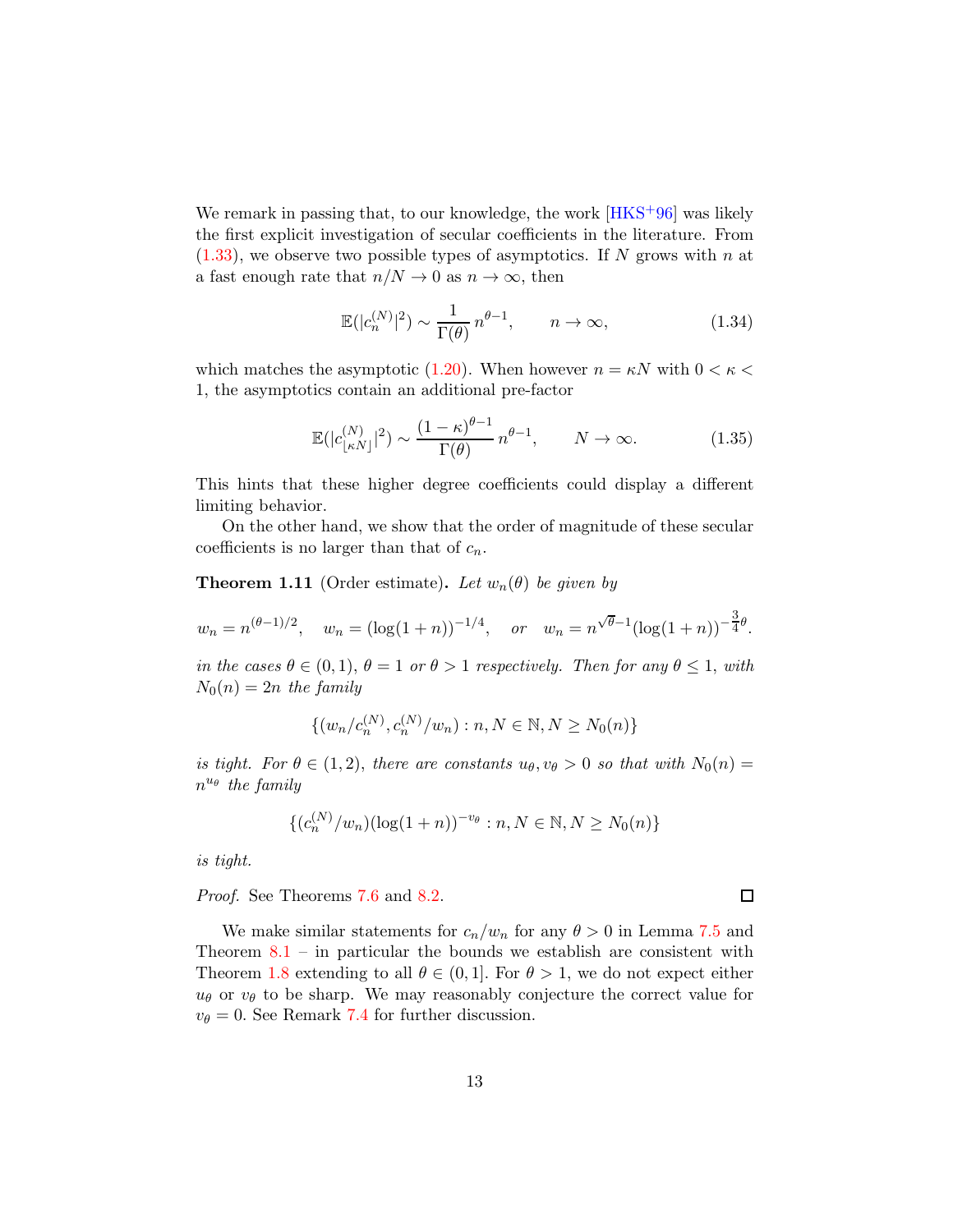We remark in passing that, to our knowledge, the work [HKS+96] was likely the first explicit investigation of secular coefficients in the literature. From (1.33), we observe two possible types of asymptotics. If $N$ grows with $n$ at a fast enough rate that $n/N \to 0$ as $n \to \infty$, then

$$\mathbb{E}(|c_n^{(N)}|^2) \sim \frac{1}{\Gamma(\theta)}\, n^{\theta-1}, \qquad n \to \infty, \tag{1.34}$$

which matches the asymptotic (1.20). When however $n = \kappa N$ with $0 < \kappa < 1$, the asymptotics contain an additional pre-factor

$$\mathbb{E}(|c_{\lfloor \kappa N \rfloor}^{(N)}|^2) \sim \frac{(1-\kappa)^{\theta-1}}{\Gamma(\theta)}\, n^{\theta-1}, \qquad N \to \infty. \tag{1.35}$$

This hints that these higher degree coefficients could display a different limiting behavior.

On the other hand, we show that the order of magnitude of these secular coefficients is no larger than that of $c_n$.

**Theorem 1.11** (Order estimate)**.** *Let $w_n(\theta)$ be given by*

$$w_n = n^{(\theta-1)/2}, \quad w_n = (\log(1+n))^{-1/4}, \quad \text{or} \quad w_n = n^{\sqrt{\theta}-1}(\log(1+n))^{-\frac{3}{4}\theta}.$$

*in the cases $\theta \in (0,1)$, $\theta = 1$ or $\theta > 1$ respectively. Then for any $\theta \leq 1$, with $N_0(n) = 2n$ the family*

$$\{(w_n/c_n^{(N)}, c_n^{(N)}/w_n) : n, N \in \mathbb{N}, N \geq N_0(n)\}$$

*is tight. For $\theta \in (1,2)$, there are constants $u_\theta, v_\theta > 0$ so that with $N_0(n) = n^{u_\theta}$ the family*

$$\{(c_n^{(N)}/w_n)(\log(1+n))^{-v_\theta} : n, N \in \mathbb{N}, N \geq N_0(n)\}$$

*is tight.*

*Proof.* See Theorems 7.6 and 8.2. □

We make similar statements for $c_n/w_n$ for any $\theta > 0$ in Lemma 7.5 and Theorem 8.1 – in particular the bounds we establish are consistent with Theorem 1.8 extending to all $\theta \in (0,1]$. For $\theta > 1$, we do not expect either $u_\theta$ or $v_\theta$ to be sharp. We may reasonably conjecture the correct value for $v_\theta = 0$. See Remark 7.4 for further discussion.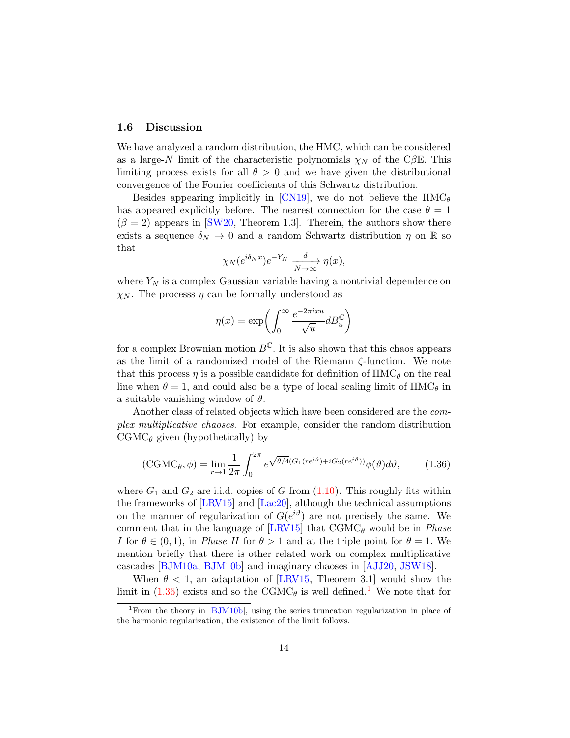### 1.6 Discussion

We have analyzed a random distribution, the HMC, which can be considered as a large-$N$ limit of the characteristic polynomials $\chi_N$ of the C$\beta$E. This limiting process exists for all $\theta > 0$ and we have given the distributional convergence of the Fourier coefficients of this Schwartz distribution.

Besides appearing implicitly in [CN19], we do not believe the HMC$_\theta$ has appeared explicitly before. The nearest connection for the case $\theta = 1$ ($\beta = 2$) appears in [SW20, Theorem 1.3]. Therein, the authors show there exists a sequence $\delta_N \to 0$ and a random Schwartz distribution $\eta$ on $\mathbb{R}$ so that

$$\chi_N(e^{i\delta_N x})e^{-Y_N} \xrightarrow[N\to\infty]{d} \eta(x),$$

where $Y_N$ is a complex Gaussian variable having a nontrivial dependence on $\chi_N$. The processs $\eta$ can be formally understood as

$$\eta(x) = \exp\biggl(\int_0^\infty \frac{e^{-2\pi i x u}}{\sqrt{u}} dB_u^{\mathbb{C}}\biggr)$$

for a complex Brownian motion $B^{\mathbb{C}}$. It is also shown that this chaos appears as the limit of a randomized model of the Riemann $\zeta$-function. We note that this process $\eta$ is a possible candidate for definition of HMC$_\theta$ on the real line when $\theta = 1$, and could also be a type of local scaling limit of HMC$_\theta$ in a suitable vanishing window of $\vartheta$.

Another class of related objects which have been considered are the *complex multiplicative chaoses*. For example, consider the random distribution CGMC$_\theta$ given (hypothetically) by

$$(\mathrm{CGMC}_\theta, \phi) = \lim_{r\to 1} \frac{1}{2\pi}\int_0^{2\pi} e^{\sqrt{\theta/4}(G_1(re^{i\vartheta}) + iG_2(re^{i\vartheta}))}\phi(\vartheta)d\vartheta, \tag{1.36}$$

where $G_1$ and $G_2$ are i.i.d. copies of $G$ from (1.10). This roughly fits within the frameworks of [LRV15] and [Lac20], although the technical assumptions on the manner of regularization of $G(e^{i\vartheta})$ are not precisely the same. We comment that in the language of [LRV15] that CGMC$_\theta$ would be in *Phase I* for $\theta \in (0, 1)$, in *Phase II* for $\theta > 1$ and at the triple point for $\theta = 1$. We mention briefly that there is other related work on complex multiplicative cascades [BJM10a, BJM10b] and imaginary chaoses in [AJJ20, JSW18].

When $\theta < 1$, an adaptation of [LRV15, Theorem 3.1] would show the limit in (1.36) exists and so the CGMC$_\theta$ is well defined.[1] We note that for

[1] From the theory in [BJM10b], using the series truncation regularization in place of the harmonic regularization, the existence of the limit follows.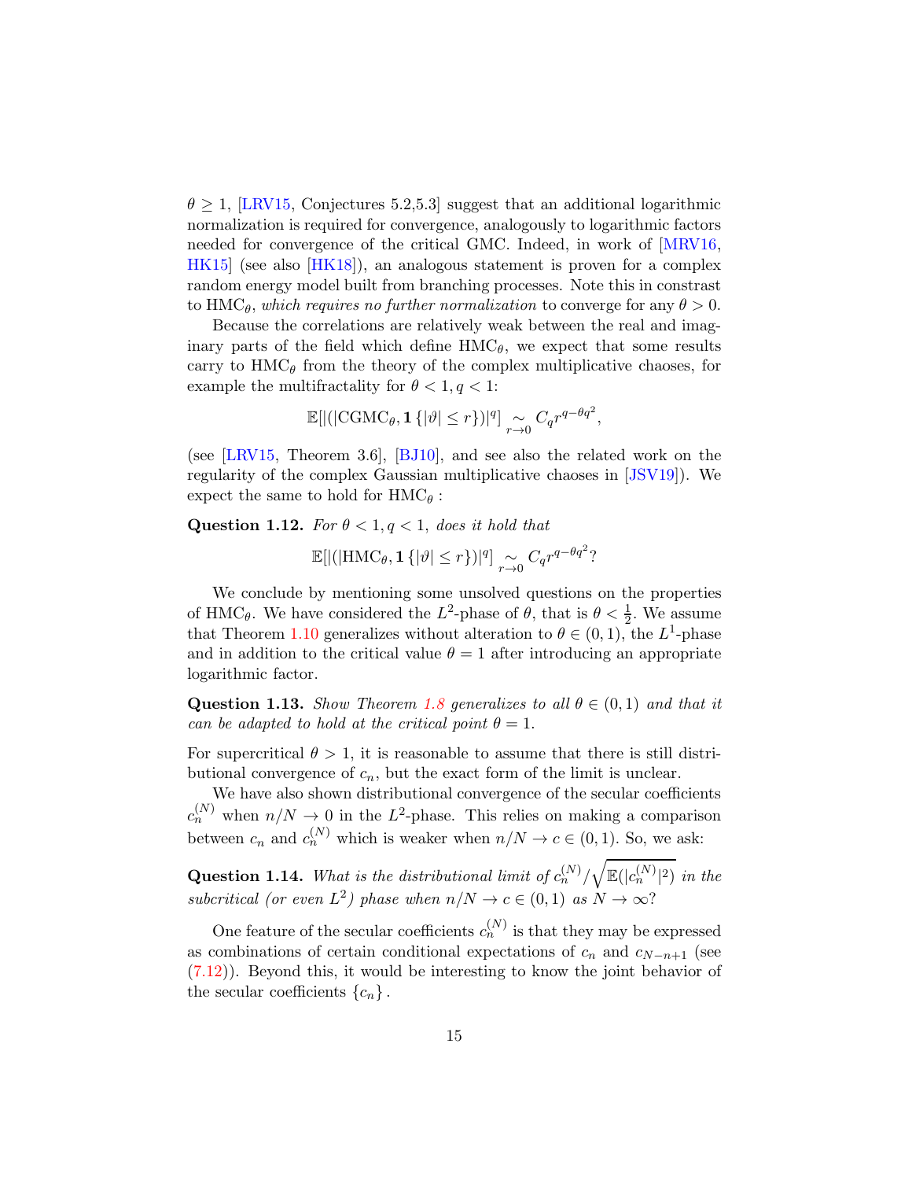$\theta \geq 1$, [LRV15, Conjectures 5.2,5.3] suggest that an additional logarithmic normalization is required for convergence, analogously to logarithmic factors needed for convergence of the critical GMC. Indeed, in work of [MRV16, HK15] (see also [HK18]), an analogous statement is proven for a complex random energy model built from branching processes. Note this in constrast to $\mathrm{HMC}_\theta$, *which requires no further normalization* to converge for any $\theta > 0$.

Because the correlations are relatively weak between the real and imaginary parts of the field which define $\mathrm{HMC}_\theta$, we expect that some results carry to $\mathrm{HMC}_\theta$ from the theory of the complex multiplicative chaoses, for example the multifractality for $\theta < 1, q < 1$:

$$\mathbb{E}[|(|\mathrm{CGMC}_\theta, \mathbf{1}\{|\vartheta| \leq r\})|^q] \underset{r\to 0}{\sim} C_q r^{q-\theta q^2},$$

(see [LRV15, Theorem 3.6], [BJ10], and see also the related work on the regularity of the complex Gaussian multiplicative chaoses in [JSV19]). We expect the same to hold for $\mathrm{HMC}_\theta$ :

**Question 1.12.** *For $\theta < 1, q < 1$, does it hold that*

$$\mathbb{E}[|(|\mathrm{HMC}_\theta, \mathbf{1}\{|\vartheta| \leq r\})|^q] \underset{r\to 0}{\sim} C_q r^{q-\theta q^2}?$$

We conclude by mentioning some unsolved questions on the properties of $\mathrm{HMC}_\theta$. We have considered the $L^2$-phase of $\theta$, that is $\theta < \frac{1}{2}$. We assume that Theorem 1.10 generalizes without alteration to $\theta \in (0, 1)$, the $L^1$-phase and in addition to the critical value $\theta = 1$ after introducing an appropriate logarithmic factor.

**Question 1.13.** *Show Theorem 1.8 generalizes to all $\theta \in (0, 1)$ and that it can be adapted to hold at the critical point $\theta = 1$.*

For supercritical $\theta > 1$, it is reasonable to assume that there is still distributional convergence of $c_n$, but the exact form of the limit is unclear.

We have also shown distributional convergence of the secular coefficients $c_n^{(N)}$ when $n/N \to 0$ in the $L^2$-phase. This relies on making a comparison between $c_n$ and $c_n^{(N)}$ which is weaker when $n/N \to c \in (0, 1)$. So, we ask:

**Question 1.14.** *What is the distributional limit of $c_n^{(N)}/\sqrt{\mathbb{E}(|c_n^{(N)}|^2)}$ in the subcritical (or even $L^2$) phase when $n/N \to c \in (0, 1)$ as $N \to \infty$?*

One feature of the secular coefficients $c_n^{(N)}$ is that they may be expressed as combinations of certain conditional expectations of $c_n$ and $c_{N-n+1}$ (see (7.12)). Beyond this, it would be interesting to know the joint behavior of the secular coefficients $\{c_n\}$.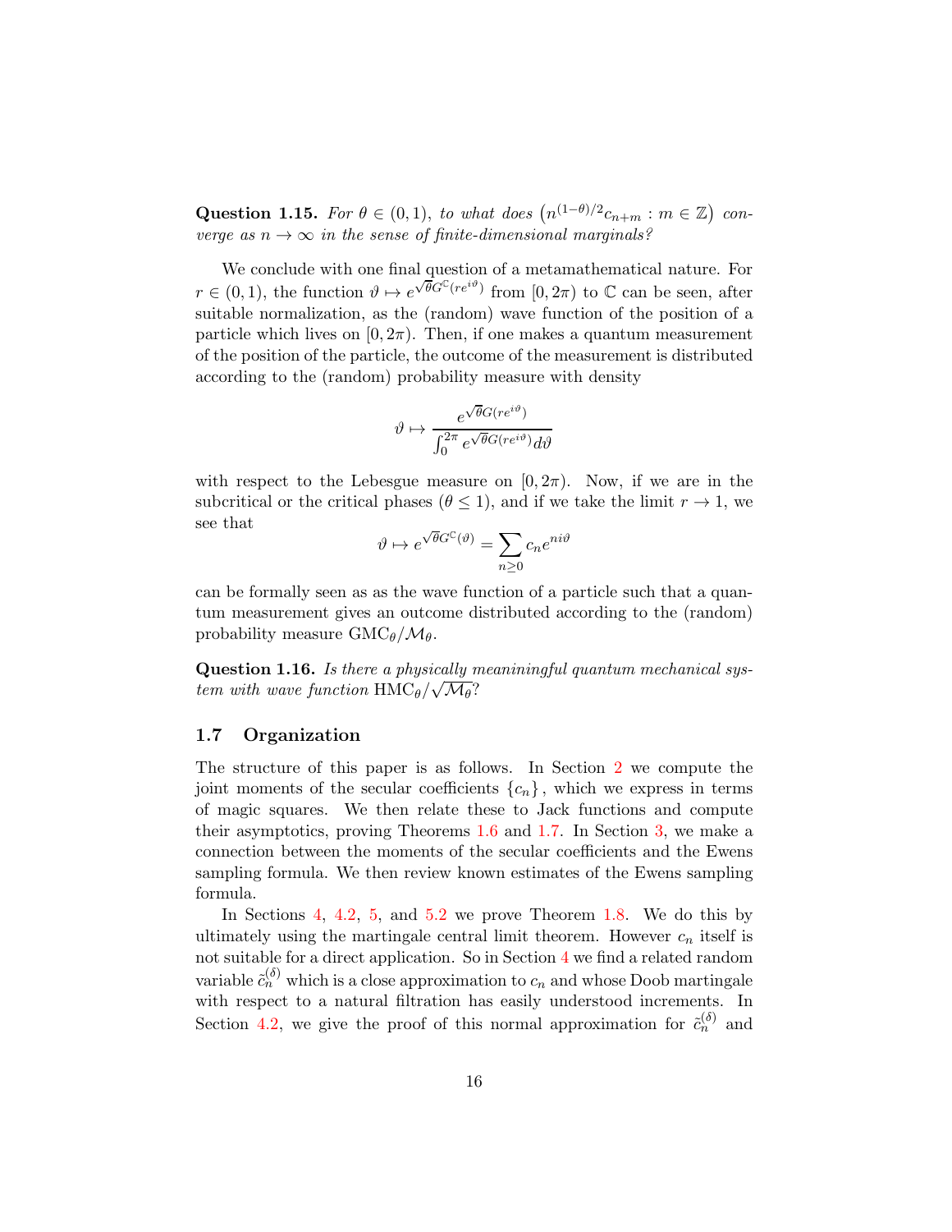**Question 1.15.** *For $\theta \in (0,1)$, to what does $\left(n^{(1-\theta)/2} c_{n+m} : m \in \mathbb{Z}\right)$ converge as $n \to \infty$ in the sense of finite-dimensional marginals?*

We conclude with one final question of a metamathematical nature. For $r \in (0,1)$, the function $\vartheta \mapsto e^{\sqrt{\theta} G^{\mathbb{C}}(re^{i\vartheta})}$ from $[0, 2\pi)$ to $\mathbb{C}$ can be seen, after suitable normalization, as the (random) wave function of the position of a particle which lives on $[0, 2\pi)$. Then, if one makes a quantum measurement of the position of the particle, the outcome of the measurement is distributed according to the (random) probability measure with density

$$\vartheta \mapsto \frac{e^{\sqrt{\theta} G(re^{i\vartheta})}}{\int_0^{2\pi} e^{\sqrt{\theta} G(re^{i\vartheta})} d\vartheta}$$

with respect to the Lebesgue measure on $[0, 2\pi)$. Now, if we are in the subcritical or the critical phases ($\theta \leq 1$), and if we take the limit $r \to 1$, we see that

$$\vartheta \mapsto e^{\sqrt{\theta} G^{\mathbb{C}}(\vartheta)} = \sum_{n \geq 0} c_n e^{ni\vartheta}$$

can be formally seen as as the wave function of a particle such that a quantum measurement gives an outcome distributed according to the (random) probability measure $\mathrm{GMC}_\theta / \mathcal{M}_\theta$.

**Question 1.16.** *Is there a physically meaniningful quantum mechanical system with wave function $\mathrm{HMC}_\theta / \sqrt{\mathcal{M}_\theta}$?*

### 1.7 Organization

The structure of this paper is as follows. In Section 2 we compute the joint moments of the secular coefficients $\{c_n\}$, which we express in terms of magic squares. We then relate these to Jack functions and compute their asymptotics, proving Theorems 1.6 and 1.7. In Section 3, we make a connection between the moments of the secular coefficients and the Ewens sampling formula. We then review known estimates of the Ewens sampling formula.

In Sections 4, 4.2, 5, and 5.2 we prove Theorem 1.8. We do this by ultimately using the martingale central limit theorem. However $c_n$ itself is not suitable for a direct application. So in Section 4 we find a related random variable $\tilde{c}_n^{(\delta)}$ which is a close approximation to $c_n$ and whose Doob martingale with respect to a natural filtration has easily understood increments. In Section 4.2, we give the proof of this normal approximation for $\tilde{c}_n^{(\delta)}$ and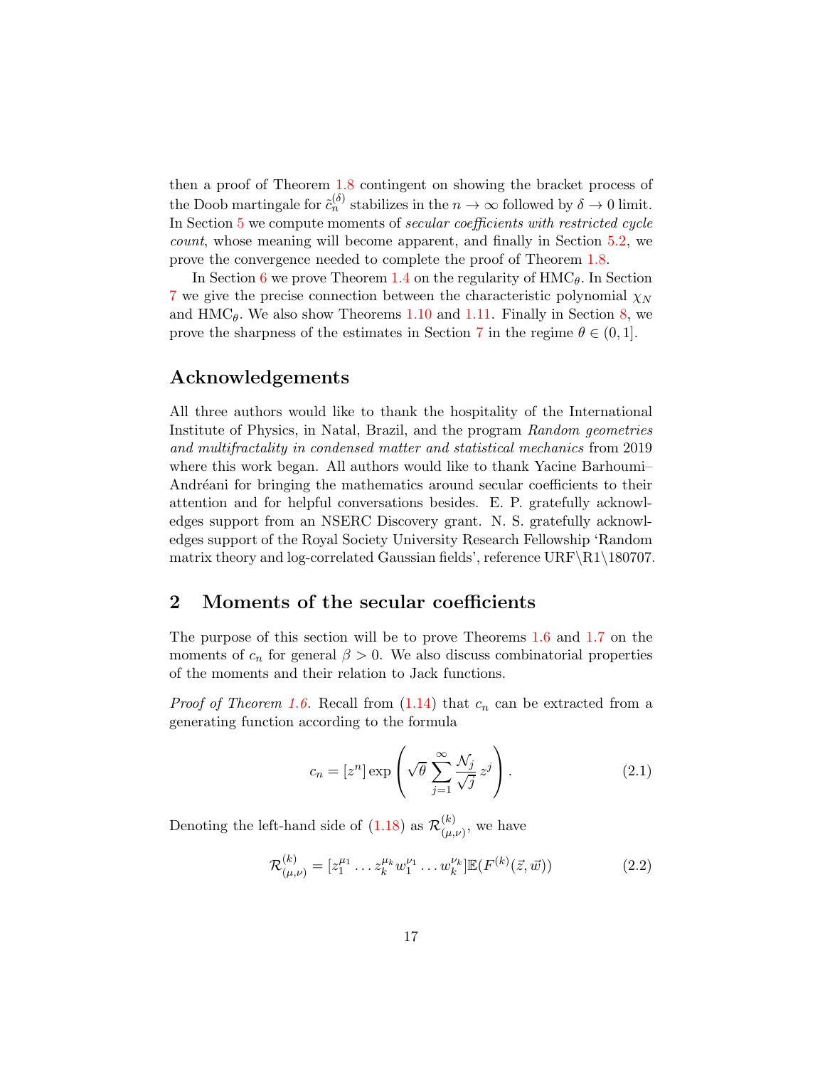then a proof of Theorem 1.8 contingent on showing the bracket process of the Doob martingale for $\tilde{c}_n^{(\delta)}$ stabilizes in the $n \to \infty$ followed by $\delta \to 0$ limit. In Section 5 we compute moments of *secular coefficients with restricted cycle count*, whose meaning will become apparent, and finally in Section 5.2, we prove the convergence needed to complete the proof of Theorem 1.8.

In Section 6 we prove Theorem 1.4 on the regularity of $\mathrm{HMC}_\theta$. In Section 7 we give the precise connection between the characteristic polynomial $\chi_N$ and $\mathrm{HMC}_\theta$. We also show Theorems 1.10 and 1.11. Finally in Section 8, we prove the sharpness of the estimates in Section 7 in the regime $\theta \in (0, 1]$.

## Acknowledgements

All three authors would like to thank the hospitality of the International Institute of Physics, in Natal, Brazil, and the program *Random geometries and multifractality in condensed matter and statistical mechanics* from 2019 where this work began. All authors would like to thank Yacine Barhoumi–Andréani for bringing the mathematics around secular coefficients to their attention and for helpful conversations besides. E. P. gratefully acknowledges support from an NSERC Discovery grant. N. S. gratefully acknowledges support of the Royal Society University Research Fellowship 'Random matrix theory and log-correlated Gaussian fields', reference URF\R1\180707.

## 2 Moments of the secular coefficients

The purpose of this section will be to prove Theorems 1.6 and 1.7 on the moments of $c_n$ for general $\beta > 0$. We also discuss combinatorial properties of the moments and their relation to Jack functions.

*Proof of Theorem 1.6.* Recall from (1.14) that $c_n$ can be extracted from a generating function according to the formula

$$c_n = [z^n] \exp\left( \sqrt{\theta} \sum_{j=1}^{\infty} \frac{\mathcal{N}_j}{\sqrt{j}} z^j \right). \tag{2.1}$$

Denoting the left-hand side of (1.18) as $\mathcal{R}^{(k)}_{(\mu,\nu)}$, we have

$$\mathcal{R}^{(k)}_{(\mu,\nu)} = [z_1^{\mu_1} \dots z_k^{\mu_k} w_1^{\nu_1} \dots w_k^{\nu_k}] \mathbb{E}(F^{(k)}(\vec{z}, \vec{w})) \tag{2.2}$$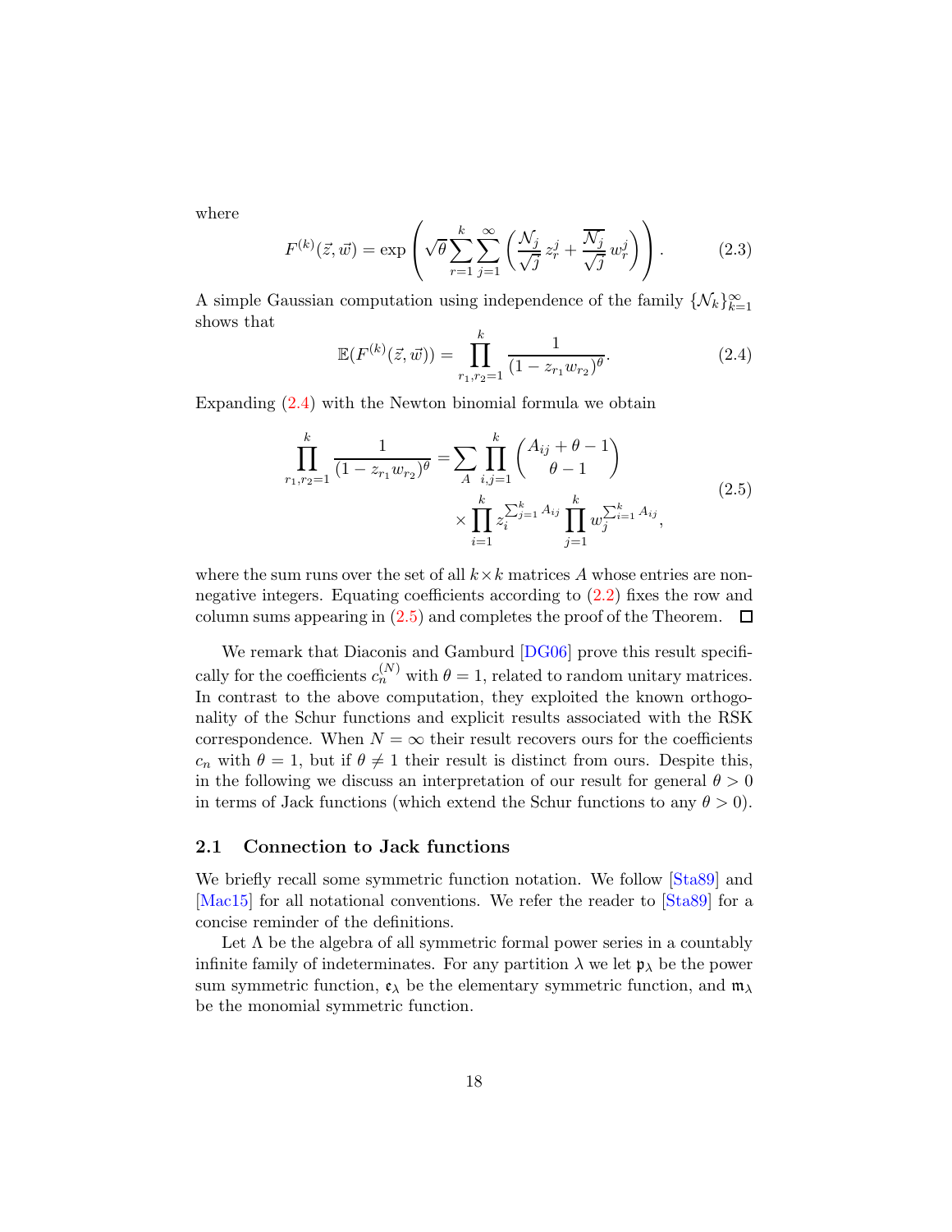where

$$F^{(k)}(\vec{z},\vec{w}) = \exp\left(\sqrt{\theta}\sum_{r=1}^{k}\sum_{j=1}^{\infty}\left(\frac{\mathcal{N}_j}{\sqrt{j}}\,z_r^j + \frac{\overline{\mathcal{N}_j}}{\sqrt{j}}\,w_r^j\right)\right). \tag{2.3}$$

A simple Gaussian computation using independence of the family $\{\mathcal{N}_k\}_{k=1}^{\infty}$ shows that

$$\mathbb{E}(F^{(k)}(\vec{z},\vec{w})) = \prod_{r_1,r_2=1}^{k}\frac{1}{(1-z_{r_1}w_{r_2})^{\theta}}. \tag{2.4}$$

Expanding (2.4) with the Newton binomial formula we obtain

$$\begin{aligned}\prod_{r_1,r_2=1}^{k}\frac{1}{(1-z_{r_1}w_{r_2})^{\theta}} = &\sum_{A}\prod_{i,j=1}^{k}\binom{A_{ij}+\theta-1}{\theta-1} \\ &\times\prod_{i=1}^{k} z_i^{\sum_{j=1}^{k}A_{ij}}\prod_{j=1}^{k} w_j^{\sum_{i=1}^{k}A_{ij}},\end{aligned} \tag{2.5}$$

where the sum runs over the set of all $k\times k$ matrices $A$ whose entries are non-negative integers. Equating coefficients according to (2.2) fixes the row and column sums appearing in (2.5) and completes the proof of the Theorem. □

We remark that Diaconis and Gamburd [DG06] prove this result specifically for the coefficients $c_n^{(N)}$ with $\theta = 1$, related to random unitary matrices. In contrast to the above computation, they exploited the known orthogonality of the Schur functions and explicit results associated with the RSK correspondence. When $N = \infty$ their result recovers ours for the coefficients $c_n$ with $\theta = 1$, but if $\theta \neq 1$ their result is distinct from ours. Despite this, in the following we discuss an interpretation of our result for general $\theta > 0$ in terms of Jack functions (which extend the Schur functions to any $\theta > 0$).

## 2.1 Connection to Jack functions

We briefly recall some symmetric function notation. We follow [Sta89] and [Mac15] for all notational conventions. We refer the reader to [Sta89] for a concise reminder of the definitions.

Let $\Lambda$ be the algebra of all symmetric formal power series in a countably infinite family of indeterminates. For any partition $\lambda$ we let $\mathfrak{p}_\lambda$ be the power sum symmetric function, $\mathfrak{e}_\lambda$ be the elementary symmetric function, and $\mathfrak{m}_\lambda$ be the monomial symmetric function.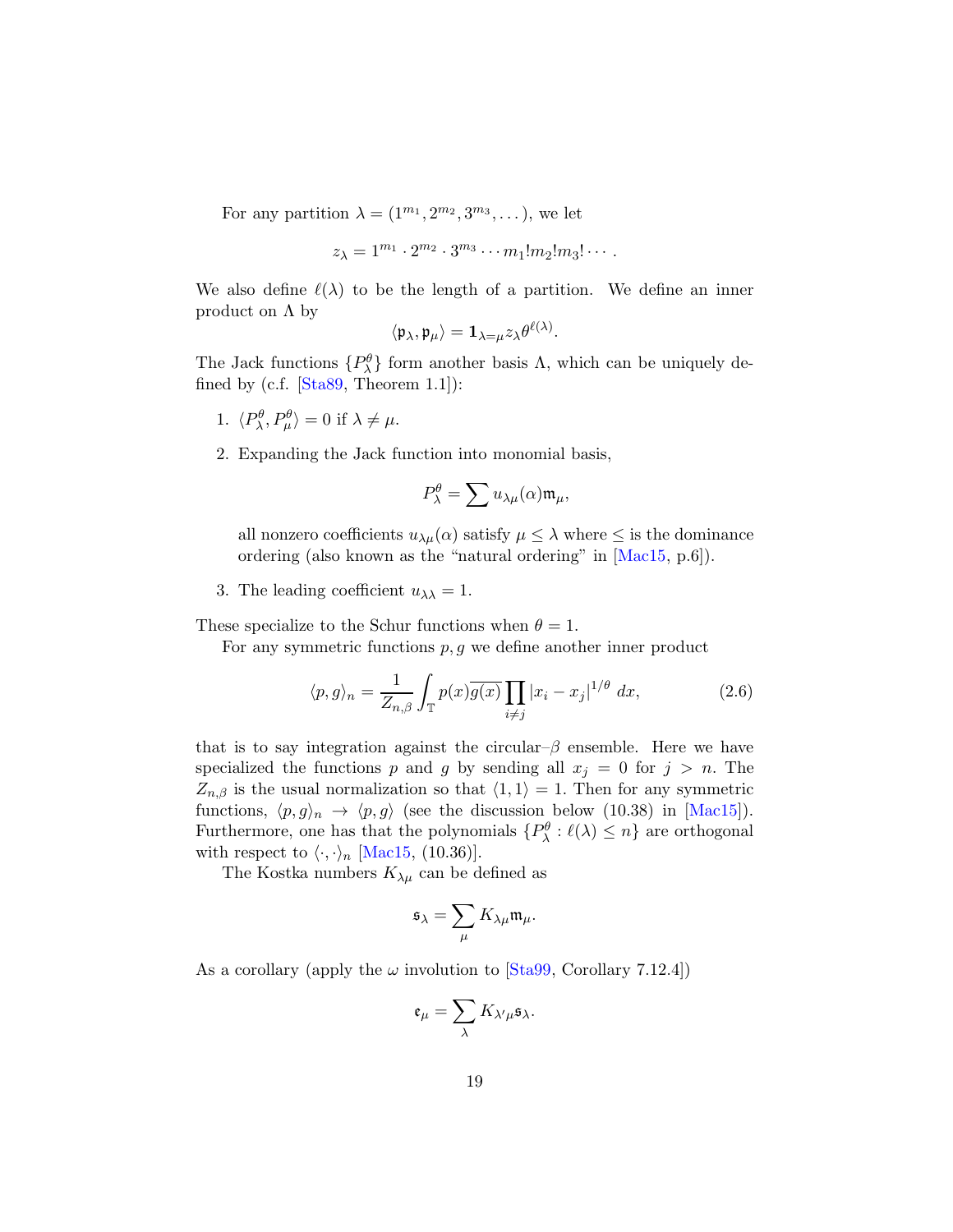For any partition $\lambda = (1^{m_1}, 2^{m_2}, 3^{m_3}, \dots)$, we let

$$z_\lambda = 1^{m_1} \cdot 2^{m_2} \cdot 3^{m_3} \cdots m_1! m_2! m_3! \cdots .$$

We also define $\ell(\lambda)$ to be the length of a partition. We define an inner product on $\Lambda$ by

$$\langle \mathfrak{p}_\lambda, \mathfrak{p}_\mu \rangle = \mathbf{1}_{\lambda=\mu} z_\lambda \theta^{\ell(\lambda)}.$$

The Jack functions $\{P_\lambda^\theta\}$ form another basis $\Lambda$, which can be uniquely defined by (c.f. [Sta89, Theorem 1.1]):

1. $\langle P_\lambda^\theta, P_\mu^\theta \rangle = 0$ if $\lambda \neq \mu$.
2. Expanding the Jack function into monomial basis,

   $$P_\lambda^\theta = \sum u_{\lambda\mu}(\alpha) \mathfrak{m}_\mu,$$

   all nonzero coefficients $u_{\lambda\mu}(\alpha)$ satisfy $\mu \leq \lambda$ where $\leq$ is the dominance ordering (also known as the "natural ordering" in [Mac15, p.6]).
3. The leading coefficient $u_{\lambda\lambda} = 1$.

These specialize to the Schur functions when $\theta = 1$.

For any symmetric functions $p, g$ we define another inner product

$$\langle p, g \rangle_n = \frac{1}{Z_{n,\beta}} \int_{\mathbb{T}} p(x) \overline{g(x)} \prod_{i \neq j} |x_i - x_j|^{1/\theta} \, dx, \tag{2.6}$$

that is to say integration against the circular–$\beta$ ensemble. Here we have specialized the functions $p$ and $g$ by sending all $x_j = 0$ for $j > n$. The $Z_{n,\beta}$ is the usual normalization so that $\langle 1, 1 \rangle = 1$. Then for any symmetric functions, $\langle p, g \rangle_n \to \langle p, g \rangle$ (see the discussion below (10.38) in [Mac15]). Furthermore, one has that the polynomials $\{P_\lambda^\theta : \ell(\lambda) \leq n\}$ are orthogonal with respect to $\langle \cdot, \cdot \rangle_n$ [Mac15, (10.36)].

The Kostka numbers $K_{\lambda\mu}$ can be defined as

$$\mathfrak{s}_\lambda = \sum_\mu K_{\lambda\mu} \mathfrak{m}_\mu.$$

As a corollary (apply the $\omega$ involution to [Sta99, Corollary 7.12.4])

$$\mathfrak{e}_\mu = \sum_\lambda K_{\lambda'\mu} \mathfrak{s}_\lambda.$$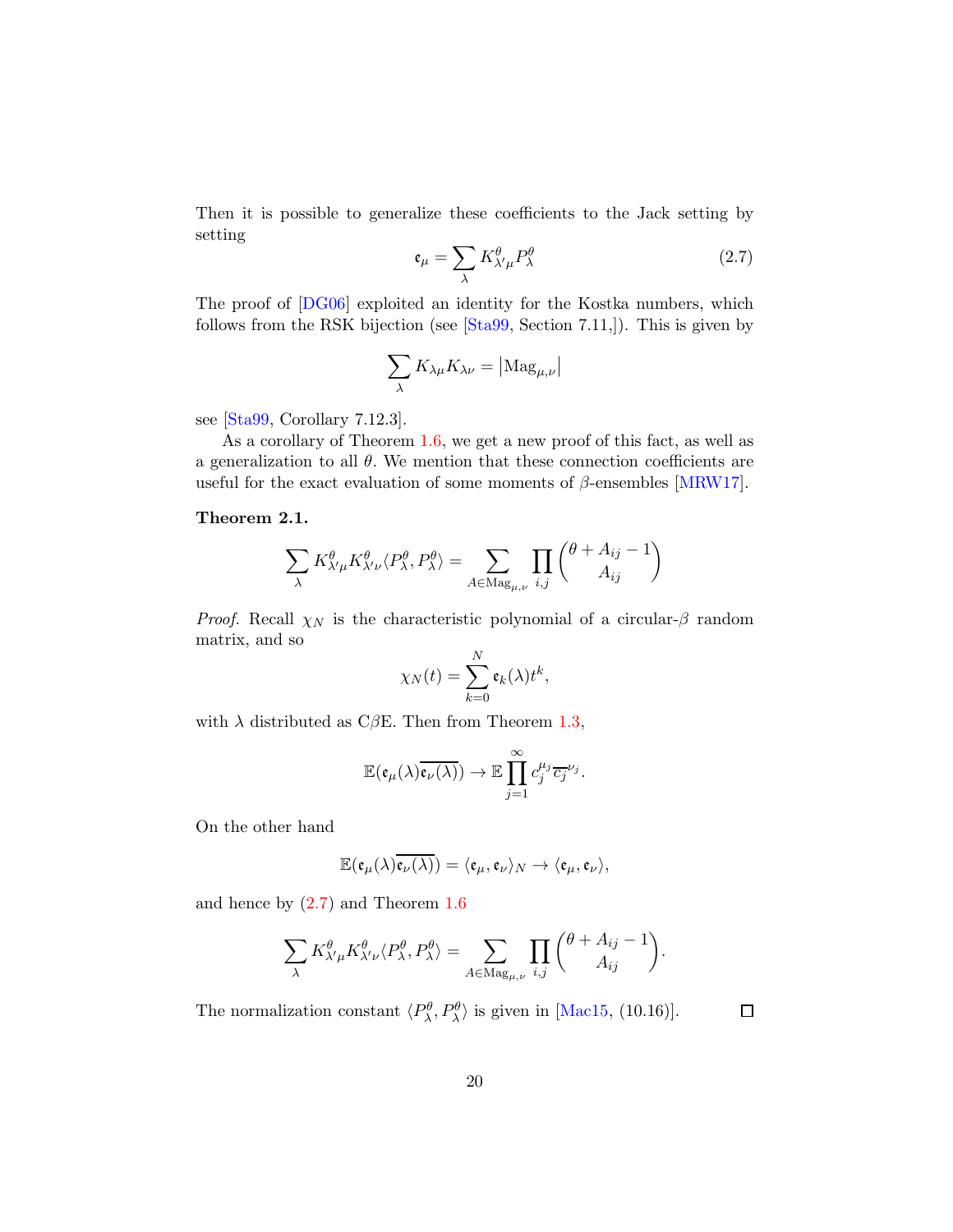Then it is possible to generalize these coefficients to the Jack setting by setting

$$\mathfrak{e}_\mu = \sum_\lambda K^\theta_{\lambda'\mu} P^\theta_\lambda \tag{2.7}$$

The proof of [DG06] exploited an identity for the Kostka numbers, which follows from the RSK bijection (see [Sta99, Section 7.11,]). This is given by

$$\sum_\lambda K_{\lambda\mu} K_{\lambda\nu} = \left|\mathrm{Mag}_{\mu,\nu}\right|$$

see [Sta99, Corollary 7.12.3].

As a corollary of Theorem 1.6, we get a new proof of this fact, as well as a generalization to all $\theta$. We mention that these connection coefficients are useful for the exact evaluation of some moments of $\beta$-ensembles [MRW17].

**Theorem 2.1.**

$$\sum_\lambda K^\theta_{\lambda'\mu} K^\theta_{\lambda'\nu} \langle P^\theta_\lambda, P^\theta_\lambda \rangle = \sum_{A \in \mathrm{Mag}_{\mu,\nu}} \prod_{i,j} \binom{\theta + A_{ij} - 1}{A_{ij}}$$

*Proof.* Recall $\chi_N$ is the characteristic polynomial of a circular-$\beta$ random matrix, and so

$$\chi_N(t) = \sum_{k=0}^N \mathfrak{e}_k(\lambda) t^k,$$

with $\lambda$ distributed as C$\beta$E. Then from Theorem 1.3,

$$\mathbb{E}(\mathfrak{e}_\mu(\lambda)\overline{\mathfrak{e}_\nu(\lambda)}) \to \mathbb{E} \prod_{j=1}^\infty c_j^{\mu_j} \overline{c_j}^{\nu_j}.$$

On the other hand

$$\mathbb{E}(\mathfrak{e}_\mu(\lambda)\overline{\mathfrak{e}_\nu(\lambda)}) = \langle \mathfrak{e}_\mu, \mathfrak{e}_\nu \rangle_N \to \langle \mathfrak{e}_\mu, \mathfrak{e}_\nu \rangle,$$

and hence by (2.7) and Theorem 1.6

$$\sum_\lambda K^\theta_{\lambda'\mu} K^\theta_{\lambda'\nu} \langle P^\theta_\lambda, P^\theta_\lambda \rangle = \sum_{A \in \mathrm{Mag}_{\mu,\nu}} \prod_{i,j} \binom{\theta + A_{ij} - 1}{A_{ij}}.$$

The normalization constant $\langle P^\theta_\lambda, P^\theta_\lambda \rangle$ is given in [Mac15, (10.16)]. ∎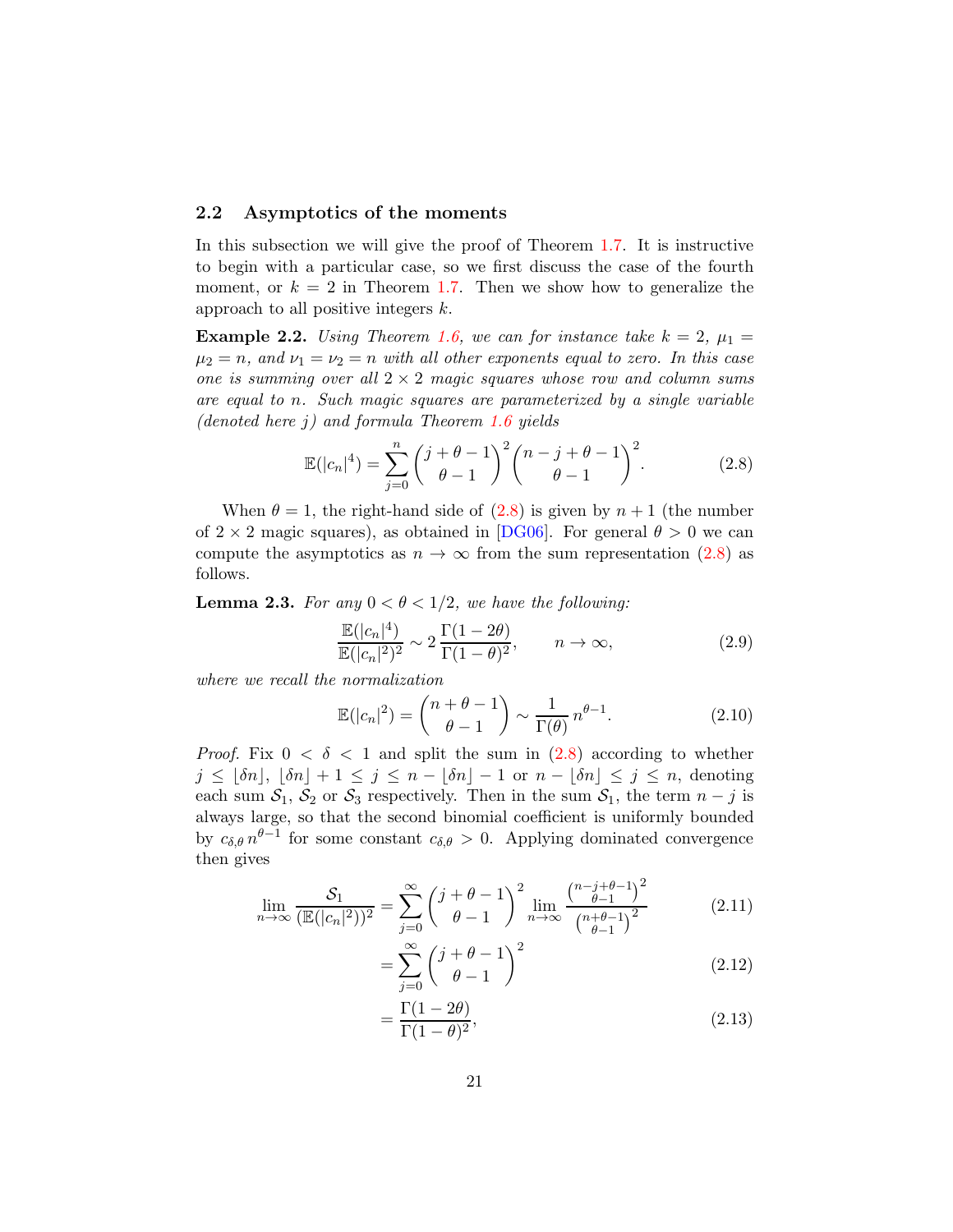## 2.2 Asymptotics of the moments

In this subsection we will give the proof of Theorem 1.7. It is instructive to begin with a particular case, so we first discuss the case of the fourth moment, or $k = 2$ in Theorem 1.7. Then we show how to generalize the approach to all positive integers $k$.

**Example 2.2.** *Using Theorem 1.6, we can for instance take $k = 2$, $\mu_1 = \mu_2 = n$, and $\nu_1 = \nu_2 = n$ with all other exponents equal to zero. In this case one is summing over all $2 \times 2$ magic squares whose row and column sums are equal to $n$. Such magic squares are parameterized by a single variable (denoted here $j$) and formula Theorem 1.6 yields*

$$\mathbb{E}(|c_n|^4) = \sum_{j=0}^{n} \binom{j+\theta-1}{\theta-1}^2 \binom{n-j+\theta-1}{\theta-1}^2. \tag{2.8}$$

When $\theta = 1$, the right-hand side of (2.8) is given by $n+1$ (the number of $2 \times 2$ magic squares), as obtained in [DG06]. For general $\theta > 0$ we can compute the asymptotics as $n \to \infty$ from the sum representation (2.8) as follows.

**Lemma 2.3.** *For any $0 < \theta < 1/2$, we have the following:*

$$\frac{\mathbb{E}(|c_n|^4)}{\mathbb{E}(|c_n|^2)^2} \sim 2\,\frac{\Gamma(1-2\theta)}{\Gamma(1-\theta)^2}, \qquad n \to \infty, \tag{2.9}$$

*where we recall the normalization*

$$\mathbb{E}(|c_n|^2) = \binom{n+\theta-1}{\theta-1} \sim \frac{1}{\Gamma(\theta)}\, n^{\theta-1}. \tag{2.10}$$

*Proof.* Fix $0 < \delta < 1$ and split the sum in (2.8) according to whether $j \le \lfloor \delta n \rfloor$, $\lfloor \delta n \rfloor + 1 \le j \le n - \lfloor \delta n \rfloor - 1$ or $n - \lfloor \delta n \rfloor \le j \le n$, denoting each sum $\mathcal{S}_1$, $\mathcal{S}_2$ or $\mathcal{S}_3$ respectively. Then in the sum $\mathcal{S}_1$, the term $n - j$ is always large, so that the second binomial coefficient is uniformly bounded by $c_{\delta,\theta}\, n^{\theta-1}$ for some constant $c_{\delta,\theta} > 0$. Applying dominated convergence then gives

$$\lim_{n\to\infty} \frac{\mathcal{S}_1}{(\mathbb{E}(|c_n|^2))^2} = \sum_{j=0}^{\infty} \binom{j+\theta-1}{\theta-1}^2 \lim_{n\to\infty} \frac{\binom{n-j+\theta-1}{\theta-1}^2}{\binom{n+\theta-1}{\theta-1}^2} \tag{2.11}$$

$$= \sum_{j=0}^{\infty} \binom{j+\theta-1}{\theta-1}^2 \tag{2.12}$$

$$= \frac{\Gamma(1-2\theta)}{\Gamma(1-\theta)^2}, \tag{2.13}$$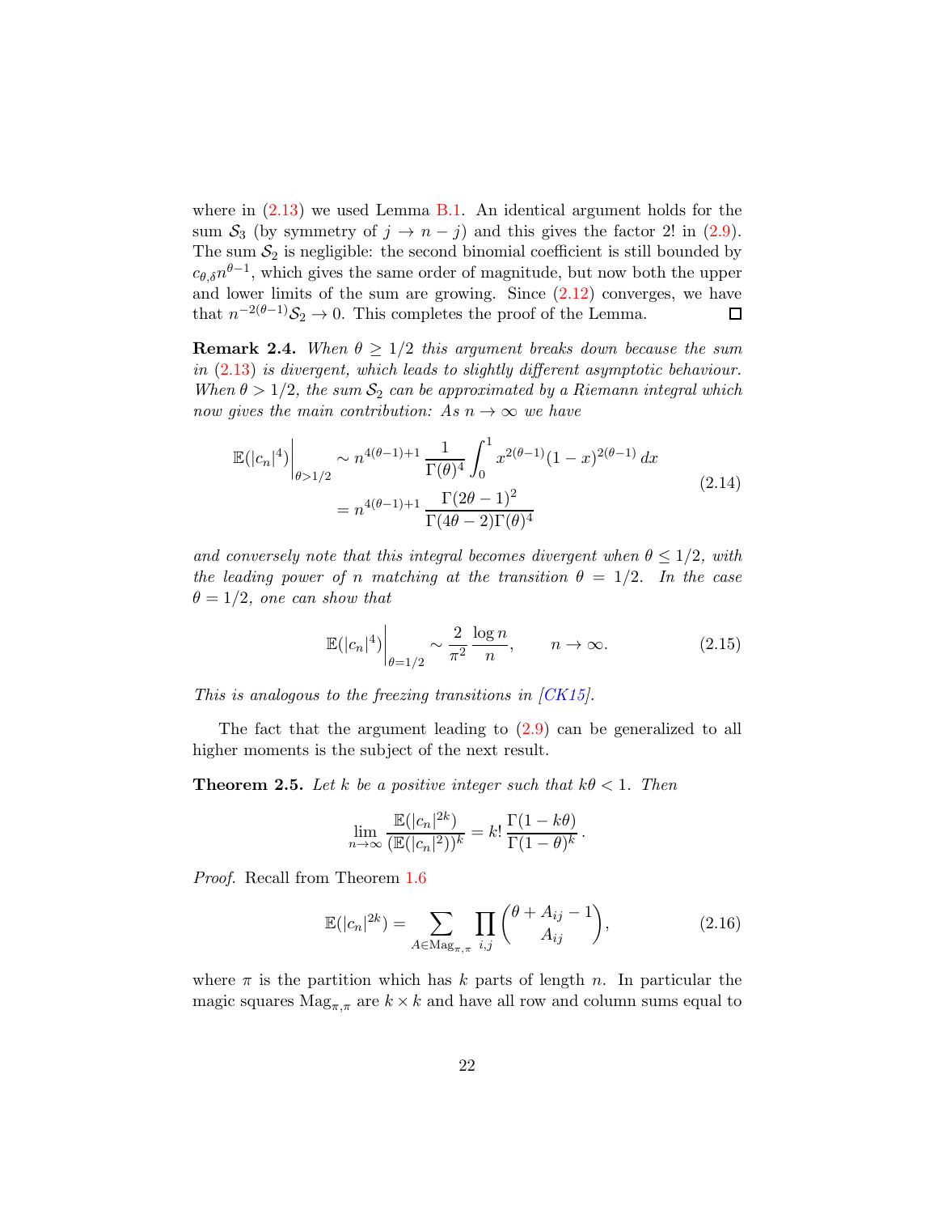where in (2.13) we used Lemma B.1. An identical argument holds for the sum $\mathcal{S}_3$ (by symmetry of $j \to n-j$) and this gives the factor 2! in (2.9). The sum $\mathcal{S}_2$ is negligible: the second binomial coefficient is still bounded by $c_{\theta,\delta} n^{\theta-1}$, which gives the same order of magnitude, but now both the upper and lower limits of the sum are growing. Since (2.12) converges, we have that $n^{-2(\theta-1)}\mathcal{S}_2 \to 0$. This completes the proof of the Lemma. ◻

**Remark 2.4.** *When $\theta \geq 1/2$ this argument breaks down because the sum in (2.13) is divergent, which leads to slightly different asymptotic behaviour. When $\theta > 1/2$, the sum $\mathcal{S}_2$ can be approximated by a Riemann integral which now gives the main contribution: As $n \to \infty$ we have*

$$
\begin{aligned}
\mathbb{E}(|c_n|^4)\bigg|_{\theta>1/2} &\sim n^{4(\theta-1)+1}\,\frac{1}{\Gamma(\theta)^4}\int_0^1 x^{2(\theta-1)}(1-x)^{2(\theta-1)}\,dx \\
&= n^{4(\theta-1)+1}\,\frac{\Gamma(2\theta-1)^2}{\Gamma(4\theta-2)\Gamma(\theta)^4}
\end{aligned}
\tag{2.14}
$$

*and conversely note that this integral becomes divergent when $\theta \leq 1/2$, with the leading power of $n$ matching at the transition $\theta = 1/2$. In the case $\theta = 1/2$, one can show that*

$$
\mathbb{E}(|c_n|^4)\bigg|_{\theta=1/2} \sim \frac{2}{\pi^2}\,\frac{\log n}{n}, \qquad n \to \infty. \tag{2.15}
$$

*This is analogous to the freezing transitions in [CK15].*

The fact that the argument leading to (2.9) can be generalized to all higher moments is the subject of the next result.

**Theorem 2.5.** *Let $k$ be a positive integer such that $k\theta < 1$. Then*

$$
\lim_{n\to\infty} \frac{\mathbb{E}(|c_n|^{2k})}{(\mathbb{E}(|c_n|^2))^k} = k!\,\frac{\Gamma(1-k\theta)}{\Gamma(1-\theta)^k}\,.
$$

*Proof.* Recall from Theorem 1.6

$$
\mathbb{E}(|c_n|^{2k}) = \sum_{A\in \mathrm{Mag}_{\pi,\pi}} \prod_{i,j} \binom{\theta + A_{ij} - 1}{A_{ij}}, \tag{2.16}
$$

where $\pi$ is the partition which has $k$ parts of length $n$. In particular the magic squares $\mathrm{Mag}_{\pi,\pi}$ are $k \times k$ and have all row and column sums equal to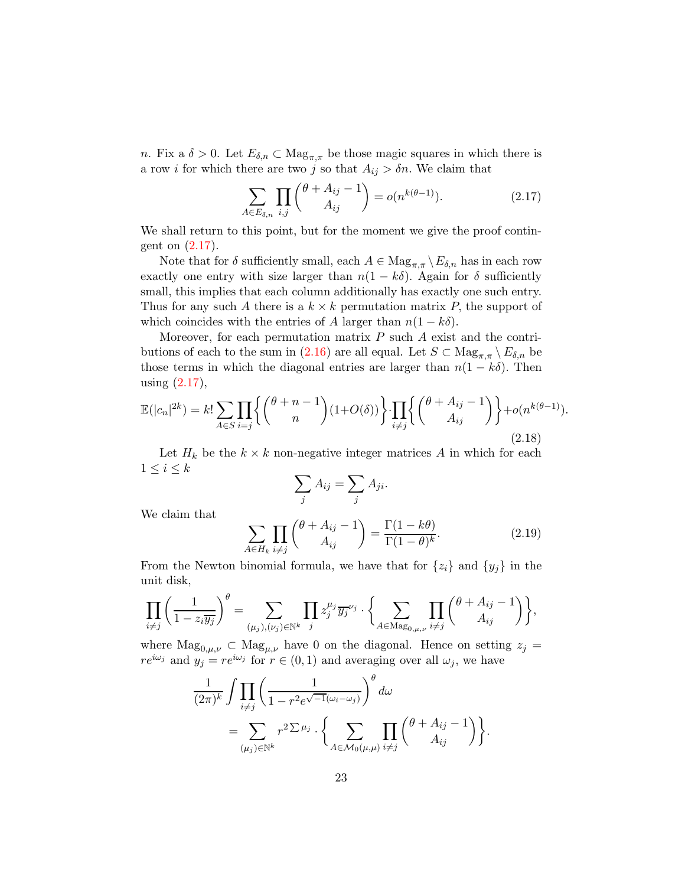$n$. Fix a $\delta > 0$. Let $E_{\delta,n} \subset \mathrm{Mag}_{\pi,\pi}$ be those magic squares in which there is a row $i$ for which there are two $j$ so that $A_{ij} > \delta n$. We claim that

$$\sum_{A \in E_{\delta,n}} \prod_{i,j} \binom{\theta + A_{ij} - 1}{A_{ij}} = o(n^{k(\theta-1)}). \tag{2.17}$$

We shall return to this point, but for the moment we give the proof contingent on (2.17).

Note that for $\delta$ sufficiently small, each $A \in \mathrm{Mag}_{\pi,\pi} \setminus E_{\delta,n}$ has in each row exactly one entry with size larger than $n(1-k\delta)$. Again for $\delta$ sufficiently small, this implies that each column additionally has exactly one such entry. Thus for any such $A$ there is a $k \times k$ permutation matrix $P$, the support of which coincides with the entries of $A$ larger than $n(1-k\delta)$.

Moreover, for each permutation matrix $P$ such $A$ exist and the contributions of each to the sum in (2.16) are all equal. Let $S \subset \mathrm{Mag}_{\pi,\pi} \setminus E_{\delta,n}$ be those terms in which the diagonal entries are larger than $n(1-k\delta)$. Then using (2.17),

$$\mathbb{E}(|c_n|^{2k}) = k! \sum_{A \in S} \prod_{i=j} \left\{ \binom{\theta + n - 1}{n}(1+O(\delta)) \right\} \cdot \prod_{i \neq j} \left\{ \binom{\theta + A_{ij} - 1}{A_{ij}} \right\} + o(n^{k(\theta-1)}). \tag{2.18}$$

Let $H_k$ be the $k \times k$ non-negative integer matrices $A$ in which for each $1 \leq i \leq k$

$$\sum_j A_{ij} = \sum_j A_{ji}.$$

We claim that

$$\sum_{A \in H_k} \prod_{i \neq j} \binom{\theta + A_{ij} - 1}{A_{ij}} = \frac{\Gamma(1-k\theta)}{\Gamma(1-\theta)^k}. \tag{2.19}$$

From the Newton binomial formula, we have that for $\{z_i\}$ and $\{y_j\}$ in the unit disk,

$$\prod_{i \neq j} \left( \frac{1}{1 - z_i \overline{y_j}} \right)^{\theta} = \sum_{(\mu_j),(\nu_j) \in \mathbb{N}^k} \prod_j z_j^{\mu_j} \overline{y_j}^{\nu_j} \cdot \left\{ \sum_{A \in \mathrm{Mag}_{0,\mu,\nu}} \prod_{i \neq j} \binom{\theta + A_{ij} - 1}{A_{ij}} \right\},$$

where $\mathrm{Mag}_{0,\mu,\nu} \subset \mathrm{Mag}_{\mu,\nu}$ have 0 on the diagonal. Hence on setting $z_j = re^{i\omega_j}$ and $y_j = re^{i\omega_j}$ for $r \in (0,1)$ and averaging over all $\omega_j$, we have

$$\begin{aligned}
&\frac{1}{(2\pi)^k} \int \prod_{i \neq j} \left( \frac{1}{1 - r^2 e^{\sqrt{-1}(\omega_i - \omega_j)}} \right)^{\theta} d\omega \\
&\quad = \sum_{(\mu_j) \in \mathbb{N}^k} r^{2\sum \mu_j} \cdot \left\{ \sum_{A \in \mathcal{M}_0(\mu,\mu)} \prod_{i \neq j} \binom{\theta + A_{ij} - 1}{A_{ij}} \right\}.
\end{aligned}$$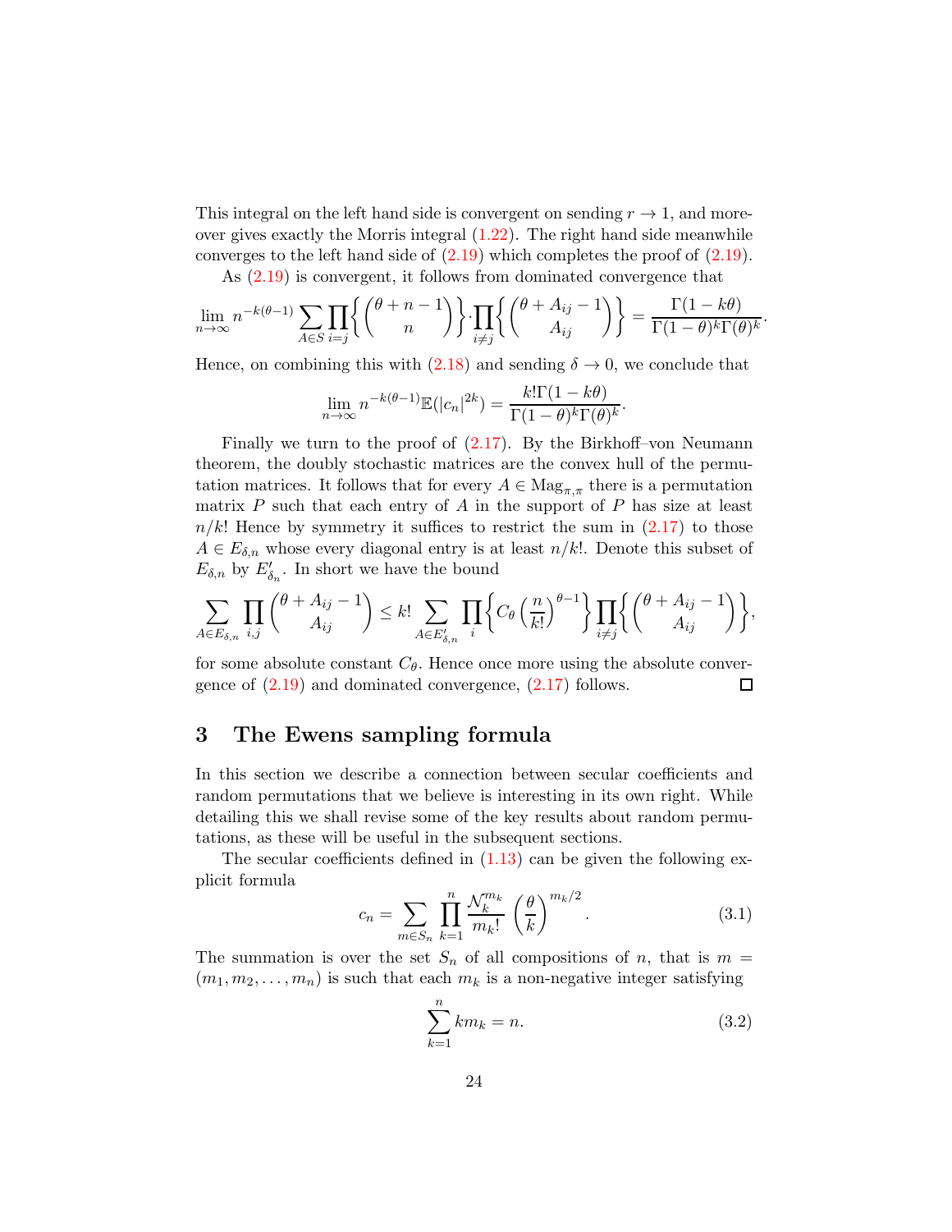This integral on the left hand side is convergent on sending $r \to 1$, and moreover gives exactly the Morris integral (1.22). The right hand side meanwhile converges to the left hand side of (2.19) which completes the proof of (2.19).

As (2.19) is convergent, it follows from dominated convergence that

$$\lim_{n\to\infty} n^{-k(\theta-1)} \sum_{A\in S} \prod_{i=j} \left\{ \binom{\theta+n-1}{n} \right\} \cdot \prod_{i\neq j} \left\{ \binom{\theta+A_{ij}-1}{A_{ij}} \right\} = \frac{\Gamma(1-k\theta)}{\Gamma(1-\theta)^k \Gamma(\theta)^k}.$$

Hence, on combining this with (2.18) and sending $\delta \to 0$, we conclude that

$$\lim_{n\to\infty} n^{-k(\theta-1)} \mathbb{E}(|c_n|^{2k}) = \frac{k!\Gamma(1-k\theta)}{\Gamma(1-\theta)^k \Gamma(\theta)^k}.$$

Finally we turn to the proof of (2.17). By the Birkhoff–von Neumann theorem, the doubly stochastic matrices are the convex hull of the permutation matrices. It follows that for every $A \in \mathrm{Mag}_{\pi,\pi}$ there is a permutation matrix $P$ such that each entry of $A$ in the support of $P$ has size at least $n/k!$ Hence by symmetry it suffices to restrict the sum in (2.17) to those $A \in E_{\delta,n}$ whose every diagonal entry is at least $n/k!$. Denote this subset of $E_{\delta,n}$ by $E'_{\delta_n}$. In short we have the bound

$$\sum_{A\in E_{\delta,n}} \prod_{i,j} \binom{\theta+A_{ij}-1}{A_{ij}} \leq k! \sum_{A\in E'_{\delta,n}} \prod_{i} \left\{ C_\theta \left(\frac{n}{k!}\right)^{\theta-1} \right\} \prod_{i\neq j} \left\{ \binom{\theta+A_{ij}-1}{A_{ij}} \right\},$$

for some absolute constant $C_\theta$. Hence once more using the absolute convergence of (2.19) and dominated convergence, (2.17) follows. □

## 3 The Ewens sampling formula

In this section we describe a connection between secular coefficients and random permutations that we believe is interesting in its own right. While detailing this we shall revise some of the key results about random permutations, as these will be useful in the subsequent sections.

The secular coefficients defined in (1.13) can be given the following explicit formula

$$c_n = \sum_{m\in S_n} \prod_{k=1}^{n} \frac{\mathcal{N}_k^{m_k}}{m_k!} \left(\frac{\theta}{k}\right)^{m_k/2}. \tag{3.1}$$

The summation is over the set $S_n$ of all compositions of $n$, that is $m = (m_1, m_2, \ldots, m_n)$ is such that each $m_k$ is a non-negative integer satisfying

$$\sum_{k=1}^{n} k m_k = n. \tag{3.2}$$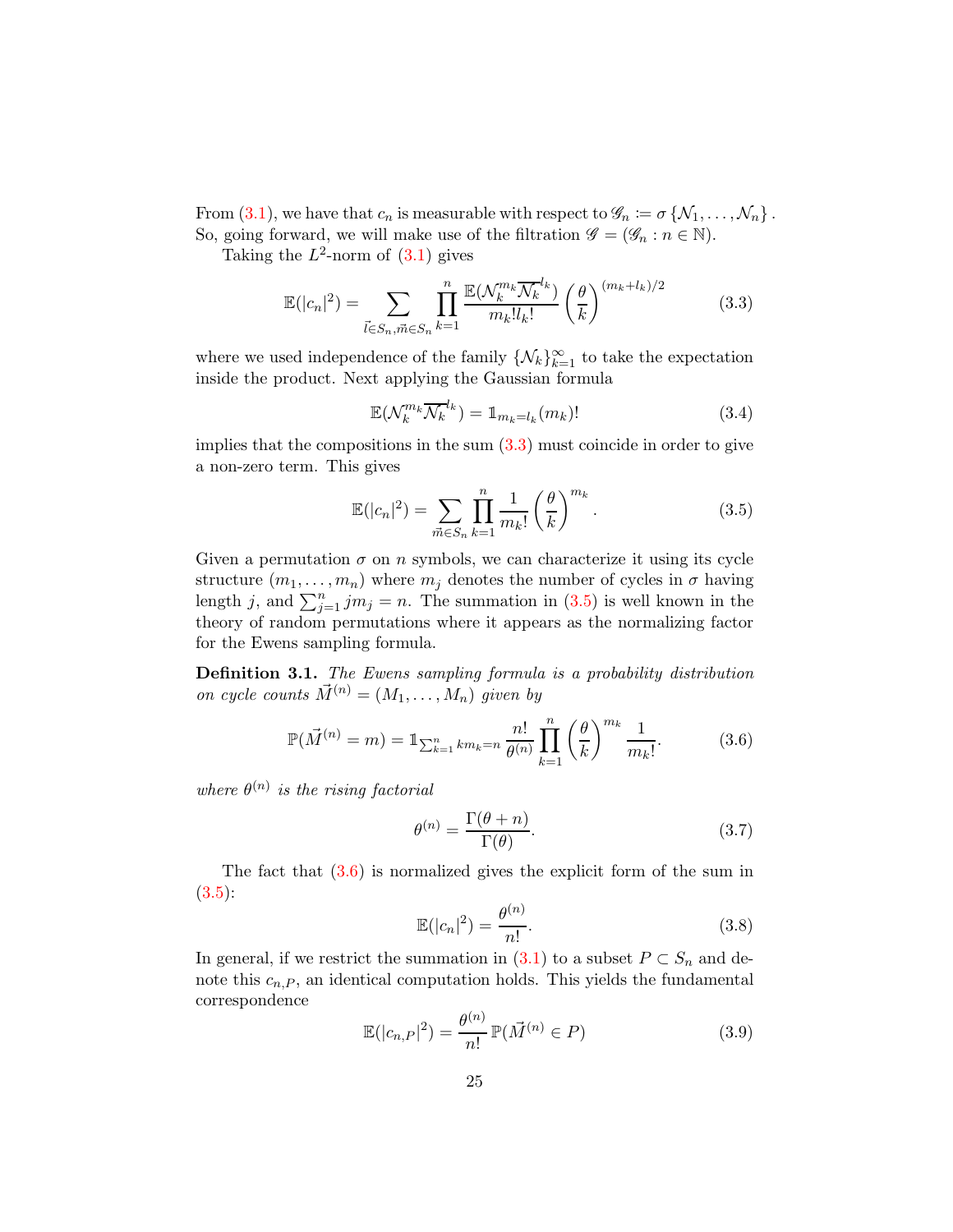From (3.1), we have that $c_n$ is measurable with respect to $\mathscr{G}_n := \sigma\{\mathcal{N}_1, \ldots, \mathcal{N}_n\}$. So, going forward, we will make use of the filtration $\mathscr{G} = (\mathscr{G}_n : n \in \mathbb{N})$.

Taking the $L^2$-norm of (3.1) gives

$$\mathbb{E}(|c_n|^2) = \sum_{\vec{l} \in S_n, \vec{m} \in S_n} \prod_{k=1}^{n} \frac{\mathbb{E}(\mathcal{N}_k^{m_k} \overline{\mathcal{N}_k}^{l_k})}{m_k! l_k!} \left(\frac{\theta}{k}\right)^{(m_k + l_k)/2} \tag{3.3}$$

where we used independence of the family $\{\mathcal{N}_k\}_{k=1}^{\infty}$ to take the expectation inside the product. Next applying the Gaussian formula

$$\mathbb{E}(\mathcal{N}_k^{m_k} \overline{\mathcal{N}_k}^{l_k}) = \mathbb{1}_{m_k = l_k} (m_k)! \tag{3.4}$$

implies that the compositions in the sum (3.3) must coincide in order to give a non-zero term. This gives

$$\mathbb{E}(|c_n|^2) = \sum_{\vec{m} \in S_n} \prod_{k=1}^{n} \frac{1}{m_k!} \left(\frac{\theta}{k}\right)^{m_k}. \tag{3.5}$$

Given a permutation $\sigma$ on $n$ symbols, we can characterize it using its cycle structure $(m_1, \ldots, m_n)$ where $m_j$ denotes the number of cycles in $\sigma$ having length $j$, and $\sum_{j=1}^{n} j m_j = n$. The summation in (3.5) is well known in the theory of random permutations where it appears as the normalizing factor for the Ewens sampling formula.

**Definition 3.1.** *The Ewens sampling formula is a probability distribution on cycle counts* $\vec{M}^{(n)} = (M_1, \ldots, M_n)$ *given by*

$$\mathbb{P}(\vec{M}^{(n)} = m) = \mathbb{1}_{\sum_{k=1}^{n} k m_k = n} \frac{n!}{\theta^{(n)}} \prod_{k=1}^{n} \left(\frac{\theta}{k}\right)^{m_k} \frac{1}{m_k!}. \tag{3.6}$$

*where* $\theta^{(n)}$ *is the rising factorial*

$$\theta^{(n)} = \frac{\Gamma(\theta + n)}{\Gamma(\theta)}. \tag{3.7}$$

The fact that (3.6) is normalized gives the explicit form of the sum in (3.5):

$$\mathbb{E}(|c_n|^2) = \frac{\theta^{(n)}}{n!}. \tag{3.8}$$

In general, if we restrict the summation in (3.1) to a subset $P \subset S_n$ and denote this $c_{n,P}$, an identical computation holds. This yields the fundamental correspondence

$$\mathbb{E}(|c_{n,P}|^2) = \frac{\theta^{(n)}}{n!} \mathbb{P}(\vec{M}^{(n)} \in P) \tag{3.9}$$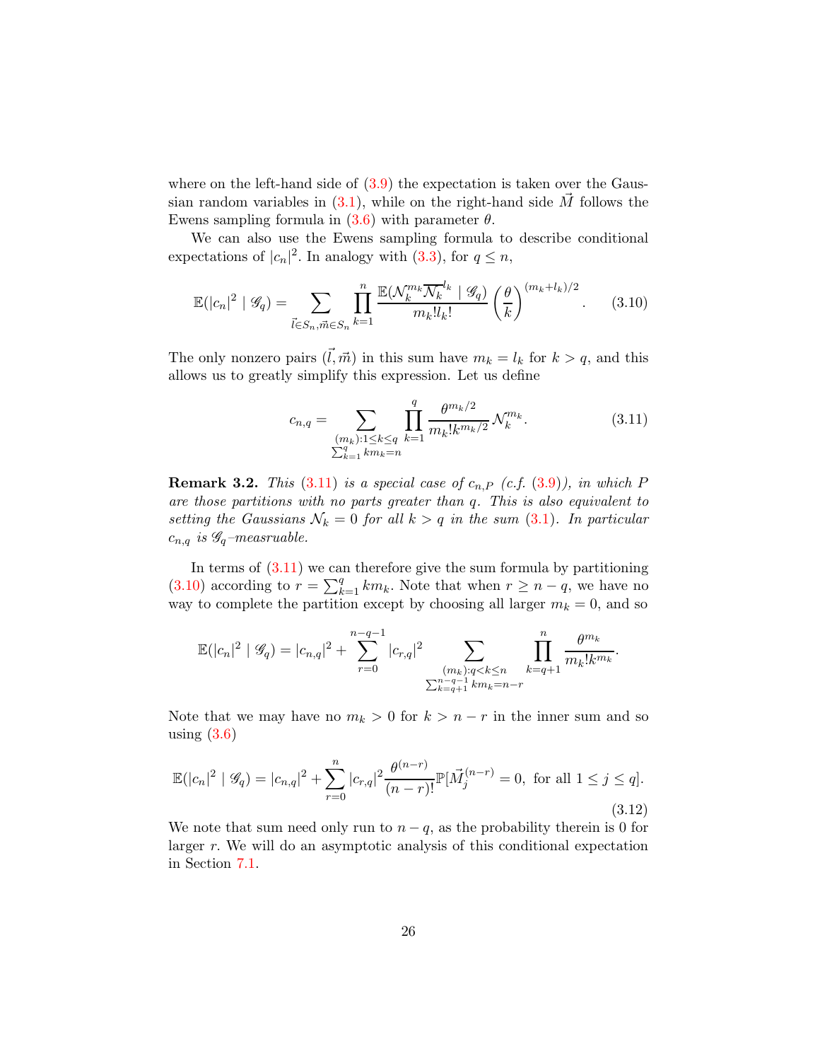where on the left-hand side of (3.9) the expectation is taken over the Gaussian random variables in (3.1), while on the right-hand side $\vec{M}$ follows the Ewens sampling formula in (3.6) with parameter $\theta$.

We can also use the Ewens sampling formula to describe conditional expectations of $|c_n|^2$. In analogy with (3.3), for $q \leq n$,

$$\mathbb{E}(|c_n|^2 \mid \mathscr{G}_q) = \sum_{\vec{l} \in S_n, \vec{m} \in S_n} \prod_{k=1}^{n} \frac{\mathbb{E}(\mathcal{N}_k^{m_k} \overline{\mathcal{N}_k}^{l_k} \mid \mathscr{G}_q)}{m_k! l_k!} \left(\frac{\theta}{k}\right)^{(m_k+l_k)/2}. \tag{3.10}$$

The only nonzero pairs $(\vec{l}, \vec{m})$ in this sum have $m_k = l_k$ for $k > q$, and this allows us to greatly simplify this expression. Let us define

$$c_{n,q} = \sum_{\substack{(m_k):1 \leq k \leq q \\ \sum_{k=1}^{q} k m_k = n}} \prod_{k=1}^{q} \frac{\theta^{m_k/2}}{m_k! k^{m_k/2}} \mathcal{N}_k^{m_k}. \tag{3.11}$$

**Remark 3.2.** *This (3.11) is a special case of $c_{n,P}$ (c.f. (3.9)), in which $P$ are those partitions with no parts greater than $q$. This is also equivalent to setting the Gaussians $\mathcal{N}_k = 0$ for all $k > q$ in the sum (3.1). In particular $c_{n,q}$ is $\mathscr{G}_q$–measruable.*

In terms of (3.11) we can therefore give the sum formula by partitioning (3.10) according to $r = \sum_{k=1}^{q} k m_k$. Note that when $r \geq n - q$, we have no way to complete the partition except by choosing all larger $m_k = 0$, and so

$$\mathbb{E}(|c_n|^2 \mid \mathscr{G}_q) = |c_{n,q}|^2 + \sum_{r=0}^{n-q-1} |c_{r,q}|^2 \sum_{\substack{(m_k):q<k\leq n \\ \sum_{k=q+1}^{n-q-1} k m_k = n-r}} \prod_{k=q+1}^{n} \frac{\theta^{m_k}}{m_k! k^{m_k}}.$$

Note that we may have no $m_k > 0$ for $k > n - r$ in the inner sum and so using (3.6)

$$\mathbb{E}(|c_n|^2 \mid \mathscr{G}_q) = |c_{n,q}|^2 + \sum_{r=0}^{n} |c_{r,q}|^2 \frac{\theta^{(n-r)}}{(n-r)!} \mathbb{P}[\vec{M}_j^{(n-r)} = 0, \text{ for all } 1 \leq j \leq q]. \tag{3.12}$$

We note that sum need only run to $n - q$, as the probability therein is 0 for larger $r$. We will do an asymptotic analysis of this conditional expectation in Section 7.1.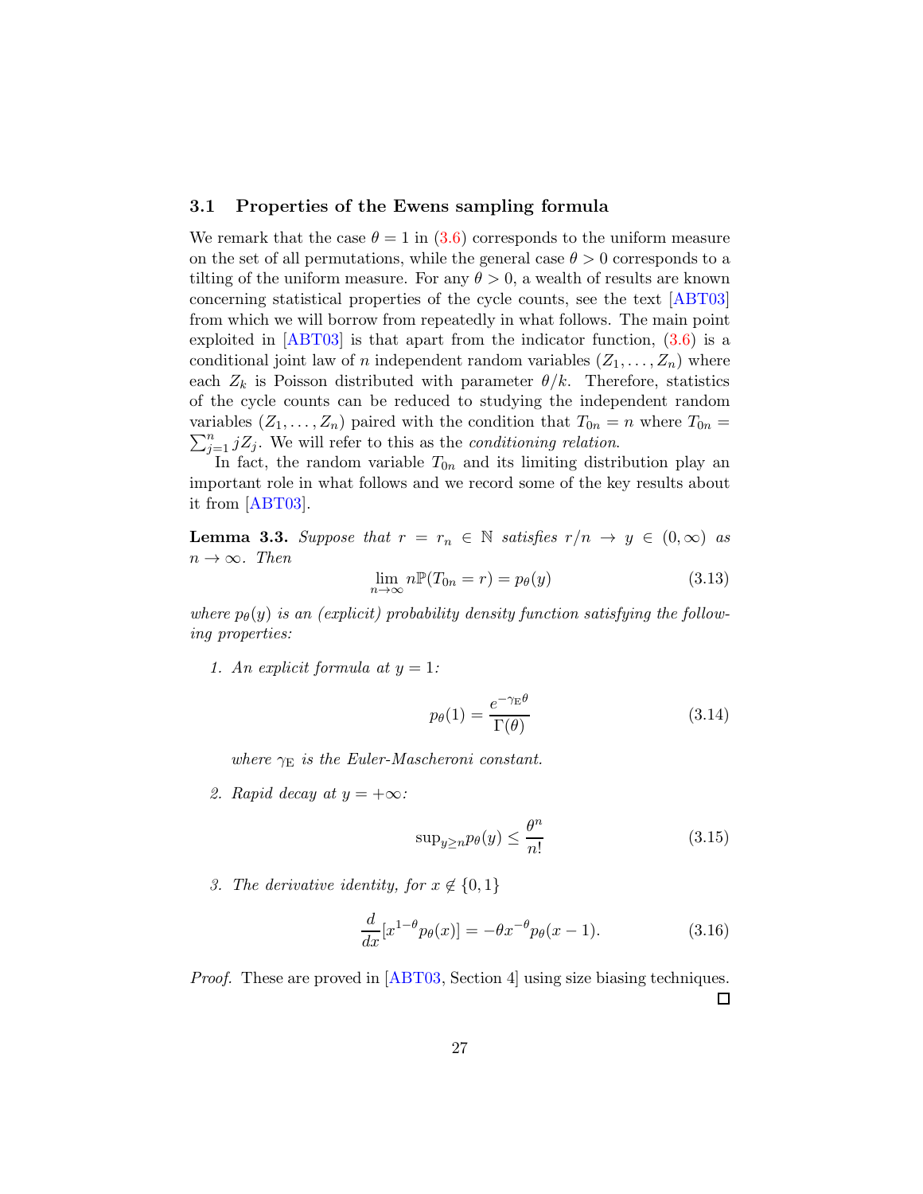### 3.1 Properties of the Ewens sampling formula

We remark that the case $\theta = 1$ in (3.6) corresponds to the uniform measure on the set of all permutations, while the general case $\theta > 0$ corresponds to a tilting of the uniform measure. For any $\theta > 0$, a wealth of results are known concerning statistical properties of the cycle counts, see the text [ABT03] from which we will borrow from repeatedly in what follows. The main point exploited in [ABT03] is that apart from the indicator function, (3.6) is a conditional joint law of $n$ independent random variables $(Z_1, \ldots, Z_n)$ where each $Z_k$ is Poisson distributed with parameter $\theta/k$. Therefore, statistics of the cycle counts can be reduced to studying the independent random variables $(Z_1, \ldots, Z_n)$ paired with the condition that $T_{0n} = n$ where $T_{0n} = \sum_{j=1}^{n} jZ_j$. We will refer to this as the *conditioning relation*.

In fact, the random variable $T_{0n}$ and its limiting distribution play an important role in what follows and we record some of the key results about it from [ABT03].

**Lemma 3.3.** *Suppose that $r = r_n \in \mathbb{N}$ satisfies $r/n \to y \in (0, \infty)$ as $n \to \infty$. Then*

$$\lim_{n\to\infty} n\mathbb{P}(T_{0n} = r) = p_\theta(y) \tag{3.13}$$

*where $p_\theta(y)$ is an (explicit) probability density function satisfying the following properties:*

1. *An explicit formula at $y = 1$:*

$$p_\theta(1) = \frac{e^{-\gamma_{\mathrm{E}}\theta}}{\Gamma(\theta)} \tag{3.14}$$

*where $\gamma_{\mathrm{E}}$ is the Euler-Mascheroni constant.*

2. *Rapid decay at $y = +\infty$:*

$$\sup\nolimits_{y \geq n} p_\theta(y) \leq \frac{\theta^n}{n!} \tag{3.15}$$

3. *The derivative identity, for $x \notin \{0, 1\}$*

$$\frac{d}{dx}[x^{1-\theta} p_\theta(x)] = -\theta x^{-\theta} p_\theta(x-1). \tag{3.16}$$

*Proof.* These are proved in [ABT03, Section 4] using size biasing techniques. ◻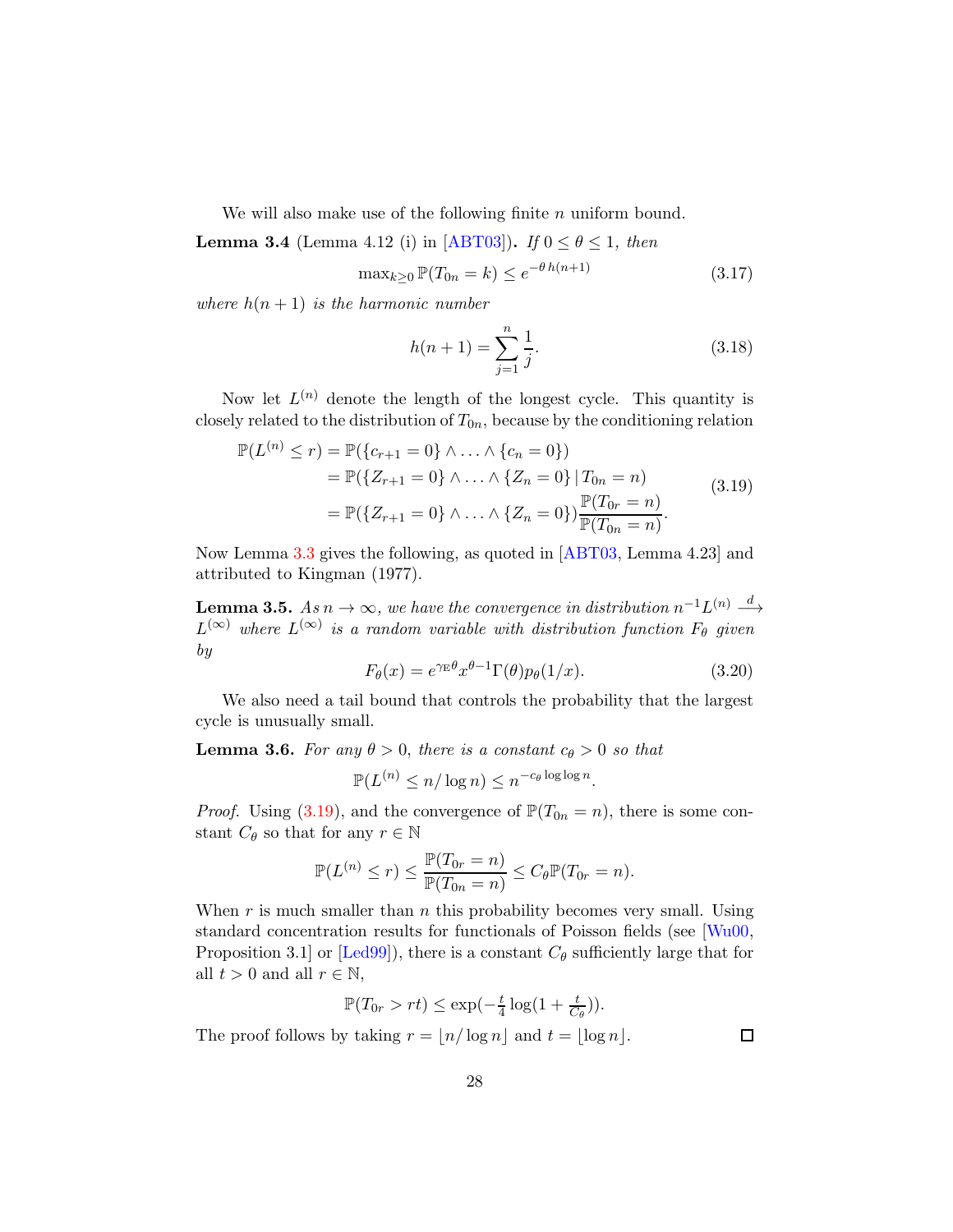We will also make use of the following finite $n$ uniform bound.

**Lemma 3.4** (Lemma 4.12 (i) in [ABT03]). *If $0 \leq \theta \leq 1$, then*

$$\max_{k \geq 0} \mathbb{P}(T_{0n} = k) \leq e^{-\theta\, h(n+1)} \tag{3.17}$$

*where $h(n+1)$ is the harmonic number*

$$h(n+1) = \sum_{j=1}^{n} \frac{1}{j}. \tag{3.18}$$

Now let $L^{(n)}$ denote the length of the longest cycle. This quantity is closely related to the distribution of $T_{0n}$, because by the conditioning relation

$$\begin{aligned}
\mathbb{P}(L^{(n)} \leq r) &= \mathbb{P}(\{c_{r+1} = 0\} \wedge \ldots \wedge \{c_n = 0\}) \\
&= \mathbb{P}(\{Z_{r+1} = 0\} \wedge \ldots \wedge \{Z_n = 0\} \,|\, T_{0n} = n) \\
&= \mathbb{P}(\{Z_{r+1} = 0\} \wedge \ldots \wedge \{Z_n = 0\}) \frac{\mathbb{P}(T_{0r} = n)}{\mathbb{P}(T_{0n} = n)}.
\end{aligned} \tag{3.19}$$

Now Lemma 3.3 gives the following, as quoted in [ABT03, Lemma 4.23] and attributed to Kingman (1977).

**Lemma 3.5.** *As $n \to \infty$, we have the convergence in distribution $n^{-1}L^{(n)} \xrightarrow{d} L^{(\infty)}$ where $L^{(\infty)}$ is a random variable with distribution function $F_\theta$ given by*

$$F_\theta(x) = e^{\gamma_{\mathrm{E}}\theta} x^{\theta-1} \Gamma(\theta) p_\theta(1/x). \tag{3.20}$$

We also need a tail bound that controls the probability that the largest cycle is unusually small.

**Lemma 3.6.** *For any $\theta > 0$, there is a constant $c_\theta > 0$ so that*

$$\mathbb{P}(L^{(n)} \leq n/\log n) \leq n^{-c_\theta \log\log n}.$$

*Proof.* Using (3.19), and the convergence of $\mathbb{P}(T_{0n} = n)$, there is some constant $C_\theta$ so that for any $r \in \mathbb{N}$

$$\mathbb{P}(L^{(n)} \leq r) \leq \frac{\mathbb{P}(T_{0r} = n)}{\mathbb{P}(T_{0n} = n)} \leq C_\theta \mathbb{P}(T_{0r} = n).$$

When $r$ is much smaller than $n$ this probability becomes very small. Using standard concentration results for functionals of Poisson fields (see [Wu00, Proposition 3.1] or [Led99]), there is a constant $C_\theta$ sufficiently large that for all $t > 0$ and all $r \in \mathbb{N}$,

$$\mathbb{P}(T_{0r} > rt) \leq \exp(-\tfrac{t}{4} \log(1 + \tfrac{t}{C_\theta})).$$

The proof follows by taking $r = \lfloor n/\log n \rfloor$ and $t = \lfloor \log n \rfloor$. $\square$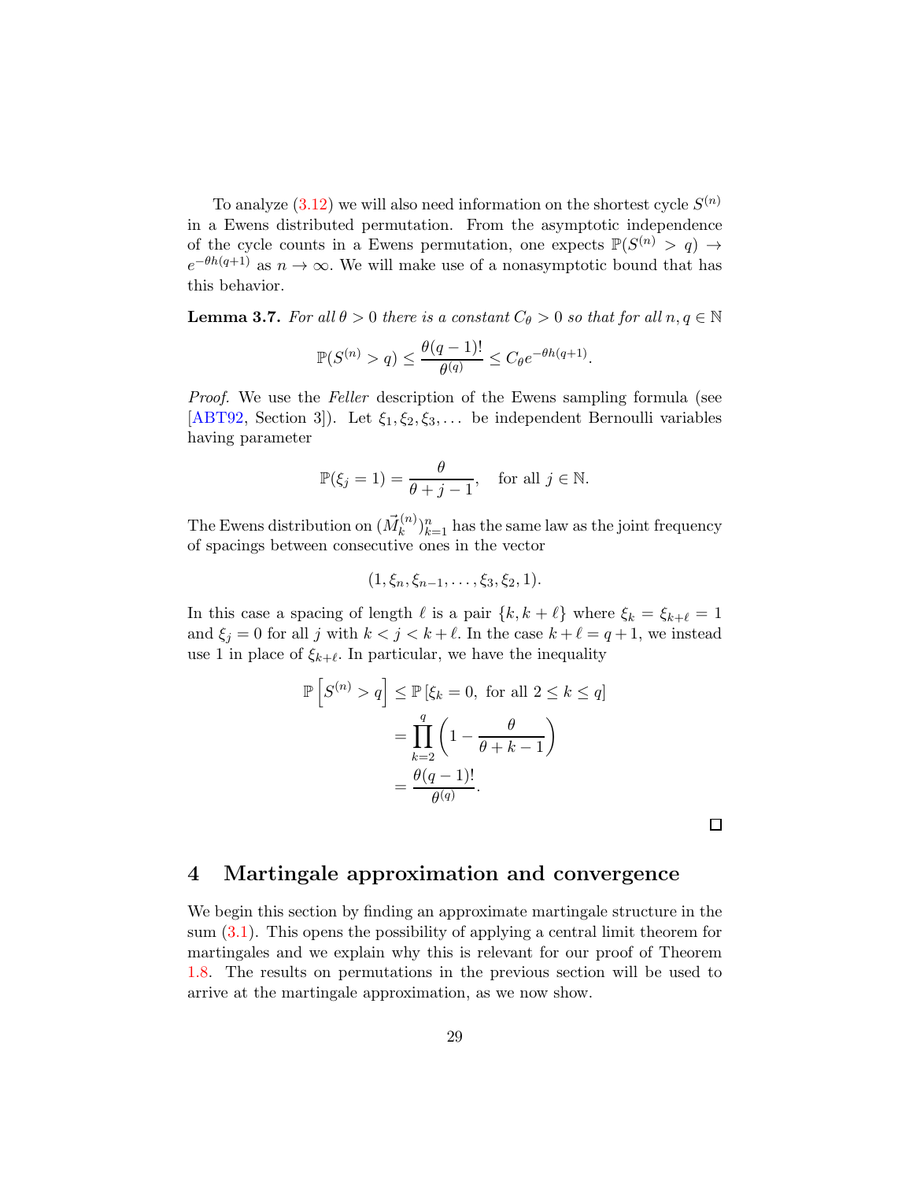To analyze (3.12) we will also need information on the shortest cycle $S^{(n)}$ in a Ewens distributed permutation. From the asymptotic independence of the cycle counts in a Ewens permutation, one expects $\mathbb{P}(S^{(n)} > q) \to e^{-\theta h(q+1)}$ as $n \to \infty$. We will make use of a nonasymptotic bound that has this behavior.

**Lemma 3.7.** *For all $\theta > 0$ there is a constant $C_\theta > 0$ so that for all $n, q \in \mathbb{N}$*

$$\mathbb{P}(S^{(n)} > q) \leq \frac{\theta(q-1)!}{\theta^{(q)}} \leq C_\theta e^{-\theta h(q+1)}.$$

*Proof.* We use the *Feller* description of the Ewens sampling formula (see [ABT92, Section 3]). Let $\xi_1, \xi_2, \xi_3, \ldots$ be independent Bernoulli variables having parameter

$$\mathbb{P}(\xi_j = 1) = \frac{\theta}{\theta + j - 1}, \quad \text{for all } j \in \mathbb{N}.$$

The Ewens distribution on $(\vec{M}_k^{(n)})_{k=1}^n$ has the same law as the joint frequency of spacings between consecutive ones in the vector

$$(1, \xi_n, \xi_{n-1}, \ldots, \xi_3, \xi_2, 1).$$

In this case a spacing of length $\ell$ is a pair $\{k, k+\ell\}$ where $\xi_k = \xi_{k+\ell} = 1$ and $\xi_j = 0$ for all $j$ with $k < j < k + \ell$. In the case $k + \ell = q + 1$, we instead use 1 in place of $\xi_{k+\ell}$. In particular, we have the inequality

$$\begin{aligned}
\mathbb{P}\left[S^{(n)} > q\right] &\leq \mathbb{P}\left[\xi_k = 0, \text{ for all } 2 \leq k \leq q\right] \\
&= \prod_{k=2}^{q} \left(1 - \frac{\theta}{\theta + k - 1}\right) \\
&= \frac{\theta(q-1)!}{\theta^{(q)}}.
\end{aligned}$$

□

# 4 Martingale approximation and convergence

We begin this section by finding an approximate martingale structure in the sum (3.1). This opens the possibility of applying a central limit theorem for martingales and we explain why this is relevant for our proof of Theorem 1.8. The results on permutations in the previous section will be used to arrive at the martingale approximation, as we now show.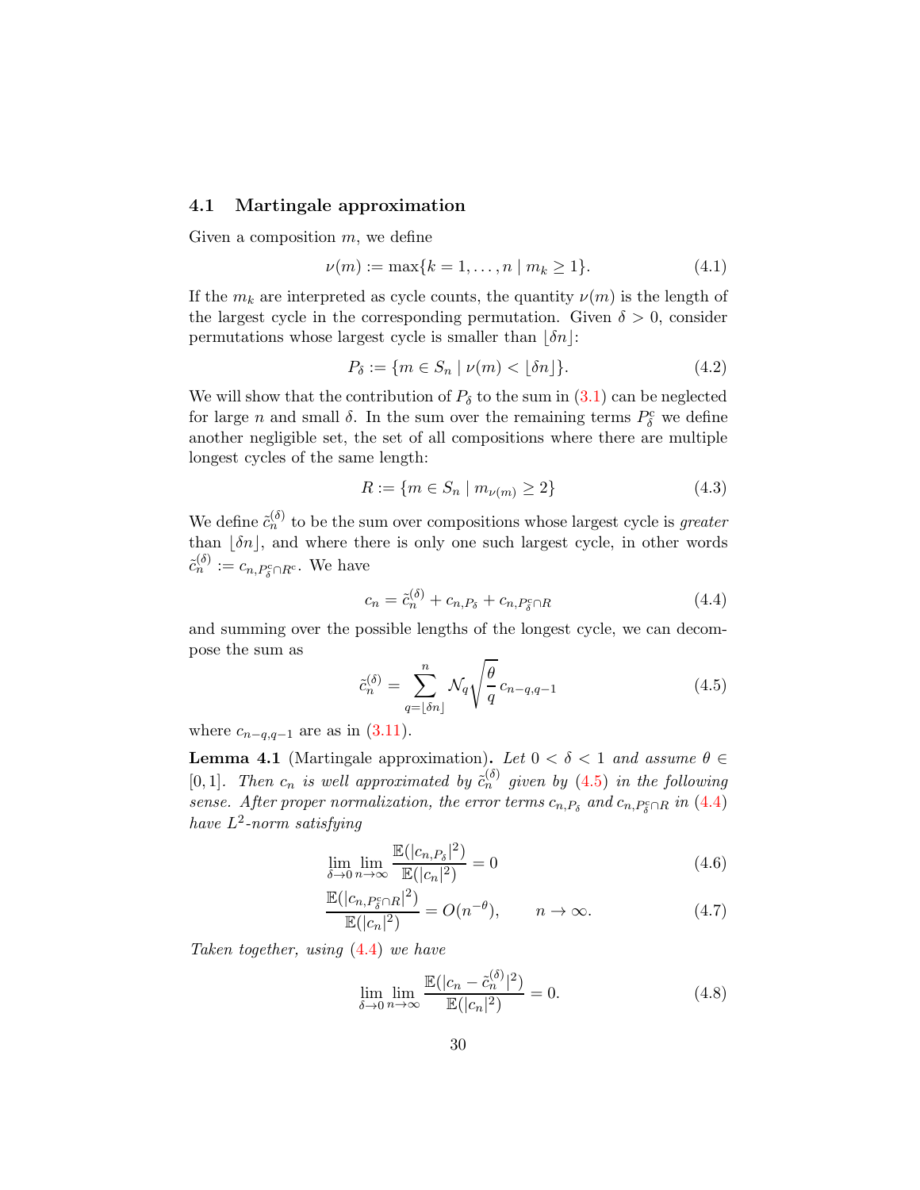### 4.1 Martingale approximation

Given a composition $m$, we define

$$\nu(m) := \max\{k = 1, \ldots, n \mid m_k \geq 1\}. \tag{4.1}$$

If the $m_k$ are interpreted as cycle counts, the quantity $\nu(m)$ is the length of the largest cycle in the corresponding permutation. Given $\delta > 0$, consider permutations whose largest cycle is smaller than $\lfloor \delta n \rfloor$:

$$P_\delta := \{m \in S_n \mid \nu(m) < \lfloor \delta n \rfloor\}. \tag{4.2}$$

We will show that the contribution of $P_\delta$ to the sum in (3.1) can be neglected for large $n$ and small $\delta$. In the sum over the remaining terms $P_\delta^c$ we define another negligible set, the set of all compositions where there are multiple longest cycles of the same length:

$$R := \{m \in S_n \mid m_{\nu(m)} \geq 2\} \tag{4.3}$$

We define $\tilde{c}_n^{(\delta)}$ to be the sum over compositions whose largest cycle is *greater* than $\lfloor \delta n \rfloor$, and where there is only one such largest cycle, in other words $\tilde{c}_n^{(\delta)} := c_{n, P_\delta^c \cap R^c}$. We have

$$c_n = \tilde{c}_n^{(\delta)} + c_{n,P_\delta} + c_{n,P_\delta^c \cap R} \tag{4.4}$$

and summing over the possible lengths of the longest cycle, we can decompose the sum as

$$\tilde{c}_n^{(\delta)} = \sum_{q=\lfloor \delta n \rfloor}^{n} \mathcal{N}_q \sqrt{\frac{\theta}{q}}\, c_{n-q,q-1} \tag{4.5}$$

where $c_{n-q,q-1}$ are as in (3.11).

**Lemma 4.1** (Martingale approximation)**.** *Let $0 < \delta < 1$ and assume $\theta \in [0, 1]$. Then $c_n$ is well approximated by $\tilde{c}_n^{(\delta)}$ given by (4.5) in the following sense. After proper normalization, the error terms $c_{n,P_\delta}$ and $c_{n,P_\delta^c \cap R}$ in (4.4) have $L^2$-norm satisfying*

$$\lim_{\delta \to 0} \lim_{n\to\infty} \frac{\mathbb{E}(|c_{n,P_\delta}|^2)}{\mathbb{E}(|c_n|^2)} = 0 \tag{4.6}$$

$$\frac{\mathbb{E}(|c_{n,P_\delta^c \cap R}|^2)}{\mathbb{E}(|c_n|^2)} = O(n^{-\theta}), \qquad n \to \infty. \tag{4.7}$$

*Taken together, using (4.4) we have*

$$\lim_{\delta \to 0} \lim_{n\to\infty} \frac{\mathbb{E}(|c_n - \tilde{c}_n^{(\delta)}|^2)}{\mathbb{E}(|c_n|^2)} = 0. \tag{4.8}$$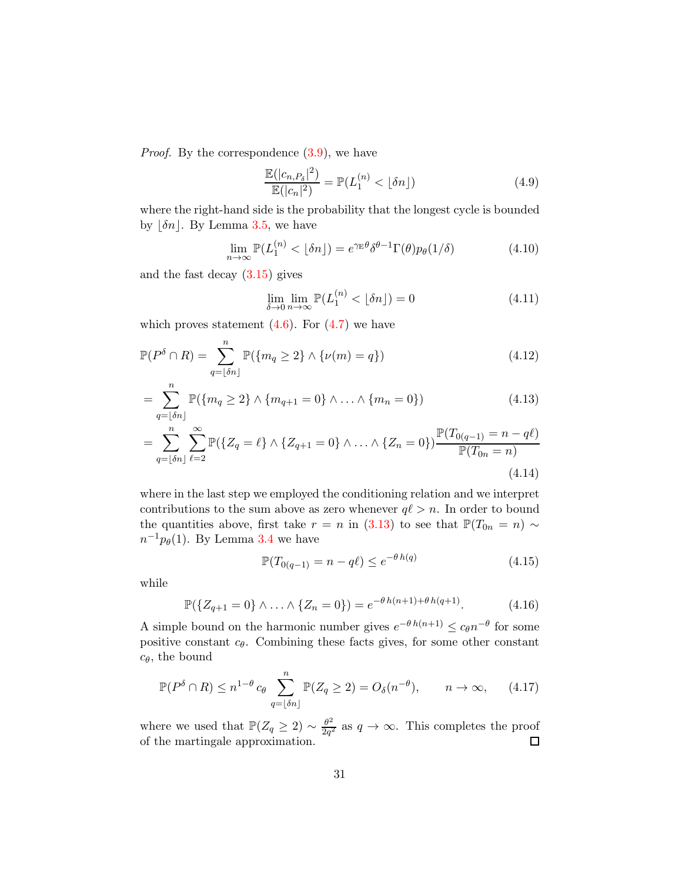*Proof.* By the correspondence (3.9), we have

$$\frac{\mathbb{E}(|c_{n,P_\delta}|^2)}{\mathbb{E}(|c_n|^2)} = \mathbb{P}(L_1^{(n)} < \lfloor \delta n \rfloor) \tag{4.9}$$

where the right-hand side is the probability that the longest cycle is bounded by $\lfloor \delta n \rfloor$. By Lemma 3.5, we have

$$\lim_{n\to\infty} \mathbb{P}(L_1^{(n)} < \lfloor \delta n \rfloor) = e^{\gamma_{\mathrm{E}}\theta} \delta^{\theta-1} \Gamma(\theta) p_\theta(1/\delta) \tag{4.10}$$

and the fast decay (3.15) gives

$$\lim_{\delta\to 0} \lim_{n\to\infty} \mathbb{P}(L_1^{(n)} < \lfloor \delta n \rfloor) = 0 \tag{4.11}$$

which proves statement (4.6). For (4.7) we have

$$\mathbb{P}(P^\delta \cap R) = \sum_{q=\lfloor \delta n \rfloor}^{n} \mathbb{P}(\{m_q \geq 2\} \wedge \{\nu(m) = q\}) \tag{4.12}$$

$$= \sum_{q=\lfloor \delta n \rfloor}^{n} \mathbb{P}(\{m_q \geq 2\} \wedge \{m_{q+1} = 0\} \wedge \ldots \wedge \{m_n = 0\}) \tag{4.13}$$

$$= \sum_{q=\lfloor \delta n \rfloor}^{n} \sum_{\ell=2}^{\infty} \mathbb{P}(\{Z_q = \ell\} \wedge \{Z_{q+1} = 0\} \wedge \ldots \wedge \{Z_n = 0\}) \frac{\mathbb{P}(T_{0(q-1)} = n - q\ell)}{\mathbb{P}(T_{0n} = n)} \tag{4.14}$$

where in the last step we employed the conditioning relation and we interpret contributions to the sum above as zero whenever $q\ell > n$. In order to bound the quantities above, first take $r = n$ in (3.13) to see that $\mathbb{P}(T_{0n} = n) \sim n^{-1} p_\theta(1)$. By Lemma 3.4 we have

$$\mathbb{P}(T_{0(q-1)} = n - q\ell) \leq e^{-\theta\, h(q)} \tag{4.15}$$

while

$$\mathbb{P}(\{Z_{q+1} = 0\} \wedge \ldots \wedge \{Z_n = 0\}) = e^{-\theta\, h(n+1) + \theta\, h(q+1)}. \tag{4.16}$$

A simple bound on the harmonic number gives $e^{-\theta\, h(n+1)} \leq c_\theta n^{-\theta}$ for some positive constant $c_\theta$. Combining these facts gives, for some other constant $c_\theta$, the bound

$$\mathbb{P}(P^\delta \cap R) \leq n^{1-\theta}\, c_\theta \sum_{q=\lfloor \delta n \rfloor}^{n} \mathbb{P}(Z_q \geq 2) = O_\delta(n^{-\theta}), \qquad n \to \infty, \tag{4.17}$$

where we used that $\mathbb{P}(Z_q \geq 2) \sim \frac{\theta^2}{2q^2}$ as $q \to \infty$. This completes the proof of the martingale approximation. $\square$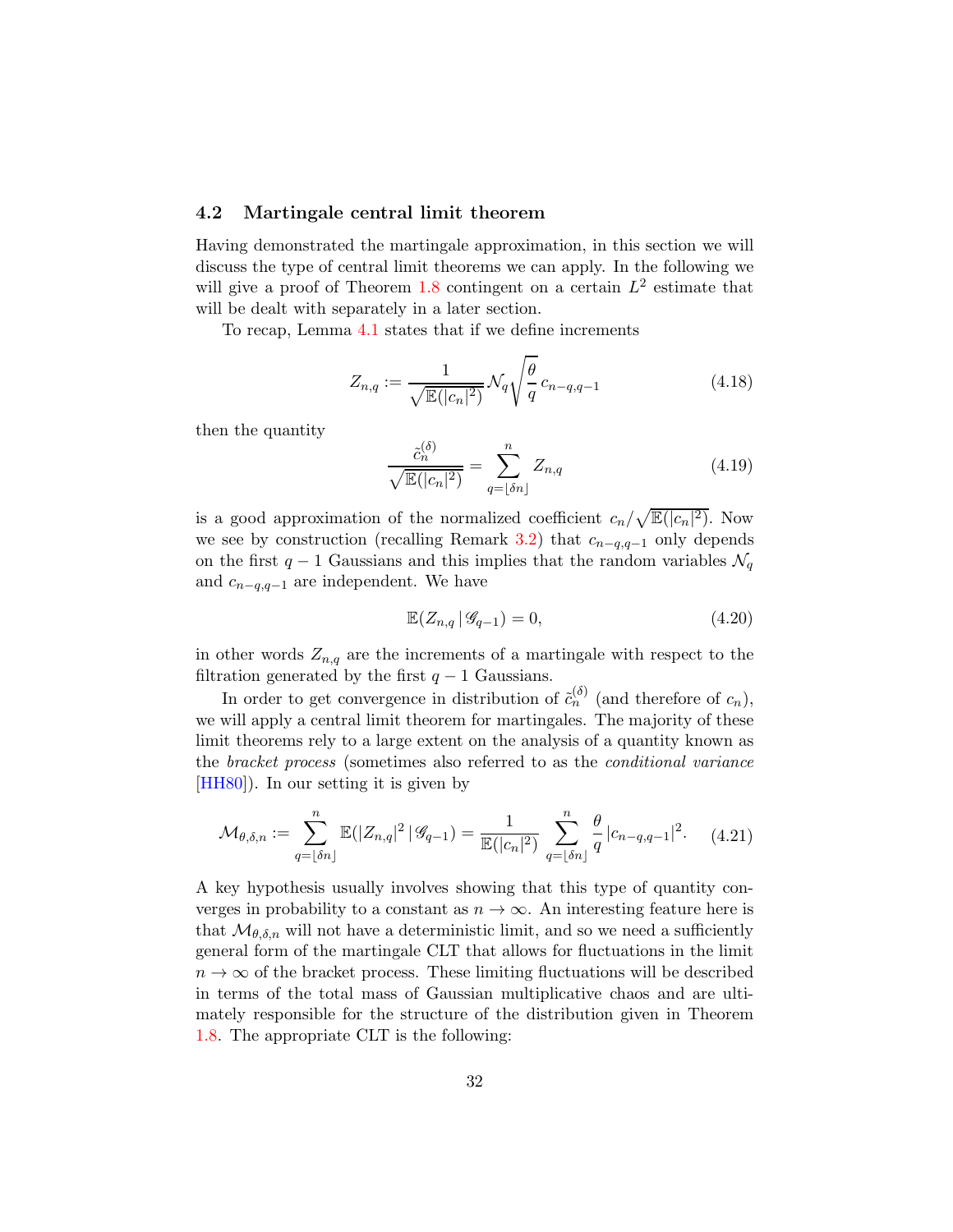### 4.2 Martingale central limit theorem

Having demonstrated the martingale approximation, in this section we will discuss the type of central limit theorems we can apply. In the following we will give a proof of Theorem 1.8 contingent on a certain $L^2$ estimate that will be dealt with separately in a later section.

To recap, Lemma 4.1 states that if we define increments

$$Z_{n,q} := \frac{1}{\sqrt{\mathbb{E}(|c_n|^2)}} \mathcal{N}_q \sqrt{\frac{\theta}{q}}\, c_{n-q,q-1} \tag{4.18}$$

then the quantity

$$\frac{\tilde{c}_n^{(\delta)}}{\sqrt{\mathbb{E}(|c_n|^2)}} = \sum_{q=\lfloor \delta n \rfloor}^{n} Z_{n,q} \tag{4.19}$$

is a good approximation of the normalized coefficient $c_n/\sqrt{\mathbb{E}(|c_n|^2)}$. Now we see by construction (recalling Remark 3.2) that $c_{n-q,q-1}$ only depends on the first $q-1$ Gaussians and this implies that the random variables $\mathcal{N}_q$ and $c_{n-q,q-1}$ are independent. We have

$$\mathbb{E}(Z_{n,q} \,|\, \mathscr{G}_{q-1}) = 0, \tag{4.20}$$

in other words $Z_{n,q}$ are the increments of a martingale with respect to the filtration generated by the first $q-1$ Gaussians.

In order to get convergence in distribution of $\tilde{c}_n^{(\delta)}$ (and therefore of $c_n$), we will apply a central limit theorem for martingales. The majority of these limit theorems rely to a large extent on the analysis of a quantity known as the *bracket process* (sometimes also referred to as the *conditional variance* [HH80]). In our setting it is given by

$$\mathcal{M}_{\theta,\delta,n} := \sum_{q=\lfloor \delta n \rfloor}^{n} \mathbb{E}(|Z_{n,q}|^2 \,|\, \mathscr{G}_{q-1}) = \frac{1}{\mathbb{E}(|c_n|^2)} \sum_{q=\lfloor \delta n \rfloor}^{n} \frac{\theta}{q}\, |c_{n-q,q-1}|^2. \tag{4.21}$$

A key hypothesis usually involves showing that this type of quantity converges in probability to a constant as $n \to \infty$. An interesting feature here is that $\mathcal{M}_{\theta,\delta,n}$ will not have a deterministic limit, and so we need a sufficiently general form of the martingale CLT that allows for fluctuations in the limit $n \to \infty$ of the bracket process. These limiting fluctuations will be described in terms of the total mass of Gaussian multiplicative chaos and are ultimately responsible for the structure of the distribution given in Theorem 1.8. The appropriate CLT is the following: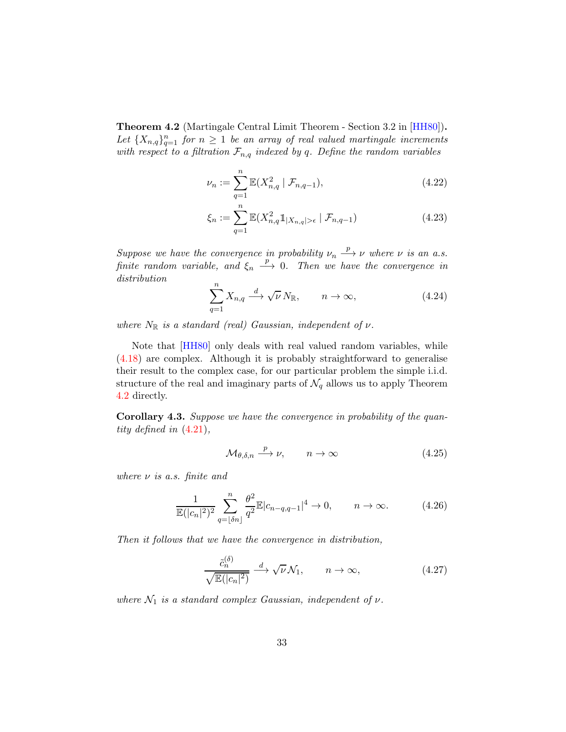**Theorem 4.2** (Martingale Central Limit Theorem - Section 3.2 in [HH80])**.** *Let $\{X_{n,q}\}_{q=1}^n$ for $n \geq 1$ be an array of real valued martingale increments with respect to a filtration $\mathcal{F}_{n,q}$ indexed by $q$. Define the random variables*

$$\nu_n := \sum_{q=1}^{n} \mathbb{E}(X_{n,q}^2 \mid \mathcal{F}_{n,q-1}), \tag{4.22}$$

$$\xi_n := \sum_{q=1}^{n} \mathbb{E}(X_{n,q}^2 \mathbb{1}_{|X_{n,q}|>\epsilon} \mid \mathcal{F}_{n,q-1}) \tag{4.23}$$

*Suppose we have the convergence in probability $\nu_n \xrightarrow{p} \nu$ where $\nu$ is an a.s. finite random variable, and $\xi_n \xrightarrow{p} 0$. Then we have the convergence in distribution*

$$\sum_{q=1}^{n} X_{n,q} \xrightarrow{d} \sqrt{\nu}\, N_{\mathbb{R}}, \qquad n \to \infty, \tag{4.24}$$

*where $N_{\mathbb{R}}$ is a standard (real) Gaussian, independent of $\nu$.*

Note that [HH80] only deals with real valued random variables, while (4.18) are complex. Although it is probably straightforward to generalise their result to the complex case, for our particular problem the simple i.i.d. structure of the real and imaginary parts of $\mathcal{N}_q$ allows us to apply Theorem 4.2 directly.

**Corollary 4.3.** *Suppose we have the convergence in probability of the quantity defined in (4.21),*

$$\mathcal{M}_{\theta,\delta,n} \xrightarrow{p} \nu, \qquad n \to \infty \tag{4.25}$$

*where $\nu$ is a.s. finite and*

$$\frac{1}{\mathbb{E}(|c_n|^2)^2} \sum_{q=\lfloor \delta n \rfloor}^{n} \frac{\theta^2}{q^2} \mathbb{E}|c_{n-q,q-1}|^4 \to 0, \qquad n \to \infty. \tag{4.26}$$

*Then it follows that we have the convergence in distribution,*

$$\frac{\tilde{c}_n^{(\delta)}}{\sqrt{\mathbb{E}(|c_n|^2)}} \xrightarrow{d} \sqrt{\nu}\,\mathcal{N}_1, \qquad n \to \infty, \tag{4.27}$$

*where $\mathcal{N}_1$ is a standard complex Gaussian, independent of $\nu$.*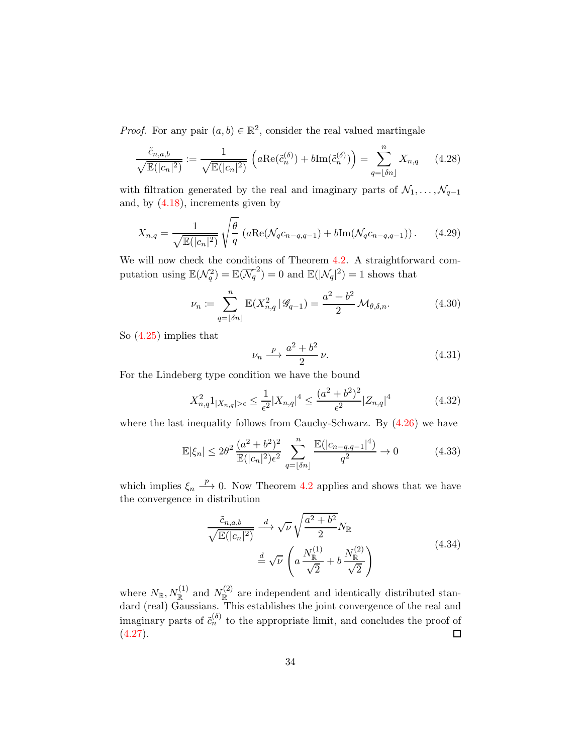*Proof.* For any pair $(a, b) \in \mathbb{R}^2$, consider the real valued martingale

$$\frac{\tilde{c}_{n,a,b}}{\sqrt{\mathbb{E}(|c_n|^2)}} := \frac{1}{\sqrt{\mathbb{E}(|c_n|^2)}} \left( a\mathrm{Re}(\tilde{c}_n^{(\delta)}) + b\mathrm{Im}(\tilde{c}_n^{(\delta)}) \right) = \sum_{q=\lfloor \delta n \rfloor}^{n} X_{n,q} \tag{4.28}$$

with filtration generated by the real and imaginary parts of $\mathcal{N}_1, \dots, \mathcal{N}_{q-1}$ and, by (4.18), increments given by

$$X_{n,q} = \frac{1}{\sqrt{\mathbb{E}(|c_n|^2)}} \sqrt{\frac{\theta}{q}} \left( a\mathrm{Re}(\mathcal{N}_q c_{n-q,q-1}) + b\mathrm{Im}(\mathcal{N}_q c_{n-q,q-1}) \right). \tag{4.29}$$

We will now check the conditions of Theorem 4.2. A straightforward computation using $\mathbb{E}(\mathcal{N}_q^2) = \mathbb{E}(\overline{\mathcal{N}_q}^2) = 0$ and $\mathbb{E}(|\mathcal{N}_q|^2) = 1$ shows that

$$\nu_n := \sum_{q=\lfloor \delta n \rfloor}^{n} \mathbb{E}(X_{n,q}^2 \,|\, \mathscr{G}_{q-1}) = \frac{a^2 + b^2}{2} \mathcal{M}_{\theta,\delta,n}. \tag{4.30}$$

So (4.25) implies that

$$\nu_n \xrightarrow{p} \frac{a^2 + b^2}{2} \nu. \tag{4.31}$$

For the Lindeberg type condition we have the bound

$$X_{n,q}^2 1_{|X_{n,q}| > \epsilon} \leq \frac{1}{\epsilon^2} |X_{n,q}|^4 \leq \frac{(a^2 + b^2)^2}{\epsilon^2} |Z_{n,q}|^4 \tag{4.32}$$

where the last inequality follows from Cauchy-Schwarz. By (4.26) we have

$$\mathbb{E}|\xi_n| \leq 2\theta^2 \frac{(a^2 + b^2)^2}{\mathbb{E}(|c_n|^2)\epsilon^2} \sum_{q=\lfloor \delta n \rfloor}^{n} \frac{\mathbb{E}(|c_{n-q,q-1}|^4)}{q^2} \to 0 \tag{4.33}$$

which implies $\xi_n \xrightarrow{p} 0$. Now Theorem 4.2 applies and shows that we have the convergence in distribution

$$\begin{aligned} \frac{\tilde{c}_{n,a,b}}{\sqrt{\mathbb{E}(|c_n|^2)}} &\xrightarrow{d} \sqrt{\nu} \sqrt{\frac{a^2 + b^2}{2}} N_{\mathbb{R}} \\ &\stackrel{d}{=} \sqrt{\nu} \left( a \frac{N_{\mathbb{R}}^{(1)}}{\sqrt{2}} + b \frac{N_{\mathbb{R}}^{(2)}}{\sqrt{2}} \right) \end{aligned} \tag{4.34}$$

where $N_{\mathbb{R}}, N_{\mathbb{R}}^{(1)}$ and $N_{\mathbb{R}}^{(2)}$ are independent and identically distributed standard (real) Gaussians. This establishes the joint convergence of the real and imaginary parts of $\tilde{c}_n^{(\delta)}$ to the appropriate limit, and concludes the proof of (4.27). □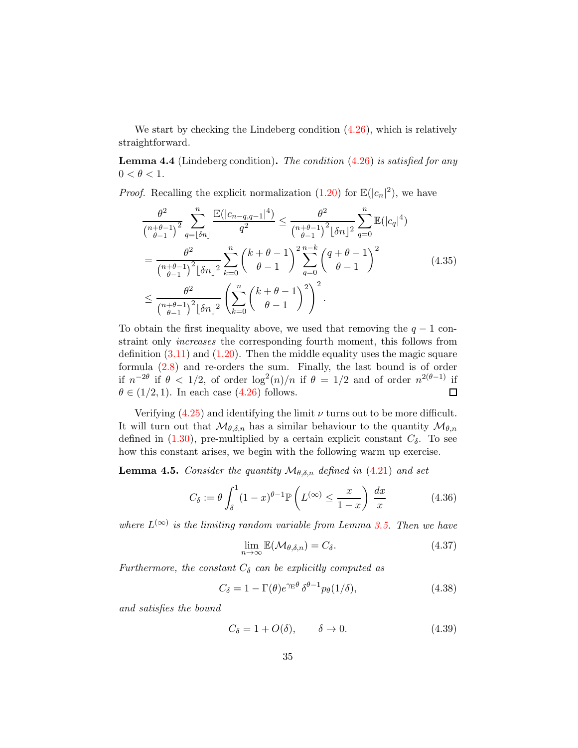We start by checking the Lindeberg condition (4.26), which is relatively straightforward.

**Lemma 4.4** (Lindeberg condition)**.** *The condition* (4.26) *is satisfied for any* $0 < \theta < 1$.

*Proof.* Recalling the explicit normalization (1.20) for $\mathbb{E}(|c_n|^2)$, we have

$$
\begin{aligned}
&\frac{\theta^2}{\binom{n+\theta-1}{\theta-1}^2} \sum_{q=\lfloor \delta n \rfloor}^{n} \frac{\mathbb{E}(|c_{n-q,q-1}|^4)}{q^2} \leq \frac{\theta^2}{\binom{n+\theta-1}{\theta-1}^2 \lfloor \delta n \rfloor^2} \sum_{q=0}^{n} \mathbb{E}(|c_q|^4) \\
&= \frac{\theta^2}{\binom{n+\theta-1}{\theta-1}^2 \lfloor \delta n \rfloor^2} \sum_{k=0}^{n} \binom{k+\theta-1}{\theta-1}^2 \sum_{q=0}^{n-k} \binom{q+\theta-1}{\theta-1}^2 \\
&\leq \frac{\theta^2}{\binom{n+\theta-1}{\theta-1}^2 \lfloor \delta n \rfloor^2} \left( \sum_{k=0}^{n} \binom{k+\theta-1}{\theta-1}^2 \right)^2 .
\end{aligned}
\tag{4.35}
$$

To obtain the first inequality above, we used that removing the $q-1$ constraint only *increases* the corresponding fourth moment, this follows from definition (3.11) and (1.20). Then the middle equality uses the magic square formula (2.8) and re-orders the sum. Finally, the last bound is of order if $n^{-2\theta}$ if $\theta < 1/2$, of order $\log^2(n)/n$ if $\theta = 1/2$ and of order $n^{2(\theta-1)}$ if $\theta \in (1/2, 1)$. In each case (4.26) follows. $\square$

Verifying (4.25) and identifying the limit $\nu$ turns out to be more difficult. It will turn out that $\mathcal{M}_{\theta,\delta,n}$ has a similar behaviour to the quantity $\mathcal{M}_{\theta,n}$ defined in (1.30), pre-multiplied by a certain explicit constant $C_\delta$. To see how this constant arises, we begin with the following warm up exercise.

**Lemma 4.5.** *Consider the quantity* $\mathcal{M}_{\theta,\delta,n}$ *defined in* (4.21) *and set*

$$
C_\delta := \theta \int_\delta^1 (1-x)^{\theta-1} \mathbb{P}\left( L^{(\infty)} \leq \frac{x}{1-x} \right) \frac{dx}{x} \tag{4.36}
$$

*where* $L^{(\infty)}$ *is the limiting random variable from Lemma 3.5. Then we have*

$$
\lim_{n\to\infty} \mathbb{E}(\mathcal{M}_{\theta,\delta,n}) = C_\delta. \tag{4.37}
$$

*Furthermore, the constant* $C_\delta$ *can be explicitly computed as*

$$
C_\delta = 1 - \Gamma(\theta) e^{\gamma_{\mathrm{E}}\theta} \delta^{\theta-1} p_\theta(1/\delta), \tag{4.38}
$$

*and satisfies the bound*

$$
C_\delta = 1 + O(\delta), \qquad \delta \to 0. \tag{4.39}
$$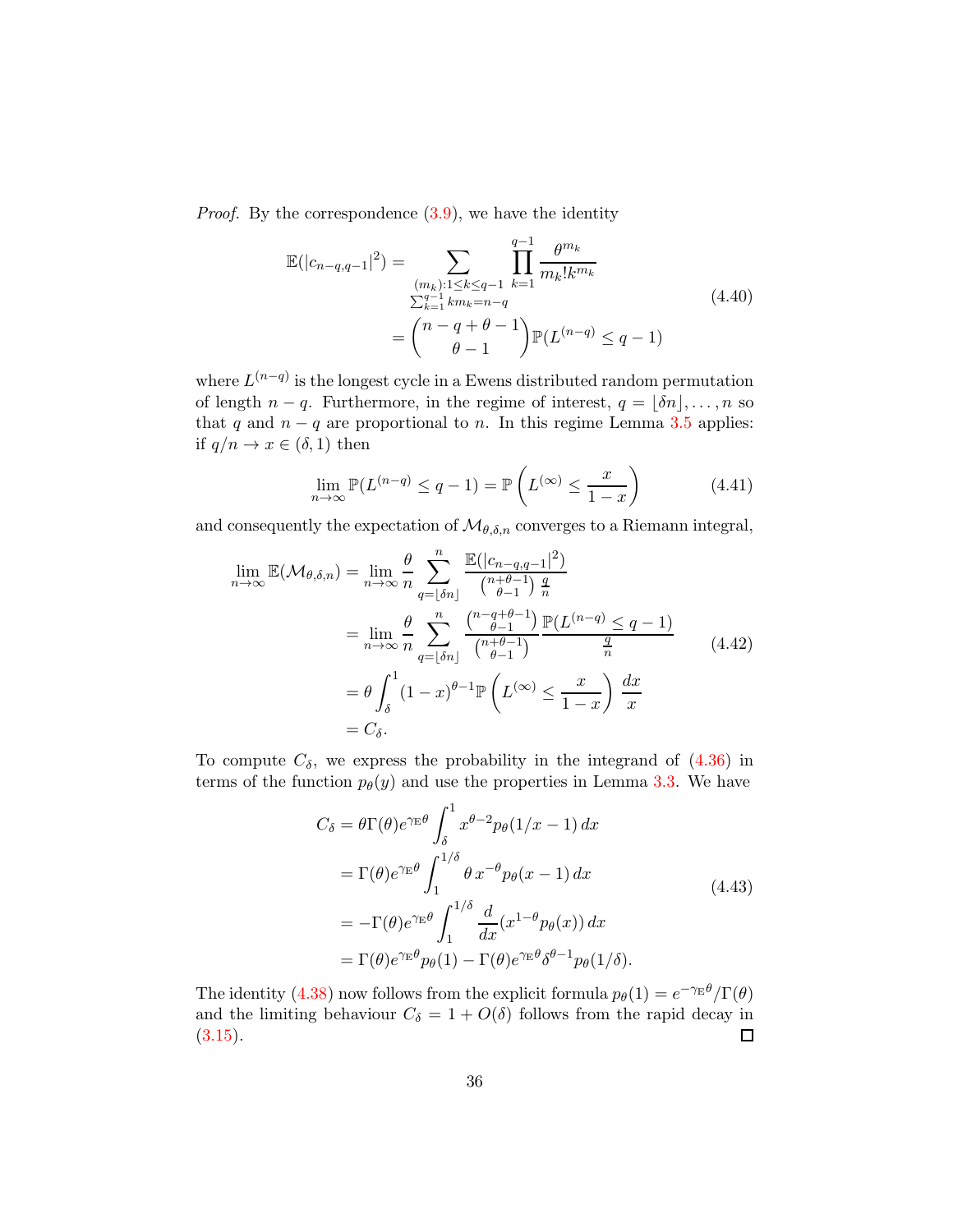*Proof.* By the correspondence (3.9), we have the identity

$$
\begin{aligned}
\mathbb{E}(|c_{n-q,q-1}|^2) &= \sum_{\substack{(m_k):1\le k\le q-1\\ \sum_{k=1}^{q-1} k m_k = n-q}} \prod_{k=1}^{q-1} \frac{\theta^{m_k}}{m_k! k^{m_k}} \\
&= \binom{n-q+\theta-1}{\theta-1} \mathbb{P}(L^{(n-q)} \le q-1)
\end{aligned}
\tag{4.40}
$$

where $L^{(n-q)}$ is the longest cycle in a Ewens distributed random permutation of length $n-q$. Furthermore, in the regime of interest, $q = \lfloor \delta n \rfloor, \ldots, n$ so that $q$ and $n-q$ are proportional to $n$. In this regime Lemma 3.5 applies: if $q/n \to x \in (\delta, 1)$ then

$$
\lim_{n\to\infty} \mathbb{P}(L^{(n-q)} \le q-1) = \mathbb{P}\left(L^{(\infty)} \le \frac{x}{1-x}\right)
\tag{4.41}
$$

and consequently the expectation of $\mathcal{M}_{\theta,\delta,n}$ converges to a Riemann integral,

$$
\begin{aligned}
\lim_{n\to\infty} \mathbb{E}(\mathcal{M}_{\theta,\delta,n}) &= \lim_{n\to\infty} \frac{\theta}{n} \sum_{q=\lfloor \delta n \rfloor}^{n} \frac{\mathbb{E}(|c_{n-q,q-1}|^2)}{\binom{n+\theta-1}{\theta-1} \frac{q}{n}} \\
&= \lim_{n\to\infty} \frac{\theta}{n} \sum_{q=\lfloor \delta n \rfloor}^{n} \frac{\binom{n-q+\theta-1}{\theta-1}}{\binom{n+\theta-1}{\theta-1}} \frac{\mathbb{P}(L^{(n-q)} \le q-1)}{\frac{q}{n}} \\
&= \theta \int_{\delta}^{1} (1-x)^{\theta-1} \mathbb{P}\left(L^{(\infty)} \le \frac{x}{1-x}\right) \frac{dx}{x} \\
&= C_\delta.
\end{aligned}
\tag{4.42}
$$

To compute $C_\delta$, we express the probability in the integrand of (4.36) in terms of the function $p_\theta(y)$ and use the properties in Lemma 3.3. We have

$$
\begin{aligned}
C_\delta &= \theta \Gamma(\theta) e^{\gamma_{\mathrm{E}} \theta} \int_{\delta}^{1} x^{\theta-2} p_\theta(1/x - 1)\, dx \\
&= \Gamma(\theta) e^{\gamma_{\mathrm{E}} \theta} \int_{1}^{1/\delta} \theta\, x^{-\theta} p_\theta(x-1)\, dx \\
&= -\Gamma(\theta) e^{\gamma_{\mathrm{E}} \theta} \int_{1}^{1/\delta} \frac{d}{dx}(x^{1-\theta} p_\theta(x))\, dx \\
&= \Gamma(\theta) e^{\gamma_{\mathrm{E}} \theta} p_\theta(1) - \Gamma(\theta) e^{\gamma_{\mathrm{E}} \theta} \delta^{\theta-1} p_\theta(1/\delta).
\end{aligned}
\tag{4.43}
$$

The identity (4.38) now follows from the explicit formula $p_\theta(1) = e^{-\gamma_{\mathrm{E}} \theta}/\Gamma(\theta)$ and the limiting behaviour $C_\delta = 1 + O(\delta)$ follows from the rapid decay in (3.15). ◻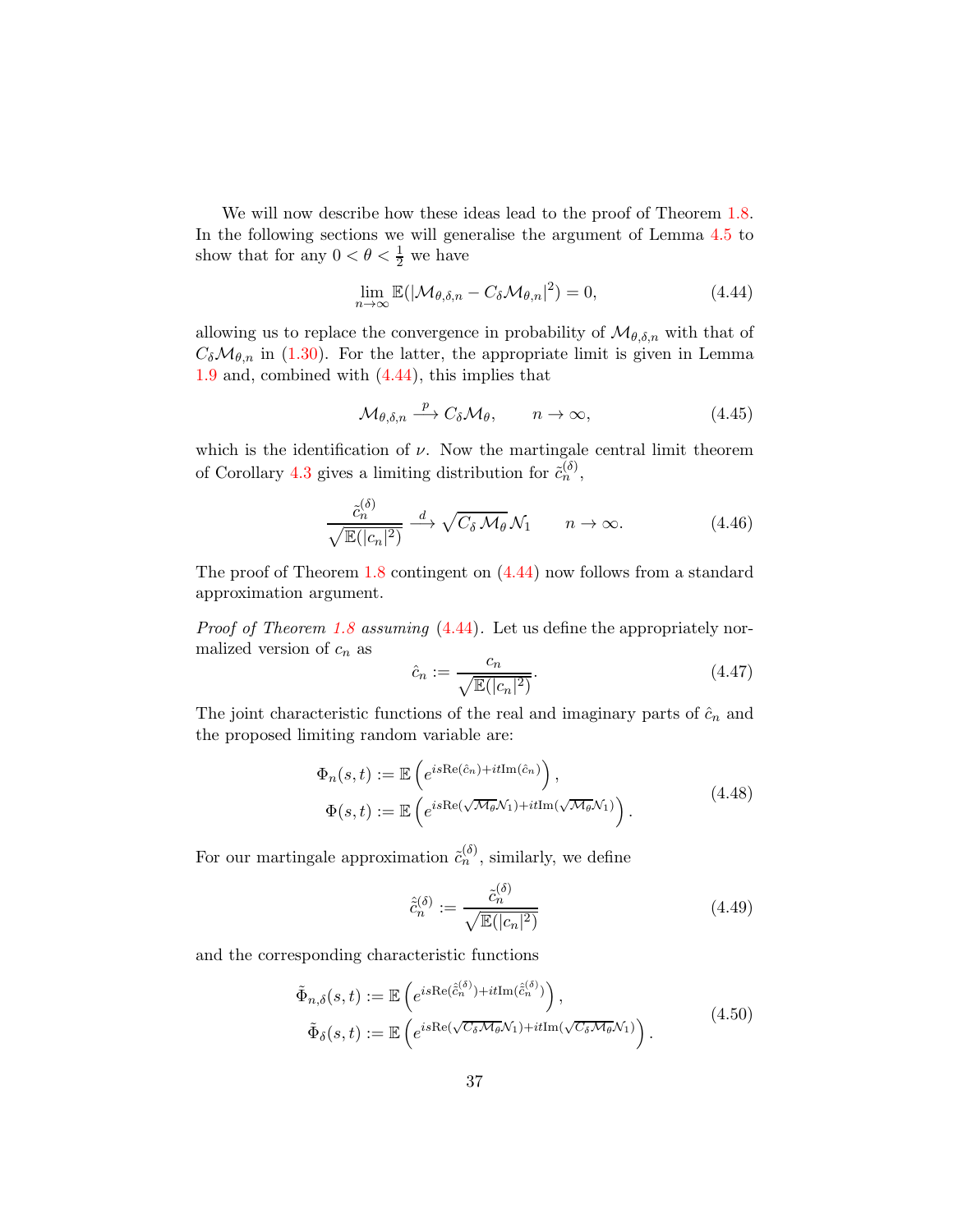We will now describe how these ideas lead to the proof of Theorem 1.8. In the following sections we will generalise the argument of Lemma 4.5 to show that for any $0 < \theta < \frac{1}{2}$ we have

$$\lim_{n\to\infty} \mathbb{E}(|\mathcal{M}_{\theta,\delta,n} - C_\delta \mathcal{M}_{\theta,n}|^2) = 0, \tag{4.44}$$

allowing us to replace the convergence in probability of $\mathcal{M}_{\theta,\delta,n}$ with that of $C_\delta \mathcal{M}_{\theta,n}$ in (1.30). For the latter, the appropriate limit is given in Lemma 1.9 and, combined with (4.44), this implies that

$$\mathcal{M}_{\theta,\delta,n} \xrightarrow{p} C_\delta \mathcal{M}_\theta, \qquad n \to \infty, \tag{4.45}$$

which is the identification of $\nu$. Now the martingale central limit theorem of Corollary 4.3 gives a limiting distribution for $\tilde{c}_n^{(\delta)}$,

$$\frac{\tilde{c}_n^{(\delta)}}{\sqrt{\mathbb{E}(|c_n|^2)}} \xrightarrow{d} \sqrt{C_\delta \mathcal{M}_\theta}\mathcal{N}_1 \qquad n \to \infty. \tag{4.46}$$

The proof of Theorem 1.8 contingent on (4.44) now follows from a standard approximation argument.

*Proof of Theorem 1.8 assuming* (4.44). Let us define the appropriately normalized version of $c_n$ as

$$\hat{c}_n := \frac{c_n}{\sqrt{\mathbb{E}(|c_n|^2)}}. \tag{4.47}$$

The joint characteristic functions of the real and imaginary parts of $\hat{c}_n$ and the proposed limiting random variable are:

$$\begin{aligned} \Phi_n(s,t) &:= \mathbb{E}\left(e^{is\mathrm{Re}(\hat{c}_n) + it\mathrm{Im}(\hat{c}_n)}\right), \\ \Phi(s,t) &:= \mathbb{E}\left(e^{is\mathrm{Re}(\sqrt{\mathcal{M}_\theta}\mathcal{N}_1) + it\mathrm{Im}(\sqrt{\mathcal{M}_\theta}\mathcal{N}_1)}\right). \end{aligned} \tag{4.48}$$

For our martingale approximation $\tilde{c}_n^{(\delta)}$, similarly, we define

$$\hat{\tilde{c}}_n^{(\delta)} := \frac{\tilde{c}_n^{(\delta)}}{\sqrt{\mathbb{E}(|c_n|^2)}} \tag{4.49}$$

and the corresponding characteristic functions

$$\begin{aligned} \tilde{\Phi}_{n,\delta}(s,t) &:= \mathbb{E}\left(e^{is\mathrm{Re}(\hat{\tilde{c}}_n^{(\delta)}) + it\mathrm{Im}(\hat{\tilde{c}}_n^{(\delta)})}\right), \\ \tilde{\Phi}_\delta(s,t) &:= \mathbb{E}\left(e^{is\mathrm{Re}(\sqrt{C_\delta \mathcal{M}_\theta}\mathcal{N}_1) + it\mathrm{Im}(\sqrt{C_\delta \mathcal{M}_\theta}\mathcal{N}_1)}\right). \end{aligned} \tag{4.50}$$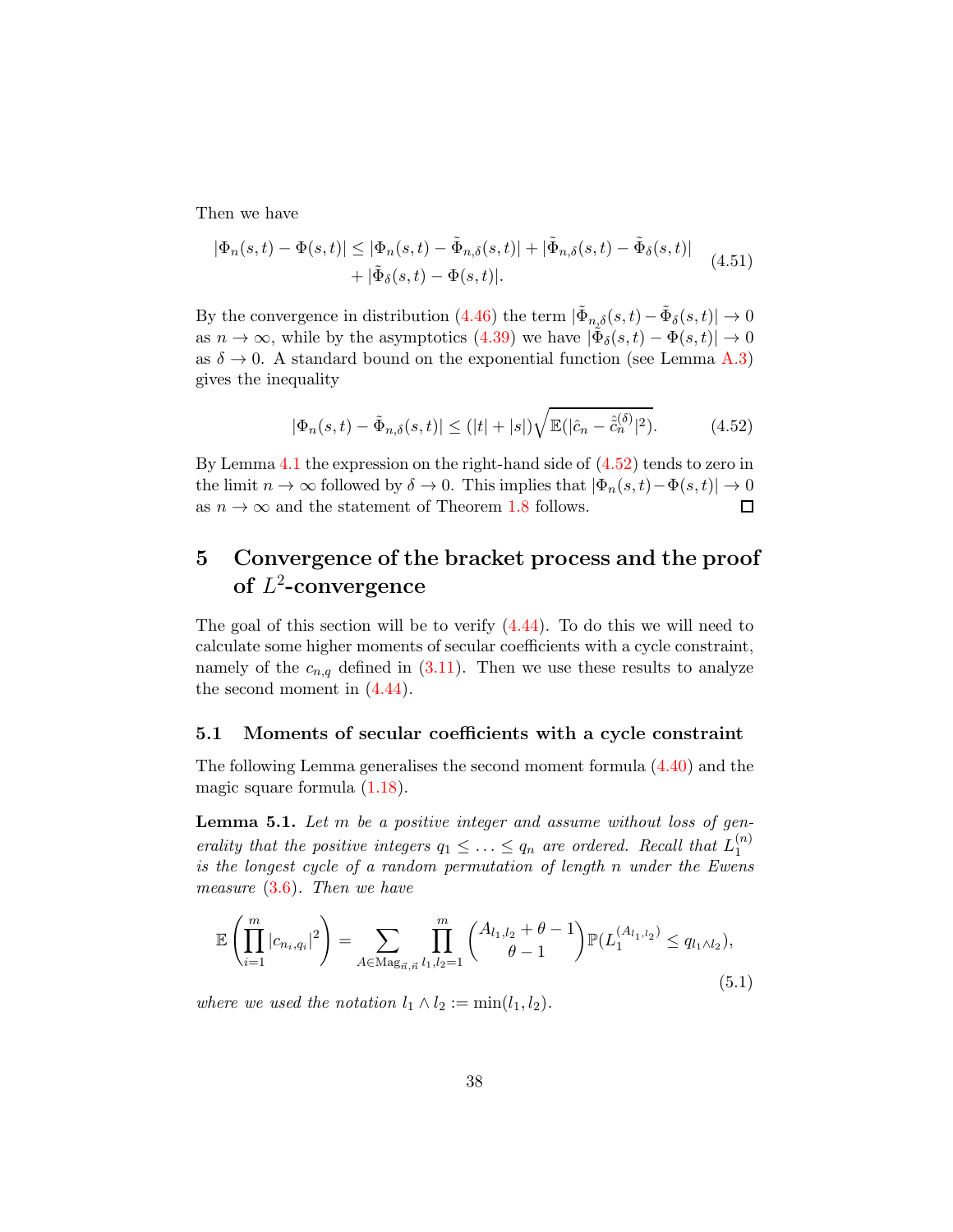Then we have

$$
\begin{aligned}
|\Phi_n(s,t) - \Phi(s,t)| \le |\Phi_n(s,t) - \tilde{\Phi}_{n,\delta}(s,t)| + |\tilde{\Phi}_{n,\delta}(s,t) - \tilde{\Phi}_{\delta}(s,t)| \\
+ |\tilde{\Phi}_{\delta}(s,t) - \Phi(s,t)|.
\end{aligned}
\tag{4.51}
$$

By the convergence in distribution (4.46) the term $|\tilde{\Phi}_{n,\delta}(s,t) - \tilde{\Phi}_{\delta}(s,t)| \to 0$ as $n \to \infty$, while by the asymptotics (4.39) we have $|\tilde{\Phi}_{\delta}(s,t) - \Phi(s,t)| \to 0$ as $\delta \to 0$. A standard bound on the exponential function (see Lemma A.3) gives the inequality

$$
|\Phi_n(s,t) - \tilde{\Phi}_{n,\delta}(s,t)| \le (|t| + |s|)\sqrt{\mathbb{E}(|\hat{c}_n - \hat{\tilde{c}}_n^{(\delta)}|^2)}. \tag{4.52}
$$

By Lemma 4.1 the expression on the right-hand side of (4.52) tends to zero in the limit $n \to \infty$ followed by $\delta \to 0$. This implies that $|\Phi_n(s,t) - \Phi(s,t)| \to 0$ as $n \to \infty$ and the statement of Theorem 1.8 follows. □

# 5 Convergence of the bracket process and the proof of $L^2$-convergence

The goal of this section will be to verify (4.44). To do this we will need to calculate some higher moments of secular coefficients with a cycle constraint, namely of the $c_{n,q}$ defined in (3.11). Then we use these results to analyze the second moment in (4.44).

## 5.1 Moments of secular coefficients with a cycle constraint

The following Lemma generalises the second moment formula (4.40) and the magic square formula (1.18).

**Lemma 5.1.** *Let $m$ be a positive integer and assume without loss of generality that the positive integers $q_1 \le \ldots \le q_n$ are ordered. Recall that $L_1^{(n)}$ is the longest cycle of a random permutation of length $n$ under the Ewens measure (3.6). Then we have*

$$
\mathbb{E}\left(\prod_{i=1}^{m} |c_{n_i,q_i}|^2\right) = \sum_{A \in \mathrm{Mag}_{\vec{n},\vec{n}}} \prod_{l_1,l_2=1}^{m} \binom{A_{l_1,l_2} + \theta - 1}{\theta - 1} \mathbb{P}(L_1^{(A_{l_1,l_2})} \le q_{l_1 \wedge l_2}),
\tag{5.1}
$$

*where we used the notation $l_1 \wedge l_2 := \min(l_1, l_2)$.*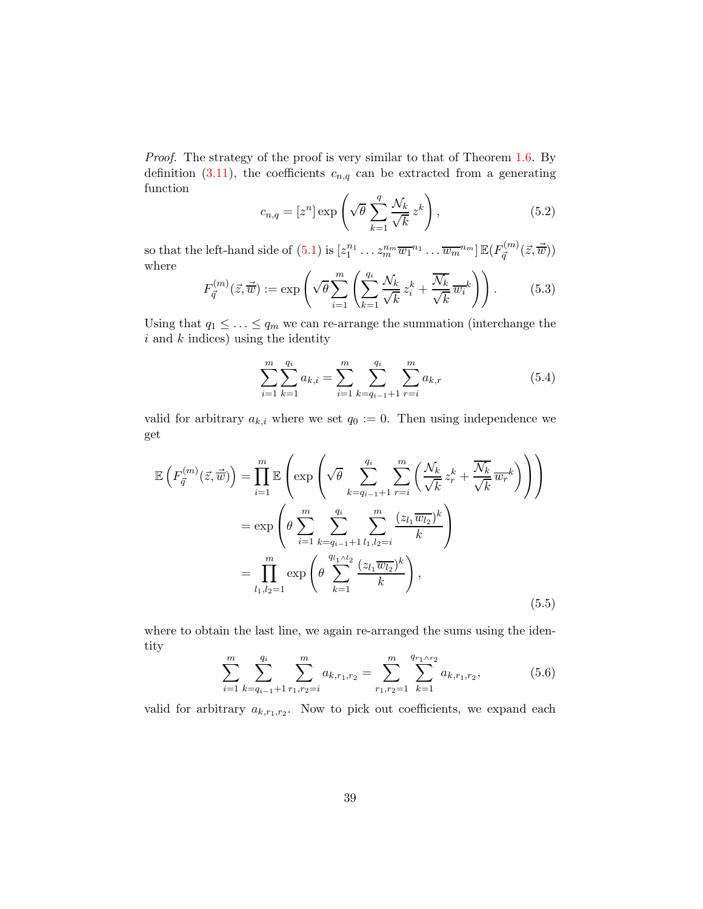*Proof.* The strategy of the proof is very similar to that of Theorem 1.6. By definition (3.11), the coefficients $c_{n,q}$ can be extracted from a generating function

$$c_{n,q} = [z^n] \exp\left(\sqrt{\theta} \sum_{k=1}^{q} \frac{\mathcal{N}_k}{\sqrt{k}} z^k\right), \tag{5.2}$$

so that the left-hand side of (5.1) is $[z_1^{n_1} \dots z_m^{n_m} \overline{w_1}^{n_1} \dots \overline{w_m}^{n_m}] \, \mathbb{E}(F_{\vec{q}}^{(m)}(\vec{z}, \vec{\overline{w}}))$ where

$$F_{\vec{q}}^{(m)}(\vec{z}, \vec{\overline{w}}) := \exp\left(\sqrt{\theta} \sum_{i=1}^{m} \left(\sum_{k=1}^{q_i} \frac{\mathcal{N}_k}{\sqrt{k}} z_i^k + \frac{\overline{\mathcal{N}_k}}{\sqrt{k}} \overline{w_i}^k\right)\right). \tag{5.3}$$

Using that $q_1 \leq \ldots \leq q_m$ we can re-arrange the summation (interchange the $i$ and $k$ indices) using the identity

$$\sum_{i=1}^{m} \sum_{k=1}^{q_i} a_{k,i} = \sum_{i=1}^{m} \sum_{k=q_{i-1}+1}^{q_i} \sum_{r=i}^{m} a_{k,r} \tag{5.4}$$

valid for arbitrary $a_{k,i}$ where we set $q_0 := 0$. Then using independence we get

$$\begin{aligned}
\mathbb{E}\left(F_{\vec{q}}^{(m)}(\vec{z}, \vec{\overline{w}})\right) &= \prod_{i=1}^{m} \mathbb{E}\left(\exp\left(\sqrt{\theta} \sum_{k=q_{i-1}+1}^{q_i} \sum_{r=i}^{m} \left(\frac{\mathcal{N}_k}{\sqrt{k}} z_r^k + \frac{\overline{\mathcal{N}_k}}{\sqrt{k}} \overline{w_r}^k\right)\right)\right) \\
&= \exp\left(\theta \sum_{i=1}^{m} \sum_{k=q_{i-1}+1}^{q_i} \sum_{l_1,l_2=i}^{m} \frac{(z_{l_1} \overline{w_{l_2}})^k}{k}\right) \\
&= \prod_{l_1,l_2=1}^{m} \exp\left(\theta \sum_{k=1}^{q_{l_1 \wedge l_2}} \frac{(z_{l_1} \overline{w_{l_2}})^k}{k}\right),
\end{aligned} \tag{5.5}$$

where to obtain the last line, we again re-arranged the sums using the identity

$$\sum_{i=1}^{m} \sum_{k=q_{i-1}+1}^{q_i} \sum_{r_1,r_2=i}^{m} a_{k,r_1,r_2} = \sum_{r_1,r_2=1}^{m} \sum_{k=1}^{q_{r_1 \wedge r_2}} a_{k,r_1,r_2}, \tag{5.6}$$

valid for arbitrary $a_{k,r_1,r_2}$. Now to pick out coefficients, we expand each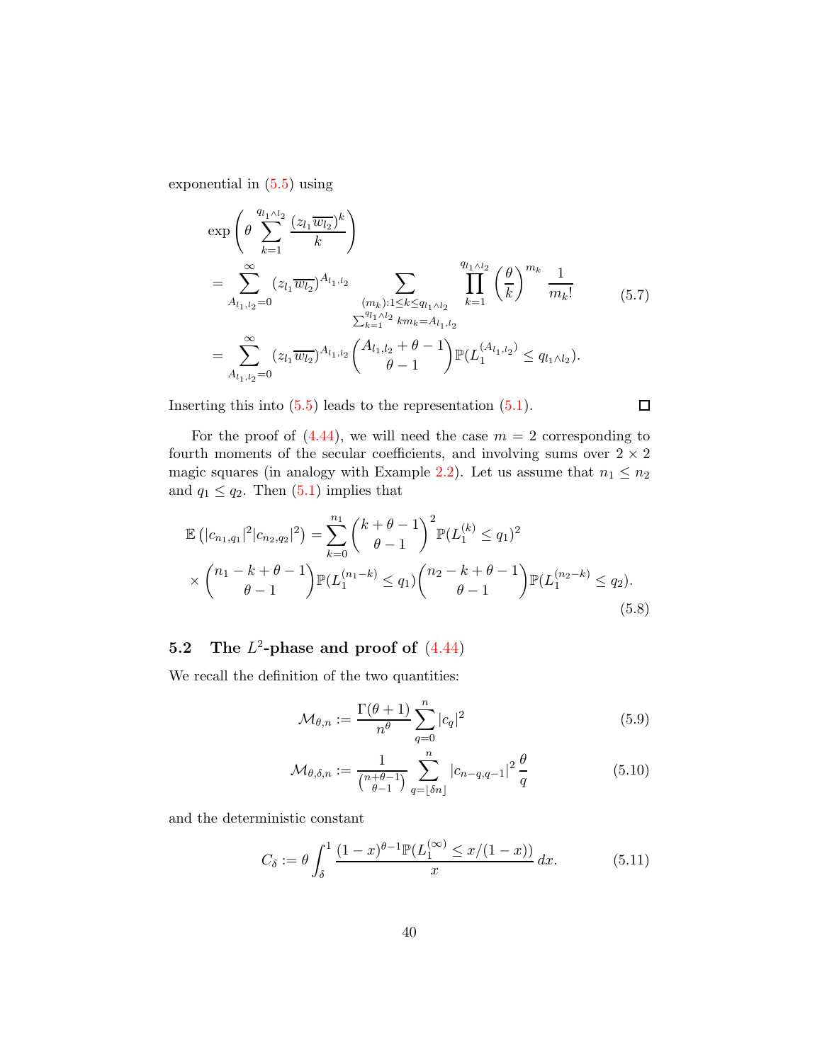exponential in (5.5) using

$$
\begin{aligned}
&\exp\left(\theta \sum_{k=1}^{q_{l_1 \wedge l_2}} \frac{(z_{l_1}\overline{w_{l_2}})^k}{k}\right) \\
&= \sum_{A_{l_1,l_2}=0}^{\infty} (z_{l_1}\overline{w_{l_2}})^{A_{l_1,l_2}} \sum_{\substack{(m_k):1\le k\le q_{l_1\wedge l_2} \\ \sum_{k=1}^{q_{l_1\wedge l_2}} k m_k = A_{l_1,l_2}}} \prod_{k=1}^{q_{l_1\wedge l_2}} \left(\frac{\theta}{k}\right)^{m_k} \frac{1}{m_k!} \\
&= \sum_{A_{l_1,l_2}=0}^{\infty} (z_{l_1}\overline{w_{l_2}})^{A_{l_1,l_2}} \binom{A_{l_1,l_2}+\theta-1}{\theta-1} \mathbb{P}(L_1^{(A_{l_1,l_2})} \le q_{l_1\wedge l_2}).
\end{aligned}
\tag{5.7}
$$

Inserting this into (5.5) leads to the representation (5.1). □

For the proof of (4.44), we will need the case $m = 2$ corresponding to fourth moments of the secular coefficients, and involving sums over $2 \times 2$ magic squares (in analogy with Example 2.2). Let us assume that $n_1 \le n_2$ and $q_1 \le q_2$. Then (5.1) implies that

$$
\begin{aligned}
\mathbb{E}\left(|c_{n_1,q_1}|^2 |c_{n_2,q_2}|^2\right) &= \sum_{k=0}^{n_1} \binom{k+\theta-1}{\theta-1}^2 \mathbb{P}(L_1^{(k)} \le q_1)^2 \\
&\times \binom{n_1-k+\theta-1}{\theta-1} \mathbb{P}(L_1^{(n_1-k)} \le q_1) \binom{n_2-k+\theta-1}{\theta-1} \mathbb{P}(L_1^{(n_2-k)} \le q_2).
\end{aligned}
\tag{5.8}
$$

## 5.2 The $L^2$-phase and proof of (4.44)

We recall the definition of the two quantities:

$$
\mathcal{M}_{\theta,n} := \frac{\Gamma(\theta+1)}{n^\theta} \sum_{q=0}^{n} |c_q|^2 \tag{5.9}
$$

$$
\mathcal{M}_{\theta,\delta,n} := \frac{1}{\binom{n+\theta-1}{\theta-1}} \sum_{q=\lfloor \delta n \rfloor}^{n} |c_{n-q,q-1}|^2 \frac{\theta}{q} \tag{5.10}
$$

and the deterministic constant

$$
C_\delta := \theta \int_\delta^1 \frac{(1-x)^{\theta-1} \mathbb{P}(L_1^{(\infty)} \le x/(1-x))}{x} \, dx. \tag{5.11}
$$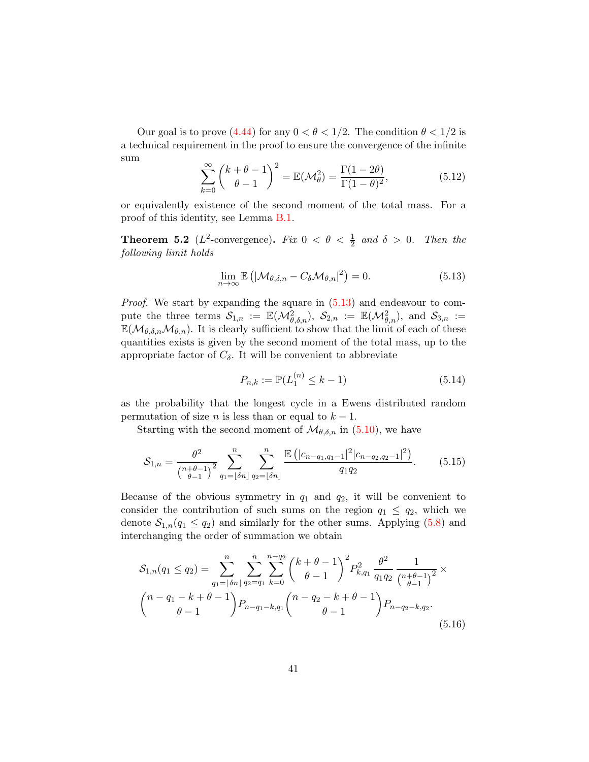Our goal is to prove (4.44) for any $0 < \theta < 1/2$. The condition $\theta < 1/2$ is a technical requirement in the proof to ensure the convergence of the infinite sum

$$\sum_{k=0}^{\infty} \binom{k+\theta-1}{\theta-1}^2 = \mathbb{E}(\mathcal{M}_\theta^2) = \frac{\Gamma(1-2\theta)}{\Gamma(1-\theta)^2}, \tag{5.12}$$

or equivalently existence of the second moment of the total mass. For a proof of this identity, see Lemma B.1.

**Theorem 5.2** ($L^2$-convergence)**.** *Fix $0 < \theta < \frac{1}{2}$ and $\delta > 0$. Then the following limit holds*

$$\lim_{n\to\infty} \mathbb{E}\left(|\mathcal{M}_{\theta,\delta,n} - C_\delta \mathcal{M}_{\theta,n}|^2\right) = 0. \tag{5.13}$$

*Proof.* We start by expanding the square in (5.13) and endeavour to compute the three terms $\mathcal{S}_{1,n} := \mathbb{E}(\mathcal{M}_{\theta,\delta,n}^2)$, $\mathcal{S}_{2,n} := \mathbb{E}(\mathcal{M}_{\theta,n}^2)$, and $\mathcal{S}_{3,n} := \mathbb{E}(\mathcal{M}_{\theta,\delta,n}\mathcal{M}_{\theta,n})$. It is clearly sufficient to show that the limit of each of these quantities exists is given by the second moment of the total mass, up to the appropriate factor of $C_\delta$. It will be convenient to abbreviate

$$P_{n,k} := \mathbb{P}(L_1^{(n)} \leq k-1) \tag{5.14}$$

as the probability that the longest cycle in a Ewens distributed random permutation of size $n$ is less than or equal to $k-1$.

Starting with the second moment of $\mathcal{M}_{\theta,\delta,n}$ in (5.10), we have

$$\mathcal{S}_{1,n} = \frac{\theta^2}{\binom{n+\theta-1}{\theta-1}^2} \sum_{q_1=\lfloor \delta n\rfloor}^{n} \sum_{q_2=\lfloor \delta n\rfloor}^{n} \frac{\mathbb{E}\left(|c_{n-q_1,q_1-1}|^2 |c_{n-q_2,q_2-1}|^2\right)}{q_1 q_2}. \tag{5.15}$$

Because of the obvious symmetry in $q_1$ and $q_2$, it will be convenient to consider the contribution of such sums on the region $q_1 \leq q_2$, which we denote $\mathcal{S}_{1,n}(q_1 \leq q_2)$ and similarly for the other sums. Applying (5.8) and interchanging the order of summation we obtain

$$\begin{aligned}\mathcal{S}_{1,n}(q_1 \leq q_2) = \sum_{q_1=\lfloor \delta n\rfloor}^{n} \sum_{q_2=q_1}^{n} \sum_{k=0}^{n-q_2} \binom{k+\theta-1}{\theta-1}^2 P_{k,q_1}^2 \frac{\theta^2}{q_1 q_2} \frac{1}{\binom{n+\theta-1}{\theta-1}^2} \times \\ \binom{n-q_1-k+\theta-1}{\theta-1} P_{n-q_1-k,q_1} \binom{n-q_2-k+\theta-1}{\theta-1} P_{n-q_2-k,q_2}.\end{aligned} \tag{5.16}$$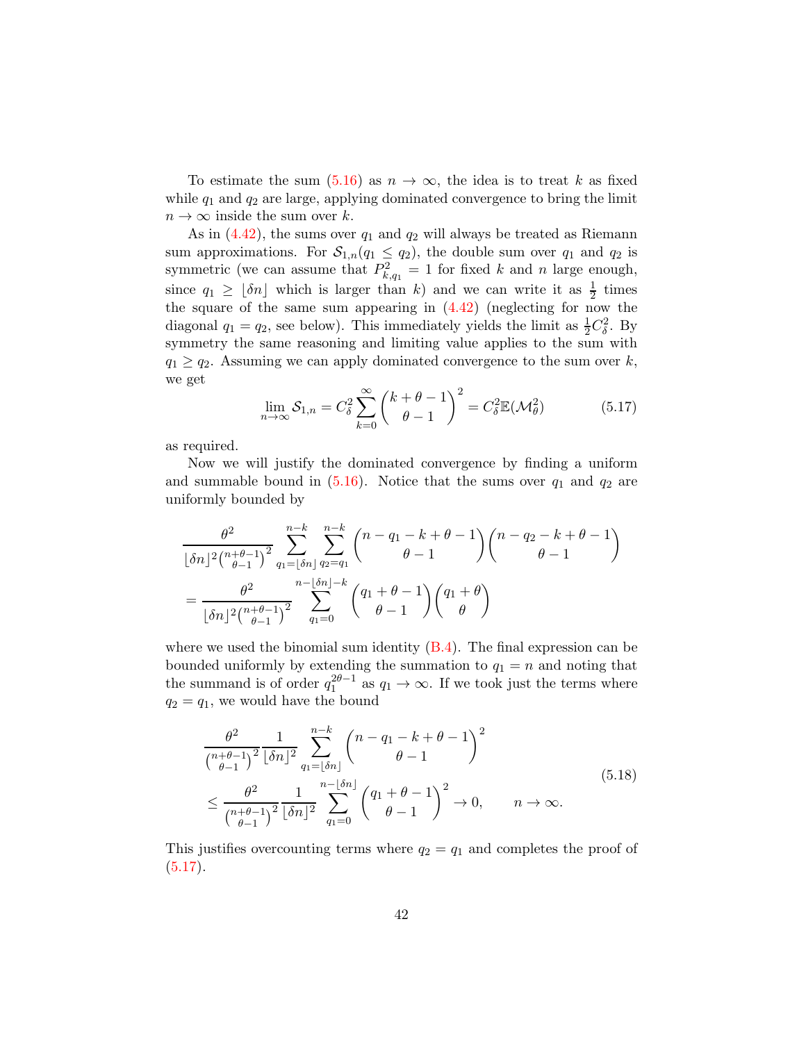To estimate the sum (5.16) as $n \to \infty$, the idea is to treat $k$ as fixed while $q_1$ and $q_2$ are large, applying dominated convergence to bring the limit $n \to \infty$ inside the sum over $k$.

As in (4.42), the sums over $q_1$ and $q_2$ will always be treated as Riemann sum approximations. For $\mathcal{S}_{1,n}(q_1 \le q_2)$, the double sum over $q_1$ and $q_2$ is symmetric (we can assume that $P^2_{k,q_1} = 1$ for fixed $k$ and $n$ large enough, since $q_1 \ge \lfloor \delta n \rfloor$ which is larger than $k$) and we can write it as $\frac{1}{2}$ times the square of the same sum appearing in (4.42) (neglecting for now the diagonal $q_1 = q_2$, see below). This immediately yields the limit as $\frac{1}{2}C_\delta^2$. By symmetry the same reasoning and limiting value applies to the sum with $q_1 \ge q_2$. Assuming we can apply dominated convergence to the sum over $k$, we get

$$
\lim_{n\to\infty} \mathcal{S}_{1,n} = C_\delta^2 \sum_{k=0}^{\infty} \binom{k+\theta-1}{\theta-1}^2 = C_\delta^2 \mathbb{E}(\mathcal{M}_\theta^2) \tag{5.17}
$$

as required.

Now we will justify the dominated convergence by finding a uniform and summable bound in (5.16). Notice that the sums over $q_1$ and $q_2$ are uniformly bounded by

$$
\begin{aligned}
&\frac{\theta^2}{\lfloor \delta n \rfloor^2 \binom{n+\theta-1}{\theta-1}^2} \sum_{q_1=\lfloor \delta n \rfloor}^{n-k} \sum_{q_2=q_1}^{n-k} \binom{n-q_1-k+\theta-1}{\theta-1}\binom{n-q_2-k+\theta-1}{\theta-1} \\
&= \frac{\theta^2}{\lfloor \delta n \rfloor^2 \binom{n+\theta-1}{\theta-1}^2} \sum_{q_1=0}^{n-\lfloor \delta n \rfloor - k} \binom{q_1+\theta-1}{\theta-1}\binom{q_1+\theta}{\theta}
\end{aligned}
$$

where we used the binomial sum identity (B.4). The final expression can be bounded uniformly by extending the summation to $q_1 = n$ and noting that the summand is of order $q_1^{2\theta-1}$ as $q_1 \to \infty$. If we took just the terms where $q_2 = q_1$, we would have the bound

$$
\begin{aligned}
&\frac{\theta^2}{\binom{n+\theta-1}{\theta-1}^2} \frac{1}{\lfloor \delta n \rfloor^2} \sum_{q_1=\lfloor \delta n \rfloor}^{n-k} \binom{n-q_1-k+\theta-1}{\theta-1}^2 \\
&\le \frac{\theta^2}{\binom{n+\theta-1}{\theta-1}^2} \frac{1}{\lfloor \delta n \rfloor^2} \sum_{q_1=0}^{n-\lfloor \delta n \rfloor} \binom{q_1+\theta-1}{\theta-1}^2 \to 0, \qquad n \to \infty.
\end{aligned} \tag{5.18}
$$

This justifies overcounting terms where $q_2 = q_1$ and completes the proof of (5.17).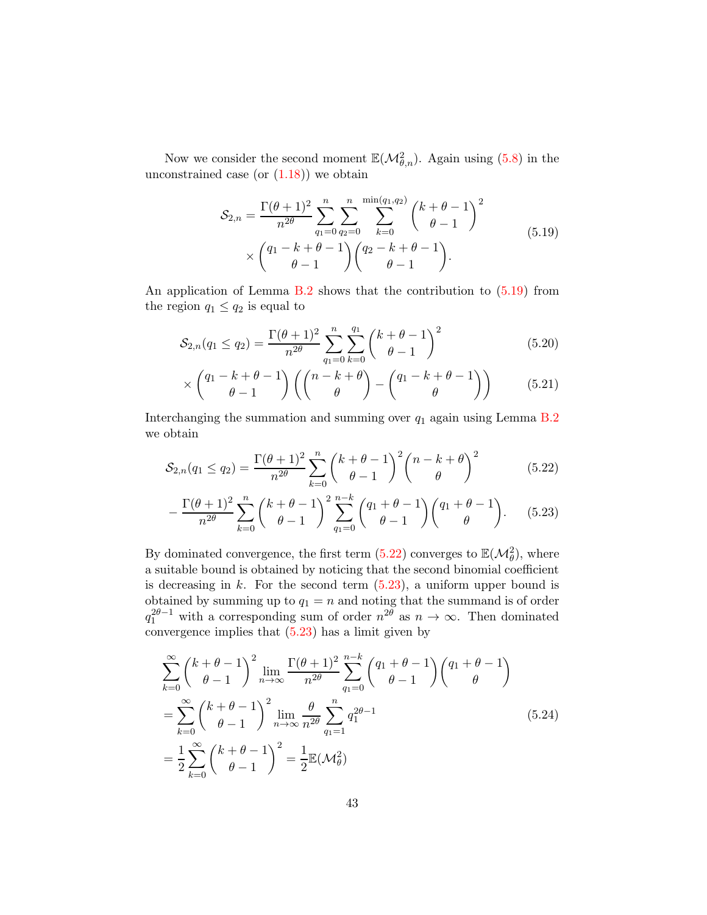Now we consider the second moment $\mathbb{E}(\mathcal{M}_{\theta,n}^2)$. Again using (5.8) in the unconstrained case (or (1.18)) we obtain

$$\mathcal{S}_{2,n} = \frac{\Gamma(\theta+1)^2}{n^{2\theta}} \sum_{q_1=0}^{n} \sum_{q_2=0}^{n} \sum_{k=0}^{\min(q_1,q_2)} \binom{k+\theta-1}{\theta-1}^2 \times \binom{q_1-k+\theta-1}{\theta-1}\binom{q_2-k+\theta-1}{\theta-1}. \tag{5.19}$$

An application of Lemma B.2 shows that the contribution to (5.19) from the region $q_1 \leq q_2$ is equal to

$$\mathcal{S}_{2,n}(q_1 \leq q_2) = \frac{\Gamma(\theta+1)^2}{n^{2\theta}} \sum_{q_1=0}^{n} \sum_{k=0}^{q_1} \binom{k+\theta-1}{\theta-1}^2 \tag{5.20}$$

$$\times \binom{q_1-k+\theta-1}{\theta-1}\left(\binom{n-k+\theta}{\theta} - \binom{q_1-k+\theta-1}{\theta}\right) \tag{5.21}$$

Interchanging the summation and summing over $q_1$ again using Lemma B.2 we obtain

$$\mathcal{S}_{2,n}(q_1 \leq q_2) = \frac{\Gamma(\theta+1)^2}{n^{2\theta}} \sum_{k=0}^{n} \binom{k+\theta-1}{\theta-1}^2 \binom{n-k+\theta}{\theta}^2 \tag{5.22}$$

$$-\frac{\Gamma(\theta+1)^2}{n^{2\theta}} \sum_{k=0}^{n} \binom{k+\theta-1}{\theta-1}^2 \sum_{q_1=0}^{n-k} \binom{q_1+\theta-1}{\theta-1}\binom{q_1+\theta-1}{\theta}. \tag{5.23}$$

By dominated convergence, the first term (5.22) converges to $\mathbb{E}(\mathcal{M}_\theta^2)$, where a suitable bound is obtained by noticing that the second binomial coefficient is decreasing in $k$. For the second term (5.23), a uniform upper bound is obtained by summing up to $q_1 = n$ and noting that the summand is of order $q_1^{2\theta-1}$ with a corresponding sum of order $n^{2\theta}$ as $n \to \infty$. Then dominated convergence implies that (5.23) has a limit given by

$$\begin{aligned}
&\sum_{k=0}^{\infty} \binom{k+\theta-1}{\theta-1}^2 \lim_{n\to\infty} \frac{\Gamma(\theta+1)^2}{n^{2\theta}} \sum_{q_1=0}^{n-k} \binom{q_1+\theta-1}{\theta-1}\binom{q_1+\theta-1}{\theta} \\
&= \sum_{k=0}^{\infty} \binom{k+\theta-1}{\theta-1}^2 \lim_{n\to\infty} \frac{\theta}{n^{2\theta}} \sum_{q_1=1}^{n} q_1^{2\theta-1} \\
&= \frac{1}{2}\sum_{k=0}^{\infty} \binom{k+\theta-1}{\theta-1}^2 = \frac{1}{2}\mathbb{E}(\mathcal{M}_\theta^2)
\end{aligned} \tag{5.24}$$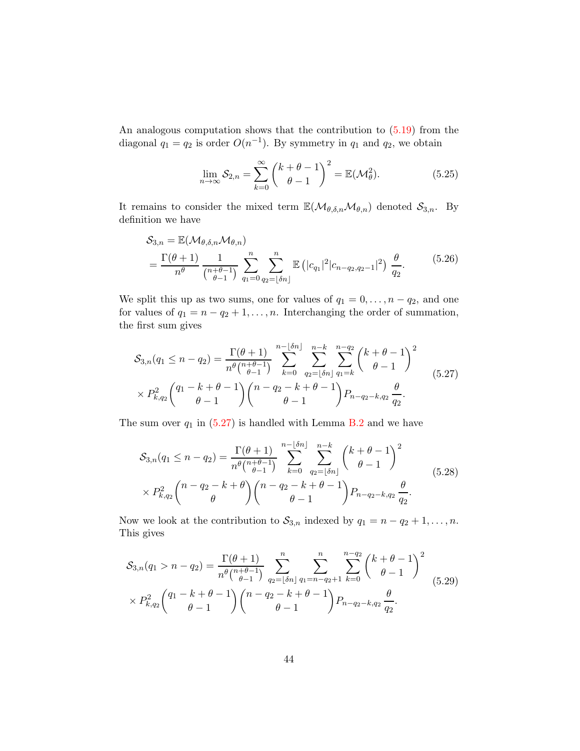An analogous computation shows that the contribution to (5.19) from the diagonal $q_1 = q_2$ is order $O(n^{-1})$. By symmetry in $q_1$ and $q_2$, we obtain

$$\lim_{n\to\infty} \mathcal{S}_{2,n} = \sum_{k=0}^{\infty} \binom{k+\theta-1}{\theta-1}^2 = \mathbb{E}(\mathcal{M}_\theta^2). \tag{5.25}$$

It remains to consider the mixed term $\mathbb{E}(\mathcal{M}_{\theta,\delta,n}\mathcal{M}_{\theta,n})$ denoted $\mathcal{S}_{3,n}$. By definition we have

$$\begin{aligned}
\mathcal{S}_{3,n} &= \mathbb{E}(\mathcal{M}_{\theta,\delta,n}\mathcal{M}_{\theta,n}) \\
&= \frac{\Gamma(\theta+1)}{n^\theta} \frac{1}{\binom{n+\theta-1}{\theta-1}} \sum_{q_1=0}^{n} \sum_{q_2=\lfloor \delta n \rfloor}^{n} \mathbb{E}\left(|c_{q_1}|^2 |c_{n-q_2,q_2-1}|^2\right) \frac{\theta}{q_2}.
\end{aligned} \tag{5.26}$$

We split this up as two sums, one for values of $q_1 = 0, \ldots, n-q_2$, and one for values of $q_1 = n-q_2+1, \ldots, n$. Interchanging the order of summation, the first sum gives

$$\begin{aligned}
\mathcal{S}_{3,n}(q_1 \le n-q_2) &= \frac{\Gamma(\theta+1)}{n^\theta \binom{n+\theta-1}{\theta-1}} \sum_{k=0}^{n-\lfloor \delta n \rfloor} \sum_{q_2=\lfloor \delta n \rfloor}^{n-k} \sum_{q_1=k}^{n-q_2} \binom{k+\theta-1}{\theta-1}^2 \\
&\times P_{k,q_2}^2 \binom{q_1-k+\theta-1}{\theta-1} \binom{n-q_2-k+\theta-1}{\theta-1} P_{n-q_2-k,q_2} \frac{\theta}{q_2}.
\end{aligned} \tag{5.27}$$

The sum over $q_1$ in (5.27) is handled with Lemma B.2 and we have

$$\begin{aligned}
\mathcal{S}_{3,n}(q_1 \le n-q_2) &= \frac{\Gamma(\theta+1)}{n^\theta \binom{n+\theta-1}{\theta-1}} \sum_{k=0}^{n-\lfloor \delta n \rfloor} \sum_{q_2=\lfloor \delta n \rfloor}^{n-k} \binom{k+\theta-1}{\theta-1}^2 \\
&\times P_{k,q_2}^2 \binom{n-q_2-k+\theta}{\theta} \binom{n-q_2-k+\theta-1}{\theta-1} P_{n-q_2-k,q_2} \frac{\theta}{q_2}.
\end{aligned} \tag{5.28}$$

Now we look at the contribution to $\mathcal{S}_{3,n}$ indexed by $q_1 = n-q_2+1, \ldots, n$. This gives

$$\begin{aligned}
\mathcal{S}_{3,n}(q_1 > n-q_2) &= \frac{\Gamma(\theta+1)}{n^\theta \binom{n+\theta-1}{\theta-1}} \sum_{q_2=\lfloor \delta n \rfloor}^{n} \sum_{q_1=n-q_2+1}^{n} \sum_{k=0}^{n-q_2} \binom{k+\theta-1}{\theta-1}^2 \\
&\times P_{k,q_2}^2 \binom{q_1-k+\theta-1}{\theta-1} \binom{n-q_2-k+\theta-1}{\theta-1} P_{n-q_2-k,q_2} \frac{\theta}{q_2}.
\end{aligned} \tag{5.29}$$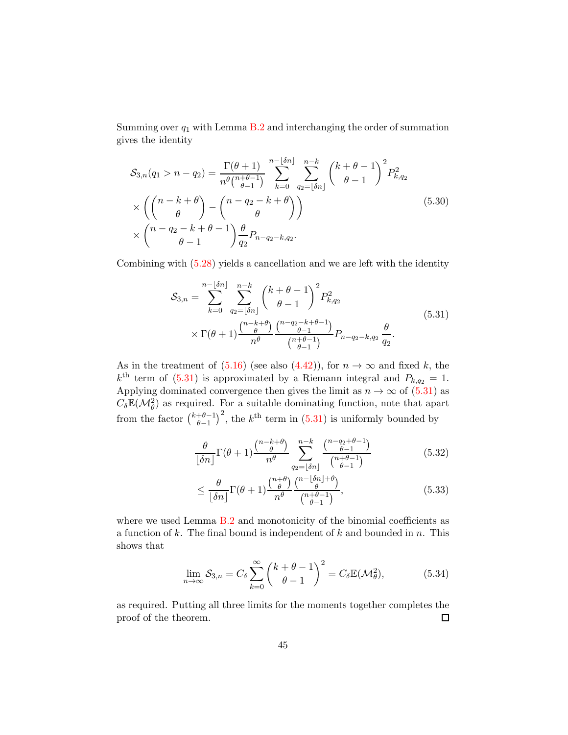Summing over $q_1$ with Lemma B.2 and interchanging the order of summation gives the identity

$$
\begin{aligned}
\mathcal{S}_{3,n}(q_1 > n - q_2) = {} & \frac{\Gamma(\theta+1)}{n^\theta \binom{n+\theta-1}{\theta-1}} \sum_{k=0}^{n-\lfloor \delta n \rfloor} \sum_{q_2=\lfloor \delta n \rfloor}^{n-k} \binom{k+\theta-1}{\theta-1}^2 P_{k,q_2}^2 \\
& \times \left( \binom{n-k+\theta}{\theta} - \binom{n-q_2-k+\theta}{\theta} \right) \\
& \times \binom{n-q_2-k+\theta-1}{\theta-1} \frac{\theta}{q_2} P_{n-q_2-k,q_2}.
\end{aligned}
\tag{5.30}
$$

Combining with (5.28) yields a cancellation and we are left with the identity

$$
\begin{aligned}
\mathcal{S}_{3,n} = {} & \sum_{k=0}^{n-\lfloor \delta n \rfloor} \sum_{q_2=\lfloor \delta n \rfloor}^{n-k} \binom{k+\theta-1}{\theta-1}^2 P_{k,q_2}^2 \\
& \times \Gamma(\theta+1) \frac{\binom{n-k+\theta}{\theta}}{n^\theta} \frac{\binom{n-q_2-k+\theta-1}{\theta-1}}{\binom{n+\theta-1}{\theta-1}} P_{n-q_2-k,q_2} \frac{\theta}{q_2}.
\end{aligned}
\tag{5.31}
$$

As in the treatment of (5.16) (see also (4.42)), for $n \to \infty$ and fixed $k$, the $k^{\text{th}}$ term of (5.31) is approximated by a Riemann integral and $P_{k,q_2} = 1$. Applying dominated convergence then gives the limit as $n \to \infty$ of (5.31) as $C_\delta \mathbb{E}(\mathcal{M}_\theta^2)$ as required. For a suitable dominating function, note that apart from the factor $\binom{k+\theta-1}{\theta-1}^2$, the $k^{\text{th}}$ term in (5.31) is uniformly bounded by

$$
\frac{\theta}{\lfloor \delta n \rfloor} \Gamma(\theta+1) \frac{\binom{n-k+\theta}{\theta}}{n^\theta} \sum_{q_2=\lfloor \delta n \rfloor}^{n-k} \frac{\binom{n-q_2+\theta-1}{\theta-1}}{\binom{n+\theta-1}{\theta-1}}
\tag{5.32}
$$

$$
\leq \frac{\theta}{\lfloor \delta n \rfloor} \Gamma(\theta+1) \frac{\binom{n+\theta}{\theta}}{n^\theta} \frac{\binom{n-\lfloor \delta n \rfloor+\theta}{\theta}}{\binom{n+\theta-1}{\theta-1}},
\tag{5.33}
$$

where we used Lemma B.2 and monotonicity of the binomial coefficients as a function of $k$. The final bound is independent of $k$ and bounded in $n$. This shows that

$$
\lim_{n \to \infty} \mathcal{S}_{3,n} = C_\delta \sum_{k=0}^{\infty} \binom{k+\theta-1}{\theta-1}^2 = C_\delta \mathbb{E}(\mathcal{M}_\theta^2),
\tag{5.34}
$$

as required. Putting all three limits for the moments together completes the proof of the theorem. ☐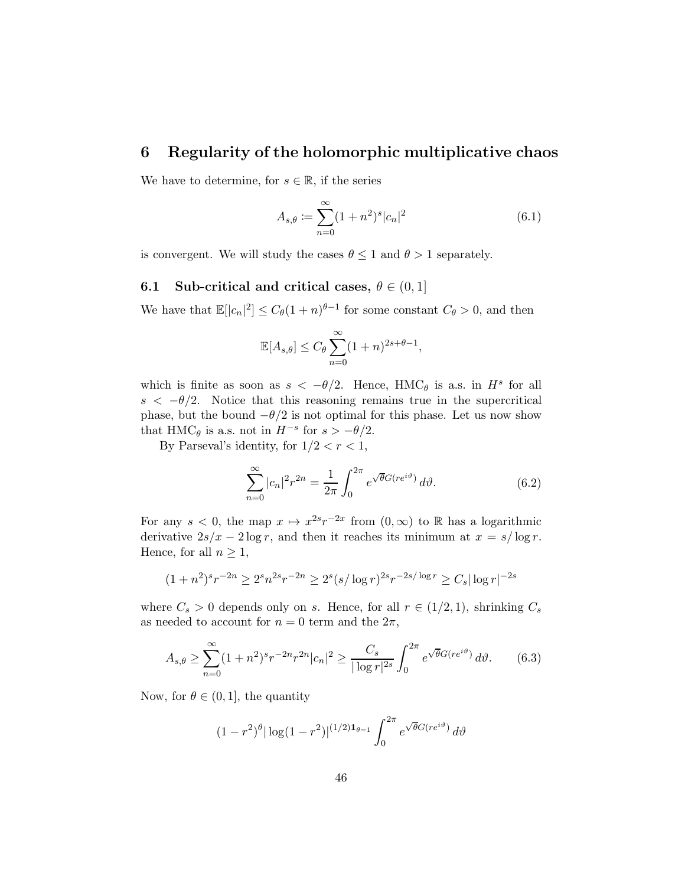# 6 Regularity of the holomorphic multiplicative chaos

We have to determine, for $s \in \mathbb{R}$, if the series

$$A_{s,\theta} := \sum_{n=0}^{\infty} (1+n^2)^s |c_n|^2 \tag{6.1}$$

is convergent. We will study the cases $\theta \leq 1$ and $\theta > 1$ separately.

## 6.1 Sub-critical and critical cases, $\theta \in (0, 1]$

We have that $\mathbb{E}[|c_n|^2] \leq C_\theta (1+n)^{\theta - 1}$ for some constant $C_\theta > 0$, and then

$$\mathbb{E}[A_{s,\theta}] \leq C_\theta \sum_{n=0}^{\infty} (1+n)^{2s+\theta-1},$$

which is finite as soon as $s < -\theta/2$. Hence, $\mathrm{HMC}_\theta$ is a.s. in $H^s$ for all $s < -\theta/2$. Notice that this reasoning remains true in the supercritical phase, but the bound $-\theta/2$ is not optimal for this phase. Let us now show that $\mathrm{HMC}_\theta$ is a.s. not in $H^{-s}$ for $s > -\theta/2$.

By Parseval's identity, for $1/2 < r < 1$,

$$\sum_{n=0}^{\infty} |c_n|^2 r^{2n} = \frac{1}{2\pi} \int_0^{2\pi} e^{\sqrt{\theta} G(re^{i\vartheta})}\, d\vartheta. \tag{6.2}$$

For any $s < 0$, the map $x \mapsto x^{2s} r^{-2x}$ from $(0, \infty)$ to $\mathbb{R}$ has a logarithmic derivative $2s/x - 2 \log r$, and then it reaches its minimum at $x = s/\log r$. Hence, for all $n \geq 1$,

$$(1+n^2)^s r^{-2n} \geq 2^s n^{2s} r^{-2n} \geq 2^s (s/\log r)^{2s} r^{-2s/\log r} \geq C_s |\log r|^{-2s}$$

where $C_s > 0$ depends only on $s$. Hence, for all $r \in (1/2, 1)$, shrinking $C_s$ as needed to account for $n = 0$ term and the $2\pi$,

$$A_{s,\theta} \geq \sum_{n=0}^{\infty} (1+n^2)^s r^{-2n} r^{2n} |c_n|^2 \geq \frac{C_s}{|\log r|^{2s}} \int_0^{2\pi} e^{\sqrt{\theta} G(re^{i\vartheta})}\, d\vartheta. \tag{6.3}$$

Now, for $\theta \in (0, 1]$, the quantity

$$(1-r^2)^\theta |\log(1-r^2)|^{(1/2)\mathbf{1}_{\theta=1}} \int_0^{2\pi} e^{\sqrt{\theta} G(re^{i\vartheta})}\, d\vartheta$$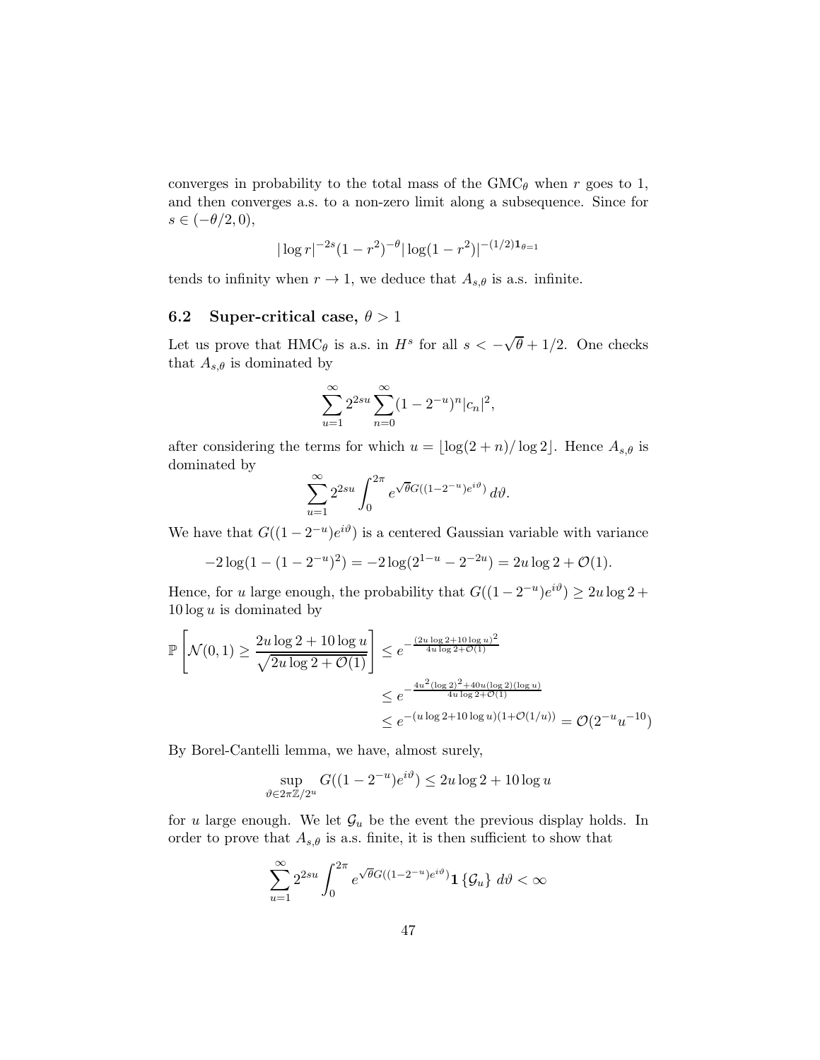converges in probability to the total mass of the $\mathrm{GMC}_\theta$ when $r$ goes to 1, and then converges a.s. to a non-zero limit along a subsequence. Since for $s \in (-\theta/2, 0)$,

$$|\log r|^{-2s}(1-r^2)^{-\theta}|\log(1-r^2)|^{-(1/2)\mathbf{1}_{\theta=1}}$$

tends to infinity when $r \to 1$, we deduce that $A_{s,\theta}$ is a.s. infinite.

## 6.2 Super-critical case, $\theta > 1$

Let us prove that $\mathrm{HMC}_\theta$ is a.s. in $H^s$ for all $s < -\sqrt{\theta} + 1/2$. One checks that $A_{s,\theta}$ is dominated by

$$\sum_{u=1}^{\infty} 2^{2su} \sum_{n=0}^{\infty} (1-2^{-u})^n |c_n|^2,$$

after considering the terms for which $u = \lfloor \log(2+n)/\log 2 \rfloor$. Hence $A_{s,\theta}$ is dominated by

$$\sum_{u=1}^{\infty} 2^{2su} \int_0^{2\pi} e^{\sqrt{\theta} G((1-2^{-u})e^{i\vartheta})}\, d\vartheta.$$

We have that $G((1-2^{-u})e^{i\vartheta})$ is a centered Gaussian variable with variance

$$-2\log(1-(1-2^{-u})^2) = -2\log(2^{1-u} - 2^{-2u}) = 2u\log 2 + \mathcal{O}(1).$$

Hence, for $u$ large enough, the probability that $G((1-2^{-u})e^{i\vartheta}) \geq 2u\log 2 + 10\log u$ is dominated by

$$\begin{aligned}
\mathbb{P}\left[\mathcal{N}(0,1) \geq \frac{2u\log 2 + 10\log u}{\sqrt{2u\log 2 + \mathcal{O}(1)}}\right] &\leq e^{-\frac{(2u\log 2 + 10\log u)^2}{4u\log 2 + \mathcal{O}(1)}} \\
&\leq e^{-\frac{4u^2(\log 2)^2 + 40u(\log 2)(\log u)}{4u\log 2 + \mathcal{O}(1)}} \\
&\leq e^{-(u\log 2 + 10\log u)(1+\mathcal{O}(1/u))} = \mathcal{O}(2^{-u}u^{-10})
\end{aligned}$$

By Borel-Cantelli lemma, we have, almost surely,

$$\sup_{\vartheta \in 2\pi\mathbb{Z}/2^u} G((1-2^{-u})e^{i\vartheta}) \leq 2u\log 2 + 10\log u$$

for $u$ large enough. We let $\mathcal{G}_u$ be the event the previous display holds. In order to prove that $A_{s,\theta}$ is a.s. finite, it is then sufficient to show that

$$\sum_{u=1}^{\infty} 2^{2su} \int_0^{2\pi} e^{\sqrt{\theta} G((1-2^{-u})e^{i\vartheta})} \mathbf{1}\{\mathcal{G}_u\}\, d\vartheta < \infty$$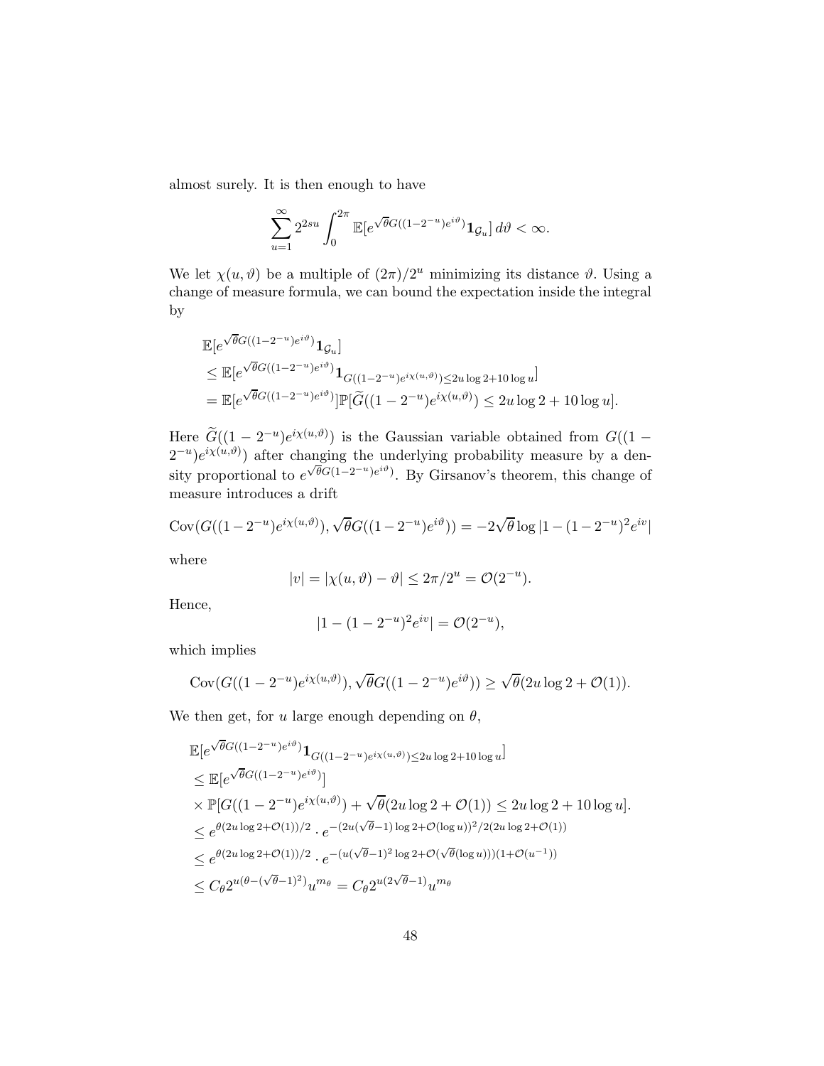almost surely. It is then enough to have

$$\sum_{u=1}^{\infty} 2^{2su} \int_0^{2\pi} \mathbb{E}[e^{\sqrt{\theta} G((1-2^{-u})e^{i\vartheta})} \mathbf{1}_{\mathcal{G}_u}] \, d\vartheta < \infty.$$

We let $\chi(u, \vartheta)$ be a multiple of $(2\pi)/2^u$ minimizing its distance $\vartheta$. Using a change of measure formula, we can bound the expectation inside the integral by

$$\begin{aligned}
&\mathbb{E}[e^{\sqrt{\theta} G((1-2^{-u})e^{i\vartheta})} \mathbf{1}_{\mathcal{G}_u}] \\
&\leq \mathbb{E}[e^{\sqrt{\theta} G((1-2^{-u})e^{i\vartheta})} \mathbf{1}_{G((1-2^{-u})e^{i\chi(u,\vartheta)}) \leq 2u \log 2 + 10 \log u}] \\
&= \mathbb{E}[e^{\sqrt{\theta} G((1-2^{-u})e^{i\vartheta})}] \mathbb{P}[\widetilde{G}((1-2^{-u})e^{i\chi(u,\vartheta)}) \leq 2u \log 2 + 10 \log u].
\end{aligned}$$

Here $\widetilde{G}((1-2^{-u})e^{i\chi(u,\vartheta)})$ is the Gaussian variable obtained from $G((1-2^{-u})e^{i\chi(u,\vartheta)})$ after changing the underlying probability measure by a density proportional to $e^{\sqrt{\theta} G(1-2^{-u})e^{i\vartheta})}$. By Girsanov's theorem, this change of measure introduces a drift

$$\operatorname{Cov}(G((1-2^{-u})e^{i\chi(u,\vartheta)}), \sqrt{\theta} G((1-2^{-u})e^{i\vartheta})) = -2\sqrt{\theta} \log |1 - (1-2^{-u})^2 e^{iv}|$$

where

$$|v| = |\chi(u, \vartheta) - \vartheta| \leq 2\pi/2^u = \mathcal{O}(2^{-u}).$$

Hence,

$$|1 - (1-2^{-u})^2 e^{iv}| = \mathcal{O}(2^{-u}),$$

which implies

$$\operatorname{Cov}(G((1-2^{-u})e^{i\chi(u,\vartheta)}), \sqrt{\theta} G((1-2^{-u})e^{i\vartheta})) \geq \sqrt{\theta}(2u \log 2 + \mathcal{O}(1)).$$

We then get, for $u$ large enough depending on $\theta$,

$$\begin{aligned}
&\mathbb{E}[e^{\sqrt{\theta} G((1-2^{-u})e^{i\vartheta})} \mathbf{1}_{G((1-2^{-u})e^{i\chi(u,\vartheta)}) \leq 2u \log 2 + 10 \log u}] \\
&\leq \mathbb{E}[e^{\sqrt{\theta} G((1-2^{-u})e^{i\vartheta})}] \\
&\times \mathbb{P}[G((1-2^{-u})e^{i\chi(u,\vartheta)}) + \sqrt{\theta}(2u \log 2 + \mathcal{O}(1)) \leq 2u \log 2 + 10 \log u]. \\
&\leq e^{\theta(2u \log 2 + \mathcal{O}(1))/2} \cdot e^{-(2u(\sqrt{\theta}-1)\log 2 + \mathcal{O}(\log u))^2 / 2(2u \log 2 + \mathcal{O}(1))} \\
&\leq e^{\theta(2u \log 2 + \mathcal{O}(1))/2} \cdot e^{-(u(\sqrt{\theta}-1)^2 \log 2 + \mathcal{O}(\sqrt{\theta}(\log u)))(1 + \mathcal{O}(u^{-1}))} \\
&\leq C_\theta 2^{u(\theta - (\sqrt{\theta}-1)^2)} u^{m_\theta} = C_\theta 2^{u(2\sqrt{\theta}-1)} u^{m_\theta}
\end{aligned}$$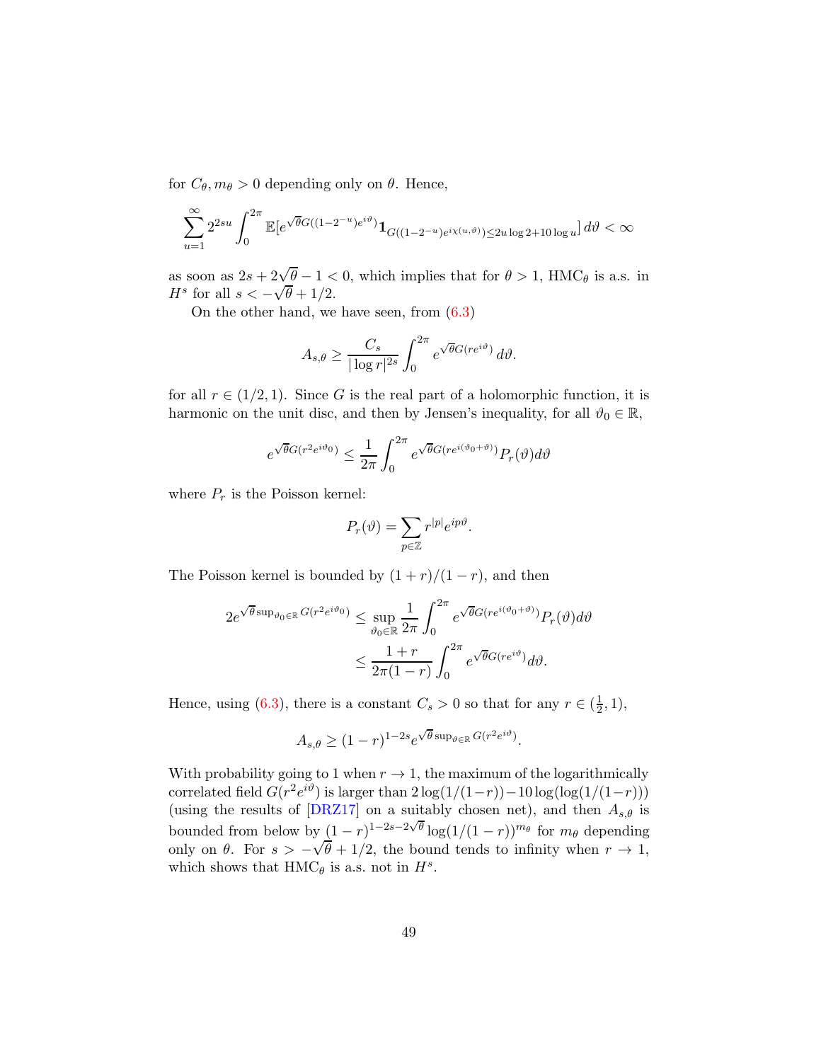for $C_\theta, m_\theta > 0$ depending only on $\theta$. Hence,

$$\sum_{u=1}^{\infty} 2^{2su} \int_0^{2\pi} \mathbb{E}[e^{\sqrt{\theta} G((1-2^{-u})e^{i\vartheta})} \mathbf{1}_{G((1-2^{-u})e^{i\chi(u,\vartheta)}) \leq 2u \log 2 + 10 \log u}] \, d\vartheta < \infty$$

as soon as $2s + 2\sqrt{\theta} - 1 < 0$, which implies that for $\theta > 1$, $\mathrm{HMC}_\theta$ is a.s. in $H^s$ for all $s < -\sqrt{\theta} + 1/2$.

On the other hand, we have seen, from (6.3)

$$A_{s,\vartheta} \geq \frac{C_s}{|\log r|^{2s}} \int_0^{2\pi} e^{\sqrt{\theta} G(re^{i\vartheta})} \, d\vartheta.$$

for all $r \in (1/2, 1)$. Since $G$ is the real part of a holomorphic function, it is harmonic on the unit disc, and then by Jensen's inequality, for all $\vartheta_0 \in \mathbb{R}$,

$$e^{\sqrt{\theta} G(r^2 e^{i\vartheta_0})} \leq \frac{1}{2\pi} \int_0^{2\pi} e^{\sqrt{\theta} G(re^{i(\vartheta_0 + \vartheta)})} P_r(\vartheta) d\vartheta$$

where $P_r$ is the Poisson kernel:

$$P_r(\vartheta) = \sum_{p \in \mathbb{Z}} r^{|p|} e^{ip\vartheta}.$$

The Poisson kernel is bounded by $(1+r)/(1-r)$, and then

$$\begin{aligned}
2e^{\sqrt{\theta} \sup_{\vartheta_0 \in \mathbb{R}} G(r^2 e^{i\vartheta_0})} &\leq \sup_{\vartheta_0 \in \mathbb{R}} \frac{1}{2\pi} \int_0^{2\pi} e^{\sqrt{\theta} G(re^{i(\vartheta_0 + \vartheta)})} P_r(\vartheta) d\vartheta \\
&\leq \frac{1+r}{2\pi(1-r)} \int_0^{2\pi} e^{\sqrt{\theta} G(re^{i\vartheta})} d\vartheta.
\end{aligned}$$

Hence, using (6.3), there is a constant $C_s > 0$ so that for any $r \in (\frac{1}{2}, 1)$,

$$A_{s,\theta} \geq (1-r)^{1-2s} e^{\sqrt{\theta} \sup_{\vartheta \in \mathbb{R}} G(r^2 e^{i\vartheta})}.$$

With probability going to 1 when $r \to 1$, the maximum of the logarithmically correlated field $G(r^2 e^{i\vartheta})$ is larger than $2\log(1/(1-r)) - 10\log(\log(1/(1-r)))$ (using the results of [DRZ17] on a suitably chosen net), and then $A_{s,\theta}$ is bounded from below by $(1-r)^{1-2s-2\sqrt{\theta}} \log(1/(1-r))^{m_\theta}$ for $m_\theta$ depending only on $\theta$. For $s > -\sqrt{\theta} + 1/2$, the bound tends to infinity when $r \to 1$, which shows that $\mathrm{HMC}_\theta$ is a.s. not in $H^s$.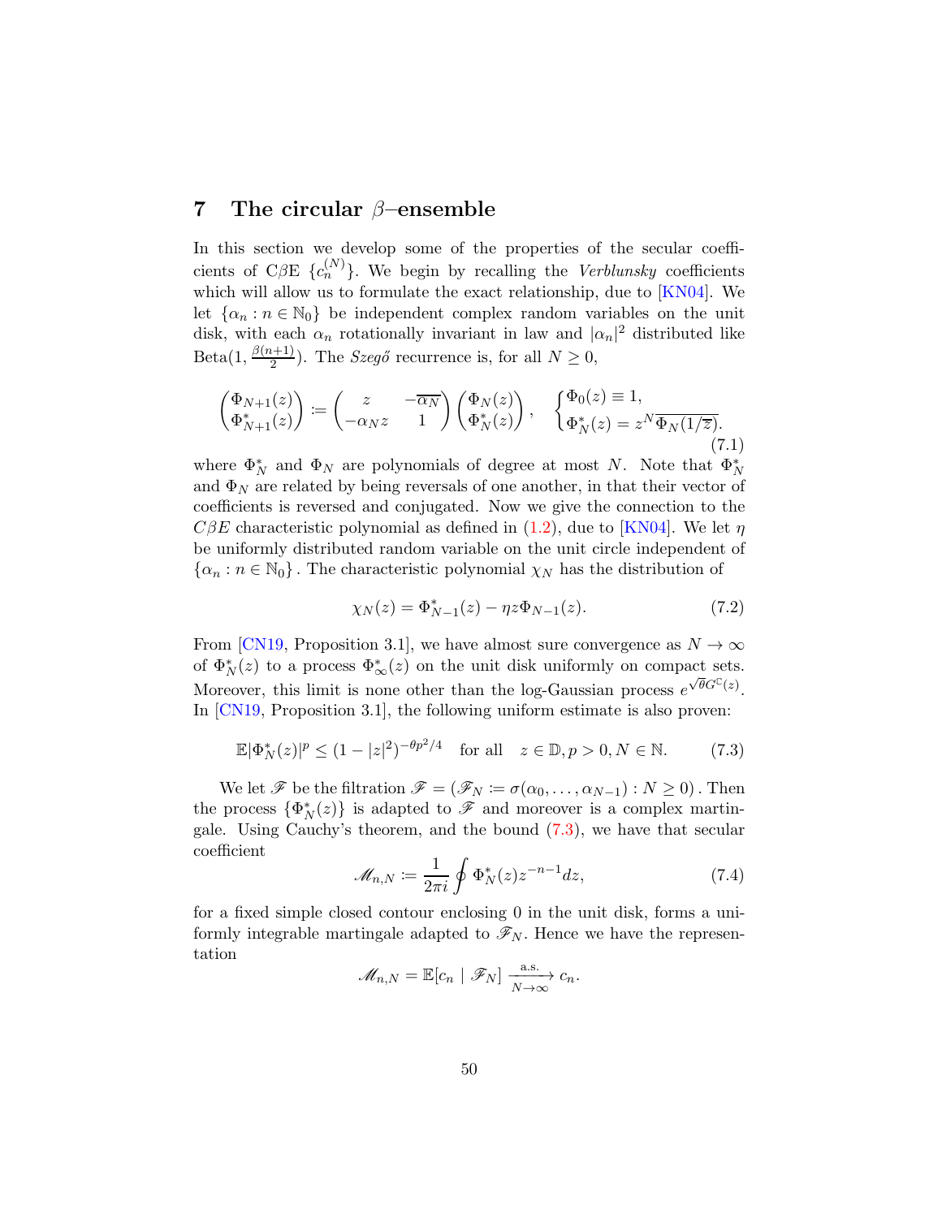## 7 The circular $\beta$–ensemble

In this section we develop some of the properties of the secular coefficients of C$\beta$E $\{c_n^{(N)}\}$. We begin by recalling the *Verblunsky* coefficients which will allow us to formulate the exact relationship, due to [KN04]. We let $\{\alpha_n : n \in \mathbb{N}_0\}$ be independent complex random variables on the unit disk, with each $\alpha_n$ rotationally invariant in law and $|\alpha_n|^2$ distributed like $\text{Beta}(1, \frac{\beta(n+1)}{2})$. The *Szegő* recurrence is, for all $N \geq 0$,

$$\begin{pmatrix} \Phi_{N+1}(z) \\ \Phi_{N+1}^*(z) \end{pmatrix} := \begin{pmatrix} z & -\overline{\alpha_N} \\ -\alpha_N z & 1 \end{pmatrix} \begin{pmatrix} \Phi_N(z) \\ \Phi_N^*(z) \end{pmatrix}, \quad \begin{cases} \Phi_0(z) \equiv 1, \\ \Phi_N^*(z) = z^N \overline{\Phi_N(1/\overline{z})}. \end{cases} \tag{7.1}$$

where $\Phi_N^*$ and $\Phi_N$ are polynomials of degree at most $N$. Note that $\Phi_N^*$ and $\Phi_N$ are related by being reversals of one another, in that their vector of coefficients is reversed and conjugated. Now we give the connection to the $C\beta E$ characteristic polynomial as defined in (1.2), due to [KN04]. We let $\eta$ be uniformly distributed random variable on the unit circle independent of $\{\alpha_n : n \in \mathbb{N}_0\}$. The characteristic polynomial $\chi_N$ has the distribution of

$$\chi_N(z) = \Phi_{N-1}^*(z) - \eta z \Phi_{N-1}(z). \tag{7.2}$$

From [CN19, Proposition 3.1], we have almost sure convergence as $N \to \infty$ of $\Phi_N^*(z)$ to a process $\Phi_\infty^*(z)$ on the unit disk uniformly on compact sets. Moreover, this limit is none other than the log-Gaussian process $e^{\sqrt{\theta}G^{\mathbb{C}}(z)}$. In [CN19, Proposition 3.1], the following uniform estimate is also proven:

$$\mathbb{E}|\Phi_N^*(z)|^p \leq (1 - |z|^2)^{-\theta p^2/4} \quad \text{for all} \quad z \in \mathbb{D}, p > 0, N \in \mathbb{N}. \tag{7.3}$$

We let $\mathscr{F}$ be the filtration $\mathscr{F} = (\mathscr{F}_N := \sigma(\alpha_0, \ldots, \alpha_{N-1}) : N \geq 0)$. Then the process $\{\Phi_N^*(z)\}$ is adapted to $\mathscr{F}$ and moreover is a complex martingale. Using Cauchy's theorem, and the bound (7.3), we have that secular coefficient

$$\mathscr{M}_{n,N} := \frac{1}{2\pi i} \oint \Phi_N^*(z) z^{-n-1} dz, \tag{7.4}$$

for a fixed simple closed contour enclosing 0 in the unit disk, forms a uniformly integrable martingale adapted to $\mathscr{F}_N$. Hence we have the representation

$$\mathscr{M}_{n,N} = \mathbb{E}[c_n \mid \mathscr{F}_N] \xrightarrow[N \to \infty]{\text{a.s.}} c_n.$$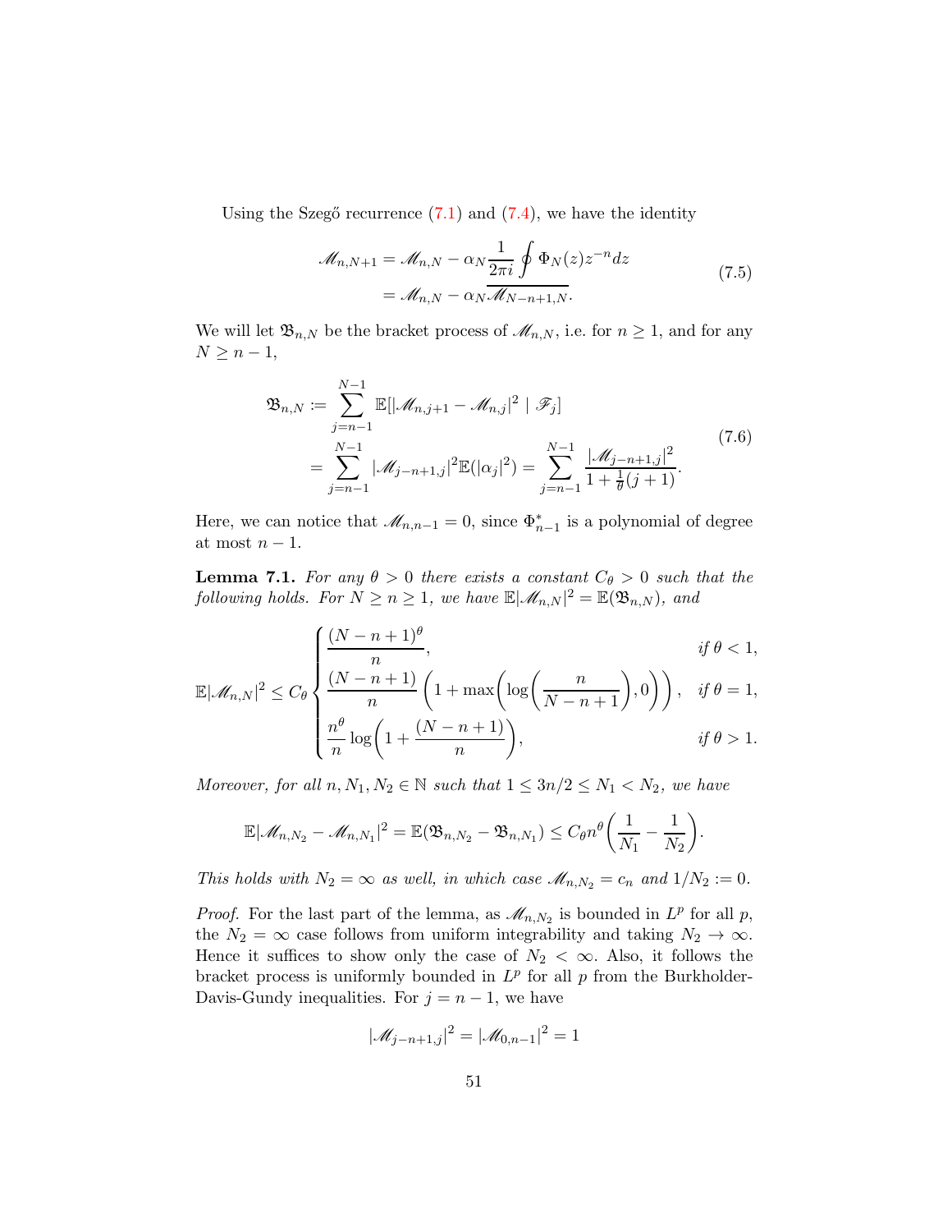Using the Szegő recurrence (7.1) and (7.4), we have the identity

$$
\begin{aligned}
\mathscr{M}_{n,N+1} &= \mathscr{M}_{n,N} - \alpha_N \overline{\frac{1}{2\pi i}\oint \Phi_N(z) z^{-n} dz} \\
&= \mathscr{M}_{n,N} - \alpha_N \overline{\mathscr{M}_{N-n+1,N}}.
\end{aligned}
\tag{7.5}
$$

We will let $\mathfrak{B}_{n,N}$ be the bracket process of $\mathscr{M}_{n,N}$, i.e. for $n \geq 1$, and for any $N \geq n-1$,

$$
\begin{aligned}
\mathfrak{B}_{n,N} &:= \sum_{j=n-1}^{N-1} \mathbb{E}[|\mathscr{M}_{n,j+1} - \mathscr{M}_{n,j}|^2 \mid \mathscr{F}_j] \\
&= \sum_{j=n-1}^{N-1} |\mathscr{M}_{j-n+1,j}|^2 \mathbb{E}(|\alpha_j|^2) = \sum_{j=n-1}^{N-1} \frac{|\mathscr{M}_{j-n+1,j}|^2}{1 + \frac{1}{\theta}(j+1)}.
\end{aligned}
\tag{7.6}
$$

Here, we can notice that $\mathscr{M}_{n,n-1} = 0$, since $\Phi_{n-1}^*$ is a polynomial of degree at most $n-1$.

**Lemma 7.1.** *For any $\theta > 0$ there exists a constant $C_\theta > 0$ such that the following holds. For $N \geq n \geq 1$, we have $\mathbb{E}|\mathscr{M}_{n,N}|^2 = \mathbb{E}(\mathfrak{B}_{n,N})$, and*

$$
\mathbb{E}|\mathscr{M}_{n,N}|^2 \leq C_\theta \begin{cases} \dfrac{(N-n+1)^\theta}{n}, & \text{if } \theta < 1, \\[2mm] \dfrac{(N-n+1)}{n}\left(1 + \max\!\left(\log\!\left(\dfrac{n}{N-n+1}\right), 0\right)\right), & \text{if } \theta = 1, \\[2mm] \dfrac{n^\theta}{n}\log\!\left(1 + \dfrac{(N-n+1)}{n}\right), & \text{if } \theta > 1. \end{cases}
$$

*Moreover, for all $n, N_1, N_2 \in \mathbb{N}$ such that $1 \leq 3n/2 \leq N_1 < N_2$, we have*

$$
\mathbb{E}|\mathscr{M}_{n,N_2} - \mathscr{M}_{n,N_1}|^2 = \mathbb{E}(\mathfrak{B}_{n,N_2} - \mathfrak{B}_{n,N_1}) \leq C_\theta n^\theta \left(\frac{1}{N_1} - \frac{1}{N_2}\right).
$$

*This holds with $N_2 = \infty$ as well, in which case $\mathscr{M}_{n,N_2} = c_n$ and $1/N_2 := 0$.*

*Proof.* For the last part of the lemma, as $\mathscr{M}_{n,N_2}$ is bounded in $L^p$ for all $p$, the $N_2 = \infty$ case follows from uniform integrability and taking $N_2 \to \infty$. Hence it suffices to show only the case of $N_2 < \infty$. Also, it follows the bracket process is uniformly bounded in $L^p$ for all $p$ from the Burkholder-Davis-Gundy inequalities. For $j = n-1$, we have

$$
|\mathscr{M}_{j-n+1,j}|^2 = |\mathscr{M}_{0,n-1}|^2 = 1
$$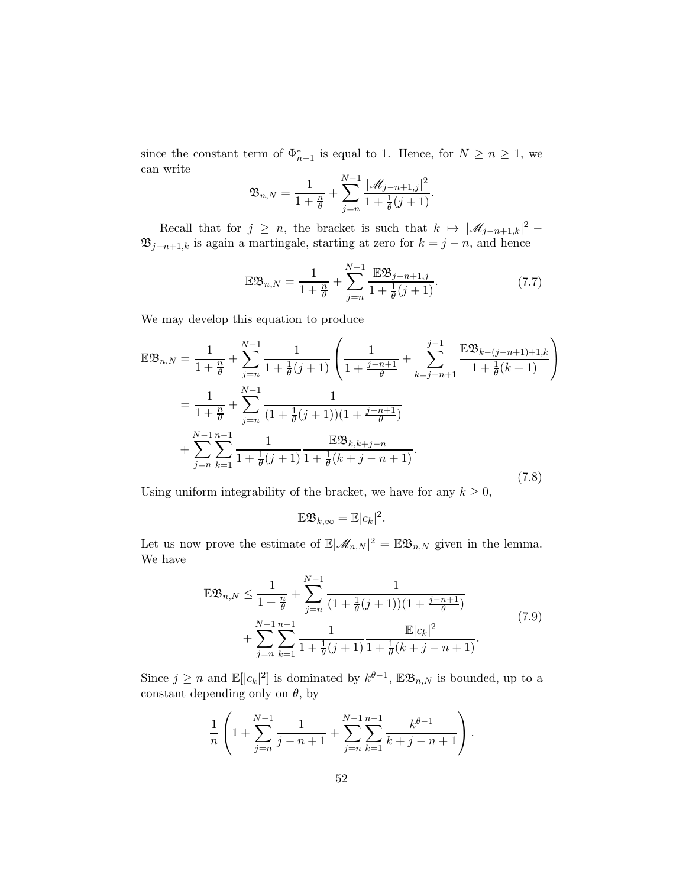since the constant term of $\Phi^*_{n-1}$ is equal to 1. Hence, for $N \geq n \geq 1$, we can write

$$\mathfrak{B}_{n,N} = \frac{1}{1+\frac{n}{\theta}} + \sum_{j=n}^{N-1} \frac{|\mathscr{M}_{j-n+1,j}|^2}{1+\frac{1}{\theta}(j+1)}.$$

Recall that for $j \geq n$, the bracket is such that $k \mapsto |\mathscr{M}_{j-n+1,k}|^2 - \mathfrak{B}_{j-n+1,k}$ is again a martingale, starting at zero for $k = j-n$, and hence

$$\mathbb{E}\mathfrak{B}_{n,N} = \frac{1}{1+\frac{n}{\theta}} + \sum_{j=n}^{N-1} \frac{\mathbb{E}\mathfrak{B}_{j-n+1,j}}{1+\frac{1}{\theta}(j+1)}. \tag{7.7}$$

We may develop this equation to produce

$$\begin{aligned}
\mathbb{E}\mathfrak{B}_{n,N} &= \frac{1}{1+\frac{n}{\theta}} + \sum_{j=n}^{N-1} \frac{1}{1+\frac{1}{\theta}(j+1)} \left( \frac{1}{1+\frac{j-n+1}{\theta}} + \sum_{k=j-n+1}^{j-1} \frac{\mathbb{E}\mathfrak{B}_{k-(j-n+1)+1,k}}{1+\frac{1}{\theta}(k+1)} \right) \\
&= \frac{1}{1+\frac{n}{\theta}} + \sum_{j=n}^{N-1} \frac{1}{(1+\frac{1}{\theta}(j+1))(1+\frac{j-n+1}{\theta})} \\
&\quad + \sum_{j=n}^{N-1} \sum_{k=1}^{n-1} \frac{1}{1+\frac{1}{\theta}(j+1)} \frac{\mathbb{E}\mathfrak{B}_{k,k+j-n}}{1+\frac{1}{\theta}(k+j-n+1)}.
\end{aligned} \tag{7.8}$$

Using uniform integrability of the bracket, we have for any $k \geq 0$,

$$\mathbb{E}\mathfrak{B}_{k,\infty} = \mathbb{E}|c_k|^2.$$

Let us now prove the estimate of $\mathbb{E}|\mathscr{M}_{n,N}|^2 = \mathbb{E}\mathfrak{B}_{n,N}$ given in the lemma. We have

$$\begin{aligned}
\mathbb{E}\mathfrak{B}_{n,N} \leq &\frac{1}{1+\frac{n}{\theta}} + \sum_{j=n}^{N-1} \frac{1}{(1+\frac{1}{\theta}(j+1))(1+\frac{j-n+1}{\theta})} \\
&+ \sum_{j=n}^{N-1} \sum_{k=1}^{n-1} \frac{1}{1+\frac{1}{\theta}(j+1)} \frac{\mathbb{E}|c_k|^2}{1+\frac{1}{\theta}(k+j-n+1)}.
\end{aligned} \tag{7.9}$$

Since $j \geq n$ and $\mathbb{E}[|c_k|^2]$ is dominated by $k^{\theta-1}$, $\mathbb{E}\mathfrak{B}_{n,N}$ is bounded, up to a constant depending only on $\theta$, by

$$\frac{1}{n} \left( 1 + \sum_{j=n}^{N-1} \frac{1}{j-n+1} + \sum_{j=n}^{N-1} \sum_{k=1}^{n-1} \frac{k^{\theta-1}}{k+j-n+1} \right).$$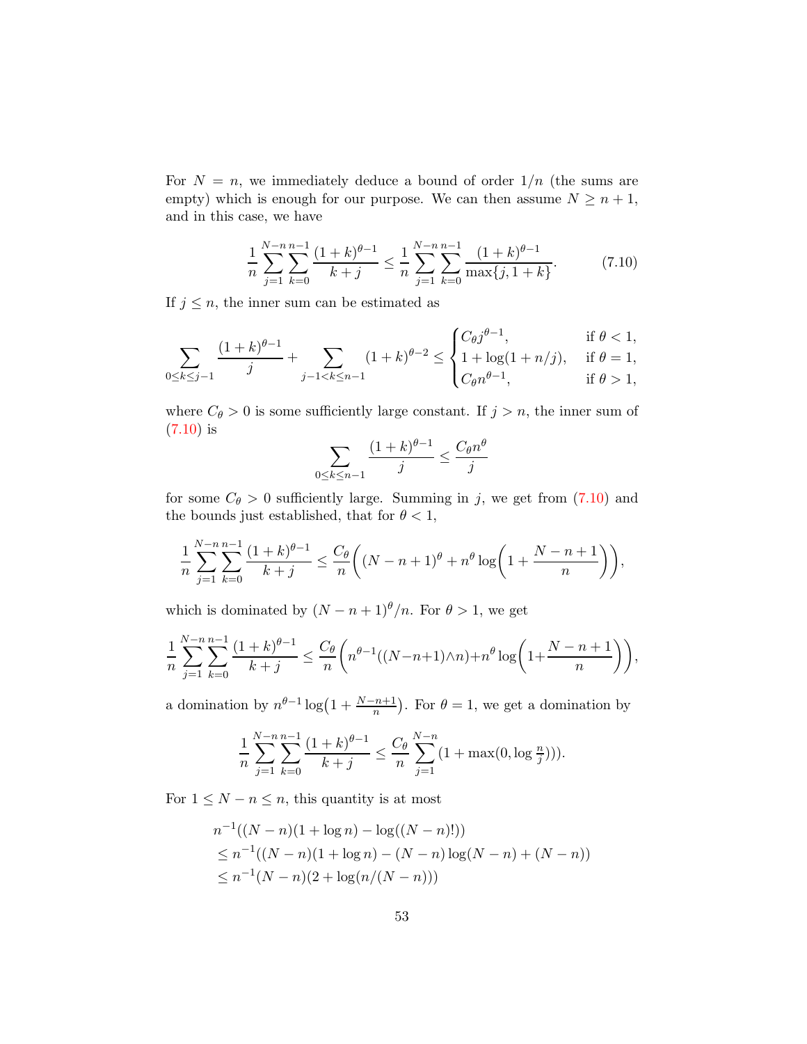For $N = n$, we immediately deduce a bound of order $1/n$ (the sums are empty) which is enough for our purpose. We can then assume $N \geq n+1$, and in this case, we have

$$\frac{1}{n}\sum_{j=1}^{N-n}\sum_{k=0}^{n-1}\frac{(1+k)^{\theta-1}}{k+j} \leq \frac{1}{n}\sum_{j=1}^{N-n}\sum_{k=0}^{n-1}\frac{(1+k)^{\theta-1}}{\max\{j,1+k\}}. \tag{7.10}$$

If $j \leq n$, the inner sum can be estimated as

$$\sum_{0\leq k\leq j-1}\frac{(1+k)^{\theta-1}}{j} + \sum_{j-1<k\leq n-1}(1+k)^{\theta-2} \leq \begin{cases} C_\theta j^{\theta-1}, & \text{if } \theta<1, \\ 1+\log(1+n/j), & \text{if } \theta = 1, \\ C_\theta n^{\theta-1}, & \text{if } \theta > 1, \end{cases}$$

where $C_\theta > 0$ is some sufficiently large constant. If $j > n$, the inner sum of (7.10) is

$$\sum_{0\leq k\leq n-1}\frac{(1+k)^{\theta-1}}{j} \leq \frac{C_\theta n^\theta}{j}$$

for some $C_\theta > 0$ sufficiently large. Summing in $j$, we get from (7.10) and the bounds just established, that for $\theta < 1$,

$$\frac{1}{n}\sum_{j=1}^{N-n}\sum_{k=0}^{n-1}\frac{(1+k)^{\theta-1}}{k+j} \leq \frac{C_\theta}{n}\bigg((N-n+1)^\theta + n^\theta\log\bigg(1+\frac{N-n+1}{n}\bigg)\bigg),$$

which is dominated by $(N-n+1)^\theta/n$. For $\theta > 1$, we get

$$\frac{1}{n}\sum_{j=1}^{N-n}\sum_{k=0}^{n-1}\frac{(1+k)^{\theta-1}}{k+j} \leq \frac{C_\theta}{n}\bigg(n^{\theta-1}((N-n+1)\wedge n)+n^\theta\log\bigg(1+\frac{N-n+1}{n}\bigg)\bigg),$$

a domination by $n^{\theta-1}\log\big(1+\frac{N-n+1}{n}\big)$. For $\theta = 1$, we get a domination by

$$\frac{1}{n}\sum_{j=1}^{N-n}\sum_{k=0}^{n-1}\frac{(1+k)^{\theta-1}}{k+j} \leq \frac{C_\theta}{n}\sum_{j=1}^{N-n}(1+\max(0,\log\tfrac{n}{j}))).$$

For $1 \leq N-n \leq n$, this quantity is at most

$$\begin{aligned}
&n^{-1}((N-n)(1+\log n) - \log((N-n)!)) \\
&\leq n^{-1}((N-n)(1+\log n) - (N-n)\log(N-n) + (N-n)) \\
&\leq n^{-1}(N-n)(2+\log(n/(N-n)))
\end{aligned}$$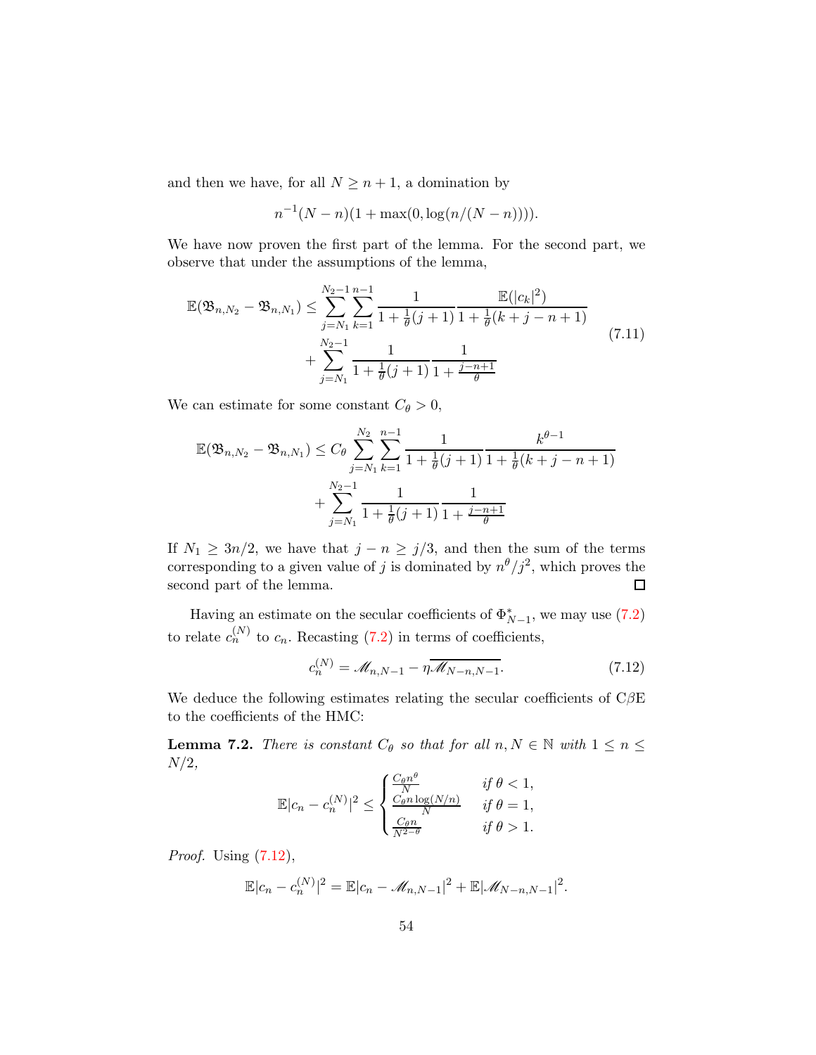and then we have, for all $N \geq n+1$, a domination by

$$n^{-1}(N-n)(1+\max(0,\log(n/(N-n)))).$$

We have now proven the first part of the lemma. For the second part, we observe that under the assumptions of the lemma,

$$\begin{aligned}\mathbb{E}(\mathfrak{B}_{n,N_2}-\mathfrak{B}_{n,N_1}) \leq & \sum_{j=N_1}^{N_2-1}\sum_{k=1}^{n-1}\frac{1}{1+\frac{1}{\theta}(j+1)}\frac{\mathbb{E}(|c_k|^2)}{1+\frac{1}{\theta}(k+j-n+1)} \\ &+\sum_{j=N_1}^{N_2-1}\frac{1}{1+\frac{1}{\theta}(j+1)}\frac{1}{1+\frac{j-n+1}{\theta}}\end{aligned} \tag{7.11}$$

We can estimate for some constant $C_\theta > 0$,

$$\begin{aligned}\mathbb{E}(\mathfrak{B}_{n,N_2}-\mathfrak{B}_{n,N_1}) \leq C_\theta & \sum_{j=N_1}^{N_2}\sum_{k=1}^{n-1}\frac{1}{1+\frac{1}{\theta}(j+1)}\frac{k^{\theta-1}}{1+\frac{1}{\theta}(k+j-n+1)} \\ &+\sum_{j=N_1}^{N_2-1}\frac{1}{1+\frac{1}{\theta}(j+1)}\frac{1}{1+\frac{j-n+1}{\theta}}\end{aligned}$$

If $N_1 \geq 3n/2$, we have that $j-n \geq j/3$, and then the sum of the terms corresponding to a given value of $j$ is dominated by $n^\theta/j^2$, which proves the second part of the lemma. ☐

Having an estimate on the secular coefficients of $\Phi^*_{N-1}$, we may use (7.2) to relate $c_n^{(N)}$ to $c_n$. Recasting (7.2) in terms of coefficients,

$$c_n^{(N)} = \mathscr{M}_{n,N-1} - \eta\overline{\mathscr{M}_{N-n,N-1}}. \tag{7.12}$$

We deduce the following estimates relating the secular coefficients of C$\beta$E to the coefficients of the HMC:

**Lemma 7.2.** *There is constant $C_\theta$ so that for all $n, N \in \mathbb{N}$ with $1 \leq n \leq N/2$,*

$$\mathbb{E}|c_n - c_n^{(N)}|^2 \leq \begin{cases}\frac{C_\theta n^\theta}{N} & \text{if } \theta < 1,\\ \frac{C_\theta n \log(N/n)}{N} & \text{if } \theta = 1,\\ \frac{C_\theta n}{N^{2-\theta}} & \text{if } \theta > 1.\end{cases}$$

*Proof.* Using (7.12),

$$\mathbb{E}|c_n - c_n^{(N)}|^2 = \mathbb{E}|c_n - \mathscr{M}_{n,N-1}|^2 + \mathbb{E}|\mathscr{M}_{N-n,N-1}|^2.$$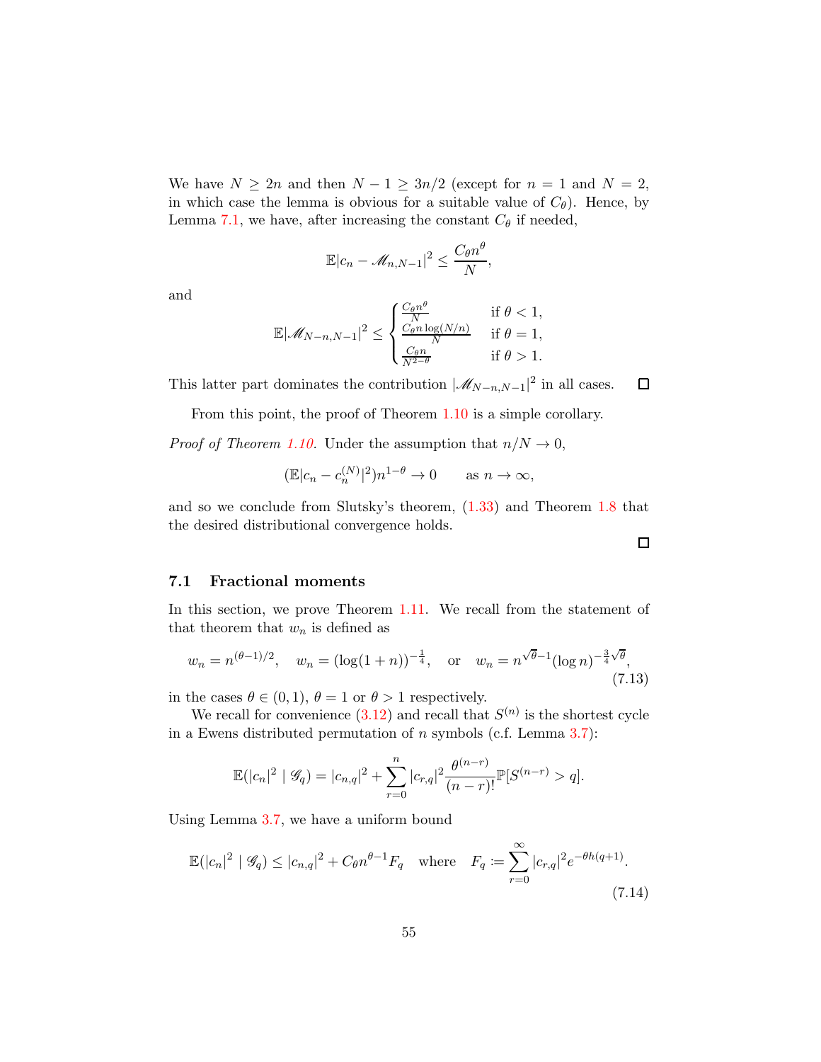We have $N \geq 2n$ and then $N-1 \geq 3n/2$ (except for $n=1$ and $N=2$, in which case the lemma is obvious for a suitable value of $C_\theta$). Hence, by Lemma 7.1, we have, after increasing the constant $C_\theta$ if needed,

$$\mathbb{E}|c_n - \mathscr{M}_{n,N-1}|^2 \leq \frac{C_\theta n^\theta}{N},$$

and

$$\mathbb{E}|\mathscr{M}_{N-n,N-1}|^2 \leq \begin{cases} \frac{C_\theta n^\theta}{N} & \text{if } \theta < 1, \\ \frac{C_\theta n \log(N/n)}{N} & \text{if } \theta = 1, \\ \frac{C_\theta n}{N^{2-\theta}} & \text{if } \theta > 1. \end{cases}$$

This latter part dominates the contribution $|\mathscr{M}_{N-n,N-1}|^2$ in all cases. ☐

From this point, the proof of Theorem 1.10 is a simple corollary.

*Proof of Theorem 1.10.* Under the assumption that $n/N \to 0$,

$$(\mathbb{E}|c_n - c_n^{(N)}|^2)n^{1-\theta} \to 0 \qquad \text{as } n \to \infty,$$

and so we conclude from Slutsky's theorem, (1.33) and Theorem 1.8 that the desired distributional convergence holds.

☐

## 7.1 Fractional moments

In this section, we prove Theorem 1.11. We recall from the statement of that theorem that $w_n$ is defined as

$$w_n = n^{(\theta-1)/2}, \quad w_n = (\log(1+n))^{-\frac{1}{4}}, \quad \text{or} \quad w_n = n^{\sqrt{\theta}-1}(\log n)^{-\frac{3}{4}\sqrt{\theta}}, \tag{7.13}$$

in the cases $\theta \in (0,1)$, $\theta = 1$ or $\theta > 1$ respectively.

We recall for convenience (3.12) and recall that $S^{(n)}$ is the shortest cycle in a Ewens distributed permutation of $n$ symbols (c.f. Lemma 3.7):

$$\mathbb{E}(|c_n|^2 \mid \mathscr{G}_q) = |c_{n,q}|^2 + \sum_{r=0}^{n} |c_{r,q}|^2 \frac{\theta^{(n-r)}}{(n-r)!} \mathbb{P}[S^{(n-r)} > q].$$

Using Lemma 3.7, we have a uniform bound

$$\mathbb{E}(|c_n|^2 \mid \mathscr{G}_q) \leq |c_{n,q}|^2 + C_\theta n^{\theta-1} F_q \quad \text{where} \quad F_q := \sum_{r=0}^{\infty} |c_{r,q}|^2 e^{-\theta h(q+1)}. \tag{7.14}$$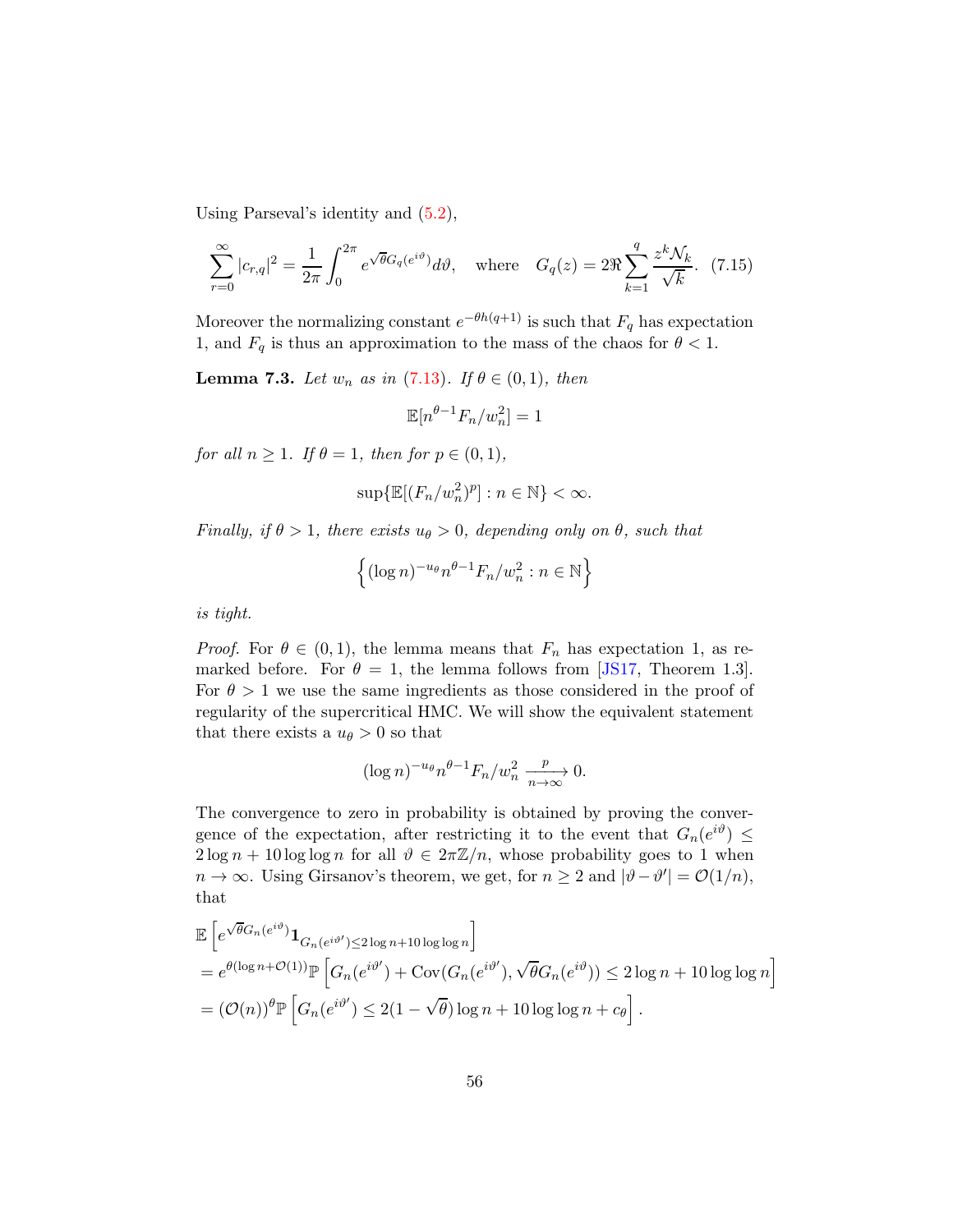Using Parseval's identity and (5.2),

$$\sum_{r=0}^{\infty} |c_{r,q}|^2 = \frac{1}{2\pi}\int_0^{2\pi} e^{\sqrt{\theta} G_q(e^{i\vartheta})} d\vartheta, \quad \text{where} \quad G_q(z) = 2\Re \sum_{k=1}^{q} \frac{z^k \mathcal{N}_k}{\sqrt{k}}. \quad (7.15)$$

Moreover the normalizing constant $e^{-\theta h(q+1)}$ is such that $F_q$ has expectation 1, and $F_q$ is thus an approximation to the mass of the chaos for $\theta < 1$.

**Lemma 7.3.** *Let $w_n$ as in (7.13). If $\theta \in (0,1)$, then*

$$\mathbb{E}[n^{\theta-1} F_n / w_n^2] = 1$$

*for all $n \geq 1$. If $\theta = 1$, then for $p \in (0,1)$,*

$$\sup\{\mathbb{E}[(F_n/w_n^2)^p] : n \in \mathbb{N}\} < \infty.$$

*Finally, if $\theta > 1$, there exists $u_\theta > 0$, depending only on $\theta$, such that*

$$\left\{ (\log n)^{-u_\theta} n^{\theta-1} F_n / w_n^2 : n \in \mathbb{N} \right\}$$

*is tight.*

*Proof.* For $\theta \in (0,1)$, the lemma means that $F_n$ has expectation 1, as remarked before. For $\theta = 1$, the lemma follows from [JS17, Theorem 1.3]. For $\theta > 1$ we use the same ingredients as those considered in the proof of regularity of the supercritical HMC. We will show the equivalent statement that there exists a $u_\theta > 0$ so that

$$(\log n)^{-u_\theta} n^{\theta-1} F_n / w_n^2 \xrightarrow[n\to\infty]{p} 0.$$

The convergence to zero in probability is obtained by proving the convergence of the expectation, after restricting it to the event that $G_n(e^{i\vartheta}) \leq 2\log n + 10 \log\log n$ for all $\vartheta \in 2\pi\mathbb{Z}/n$, whose probability goes to 1 when $n \to \infty$. Using Girsanov's theorem, we get, for $n \geq 2$ and $|\vartheta - \vartheta'| = \mathcal{O}(1/n)$, that

$$\begin{aligned}
&\mathbb{E}\left[ e^{\sqrt{\theta} G_n(e^{i\vartheta})} \mathbf{1}_{G_n(e^{i\vartheta'}) \leq 2\log n + 10\log\log n} \right] \\
&= e^{\theta(\log n + \mathcal{O}(1))} \mathbb{P}\left[ G_n(e^{i\vartheta'}) + \mathrm{Cov}(G_n(e^{i\vartheta'}), \sqrt{\theta} G_n(e^{i\vartheta})) \leq 2\log n + 10\log\log n \right] \\
&= (\mathcal{O}(n))^\theta \mathbb{P}\left[ G_n(e^{i\vartheta'}) \leq 2(1-\sqrt{\theta})\log n + 10\log\log n + c_\theta \right].
\end{aligned}$$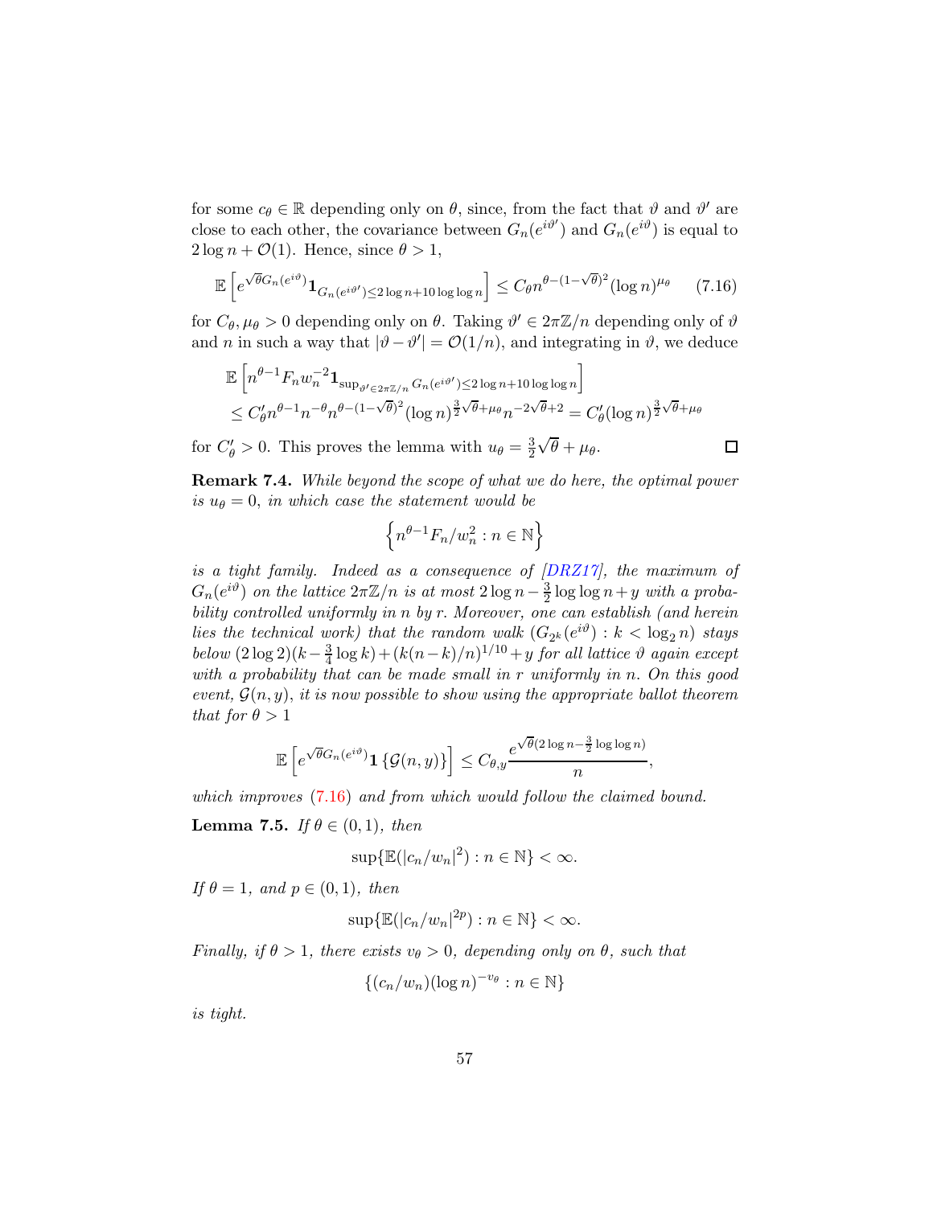for some $c_\theta \in \mathbb{R}$ depending only on $\theta$, since, from the fact that $\vartheta$ and $\vartheta'$ are close to each other, the covariance between $G_n(e^{i\vartheta'})$ and $G_n(e^{i\vartheta})$ is equal to $2\log n + \mathcal{O}(1)$. Hence, since $\theta > 1$,

$$\mathbb{E}\left[e^{\sqrt{\theta}G_n(e^{i\vartheta})}\mathbf{1}_{G_n(e^{i\vartheta'})\leq 2\log n + 10\log\log n}\right] \leq C_\theta n^{\theta - (1-\sqrt{\theta})^2}(\log n)^{\mu_\theta} \tag{7.16}$$

for $C_\theta, \mu_\theta > 0$ depending only on $\theta$. Taking $\vartheta' \in 2\pi\mathbb{Z}/n$ depending only of $\vartheta$ and $n$ in such a way that $|\vartheta - \vartheta'| = \mathcal{O}(1/n)$, and integrating in $\vartheta$, we deduce

$$\begin{aligned}
&\mathbb{E}\left[n^{\theta-1}F_n w_n^{-2}\mathbf{1}_{\sup_{\vartheta'\in 2\pi\mathbb{Z}/n} G_n(e^{i\vartheta'})\leq 2\log n + 10\log\log n}\right] \\
&\leq C'_\theta n^{\theta-1}n^{-\theta}n^{\theta-(1-\sqrt{\theta})^2}(\log n)^{\frac{3}{2}\sqrt{\theta}+\mu_\theta}n^{-2\sqrt{\theta}+2} = C'_\theta(\log n)^{\frac{3}{2}\sqrt{\theta}+\mu_\theta}
\end{aligned}$$

for $C'_\theta > 0$. This proves the lemma with $u_\theta = \frac{3}{2}\sqrt{\theta} + \mu_\theta$. $\square$

**Remark 7.4.** *While beyond the scope of what we do here, the optimal power is $u_\theta = 0$, in which case the statement would be*

$$\left\{n^{\theta-1}F_n/w_n^2 : n \in \mathbb{N}\right\}$$

*is a tight family. Indeed as a consequence of [DRZ17], the maximum of $G_n(e^{i\vartheta})$ on the lattice $2\pi\mathbb{Z}/n$ is at most $2\log n - \frac{3}{2}\log\log n + y$ with a probability controlled uniformly in $n$ by $r$. Moreover, one can establish (and herein lies the technical work) that the random walk $(G_{2^k}(e^{i\vartheta}) : k < \log_2 n)$ stays below $(2\log 2)(k - \frac{3}{4}\log k) + (k(n-k)/n)^{1/10} + y$ for all lattice $\vartheta$ again except with a probability that can be made small in $r$ uniformly in $n$. On this good event, $\mathcal{G}(n,y)$, it is now possible to show using the appropriate ballot theorem that for $\theta > 1$*

$$\mathbb{E}\left[e^{\sqrt{\theta}G_n(e^{i\vartheta})}\mathbf{1}\left\{\mathcal{G}(n,y)\right\}\right] \leq C_{\theta,y}\frac{e^{\sqrt{\theta}(2\log n - \frac{3}{2}\log\log n)}}{n},$$

*which improves (7.16) and from which would follow the claimed bound.*

**Lemma 7.5.** *If $\theta \in (0,1)$, then*

$$\sup\{\mathbb{E}(|c_n/w_n|^2) : n \in \mathbb{N}\} < \infty.$$

*If $\theta = 1$, and $p \in (0,1)$, then*

$$\sup\{\mathbb{E}(|c_n/w_n|^{2p}) : n \in \mathbb{N}\} < \infty.$$

*Finally, if $\theta > 1$, there exists $v_\theta > 0$, depending only on $\theta$, such that*

$$\{(c_n/w_n)(\log n)^{-v_\theta} : n \in \mathbb{N}\}$$

*is tight.*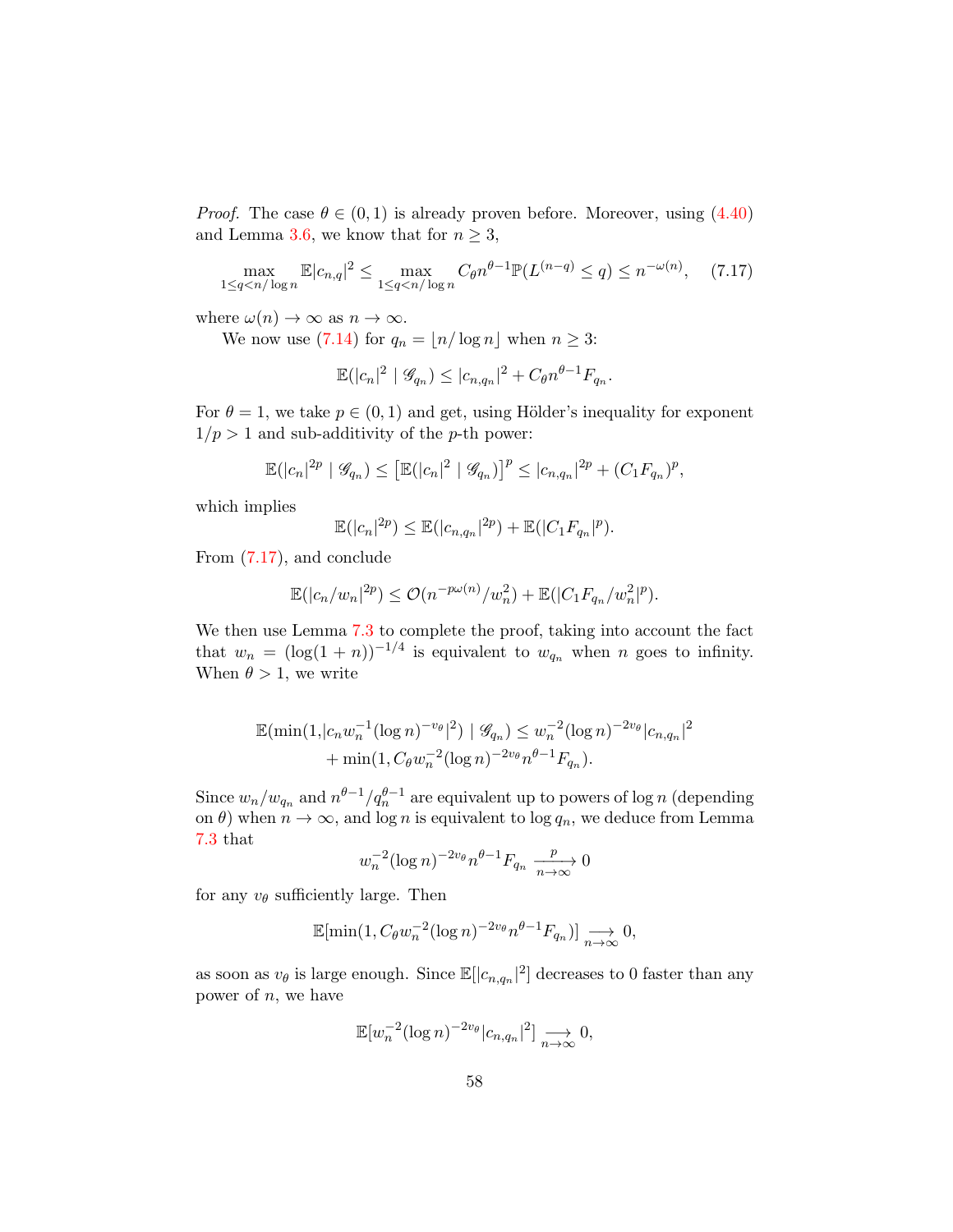*Proof.* The case $\theta \in (0,1)$ is already proven before. Moreover, using (4.40) and Lemma 3.6, we know that for $n \geq 3$,

$$\max_{1 \leq q < n/\log n} \mathbb{E}|c_{n,q}|^2 \leq \max_{1 \leq q < n/\log n} C_\theta n^{\theta-1} \mathbb{P}(L^{(n-q)} \leq q) \leq n^{-\omega(n)}, \quad (7.17)$$

where $\omega(n) \to \infty$ as $n \to \infty$.

We now use (7.14) for $q_n = \lfloor n/\log n \rfloor$ when $n \geq 3$:

$$\mathbb{E}(|c_n|^2 \mid \mathscr{G}_{q_n}) \leq |c_{n,q_n}|^2 + C_\theta n^{\theta-1} F_{q_n}.$$

For $\theta = 1$, we take $p \in (0,1)$ and get, using Hölder's inequality for exponent $1/p > 1$ and sub-additivity of the $p$-th power:

$$\mathbb{E}(|c_n|^{2p} \mid \mathscr{G}_{q_n}) \leq \left[\mathbb{E}(|c_n|^2 \mid \mathscr{G}_{q_n})\right]^p \leq |c_{n,q_n}|^{2p} + (C_1 F_{q_n})^p,$$

which implies

$$\mathbb{E}(|c_n|^{2p}) \leq \mathbb{E}(|c_{n,q_n}|^{2p}) + \mathbb{E}(|C_1 F_{q_n}|^p).$$

From (7.17), and conclude

$$\mathbb{E}(|c_n/w_n|^{2p}) \leq \mathcal{O}(n^{-p\omega(n)}/w_n^2) + \mathbb{E}(|C_1 F_{q_n}/w_n^2|^p).$$

We then use Lemma 7.3 to complete the proof, taking into account the fact that $w_n = (\log(1+n))^{-1/4}$ is equivalent to $w_{q_n}$ when $n$ goes to infinity. When $\theta > 1$, we write

$$\begin{aligned}\mathbb{E}(\min(1,|c_n w_n^{-1} (\log n)^{-v_\theta}|^2) \mid \mathscr{G}_{q_n}) &\leq w_n^{-2} (\log n)^{-2v_\theta} |c_{n,q_n}|^2 \\ &+ \min(1, C_\theta w_n^{-2} (\log n)^{-2v_\theta} n^{\theta-1} F_{q_n}).\end{aligned}$$

Since $w_n/w_{q_n}$ and $n^{\theta-1}/q_n^{\theta-1}$ are equivalent up to powers of $\log n$ (depending on $\theta$) when $n \to \infty$, and $\log n$ is equivalent to $\log q_n$, we deduce from Lemma 7.3 that

$$w_n^{-2} (\log n)^{-2v_\theta} n^{\theta-1} F_{q_n} \xrightarrow[n\to\infty]{p} 0$$

for any $v_\theta$ sufficiently large. Then

$$\mathbb{E}[\min(1, C_\theta w_n^{-2} (\log n)^{-2v_\theta} n^{\theta-1} F_{q_n})] \underset{n\to\infty}{\longrightarrow} 0,$$

as soon as $v_\theta$ is large enough. Since $\mathbb{E}[|c_{n,q_n}|^2]$ decreases to 0 faster than any power of $n$, we have

$$\mathbb{E}[w_n^{-2} (\log n)^{-2v_\theta} |c_{n,q_n}|^2] \underset{n\to\infty}{\longrightarrow} 0,$$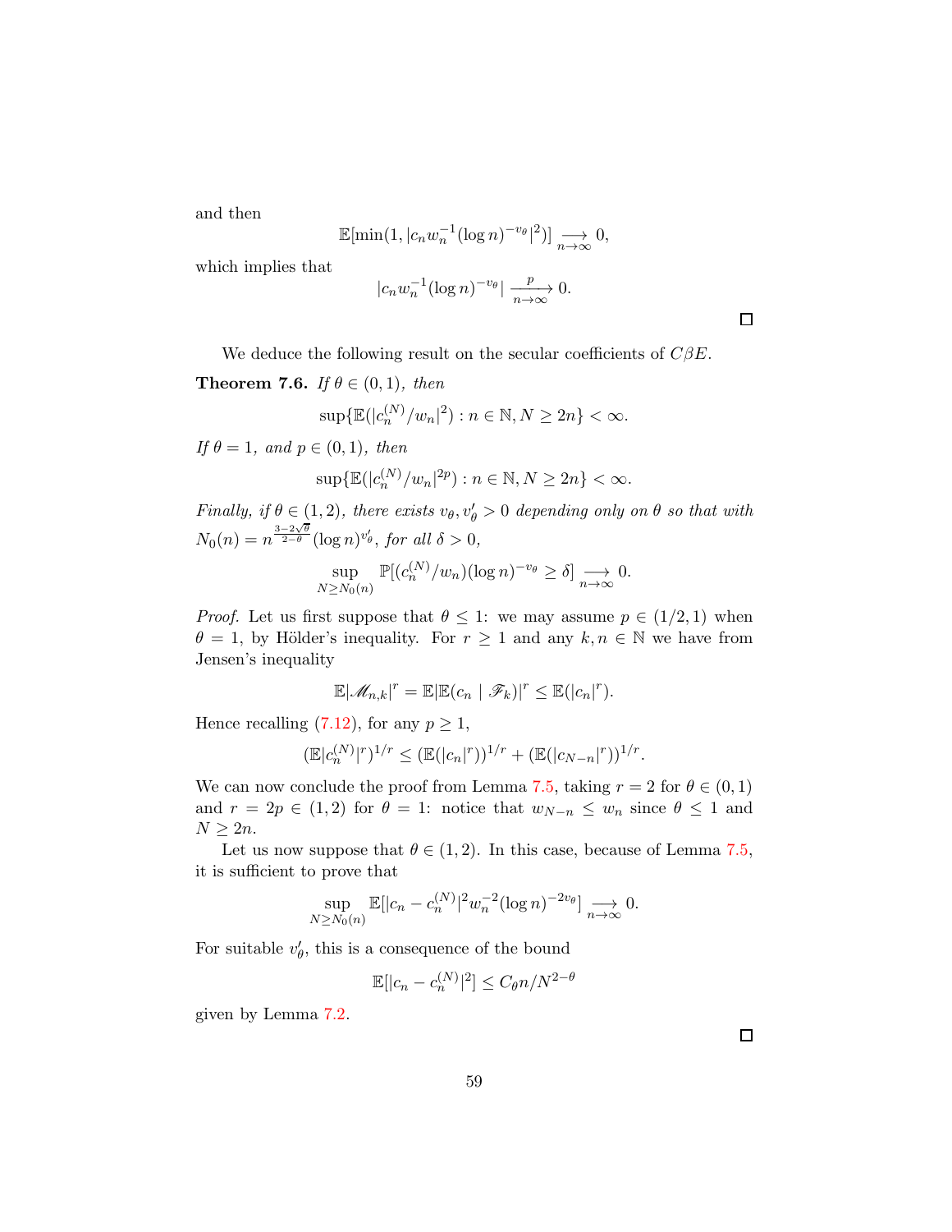and then

$$\mathbb{E}[\min(1, |c_n w_n^{-1} (\log n)^{-v_\theta}|^2)] \underset{n\to\infty}{\longrightarrow} 0,$$

which implies that

$$|c_n w_n^{-1} (\log n)^{-v_\theta}| \xrightarrow[n\to\infty]{p} 0.$$

□

We deduce the following result on the secular coefficients of $C\beta E$.

**Theorem 7.6.** *If $\theta \in (0,1)$, then*

$$\sup\{\mathbb{E}(|c_n^{(N)}/w_n|^2) : n \in \mathbb{N}, N \geq 2n\} < \infty.$$

*If $\theta = 1$, and $p \in (0,1)$, then*

$$\sup\{\mathbb{E}(|c_n^{(N)}/w_n|^{2p}) : n \in \mathbb{N}, N \geq 2n\} < \infty.$$

*Finally, if $\theta \in (1,2)$, there exists $v_\theta, v'_\theta > 0$ depending only on $\theta$ so that with $N_0(n) = n^{\frac{3-2\sqrt{\theta}}{2-\theta}} (\log n)^{v'_\theta}$, for all $\delta > 0$,*

$$\sup_{N \geq N_0(n)} \mathbb{P}[(c_n^{(N)}/w_n)(\log n)^{-v_\theta} \geq \delta] \underset{n\to\infty}{\longrightarrow} 0.$$

*Proof.* Let us first suppose that $\theta \leq 1$: we may assume $p \in (1/2, 1)$ when $\theta = 1$, by Hölder's inequality. For $r \geq 1$ and any $k, n \in \mathbb{N}$ we have from Jensen's inequality

$$\mathbb{E}|\mathscr{M}_{n,k}|^r = \mathbb{E}|\mathbb{E}(c_n \mid \mathscr{F}_k)|^r \leq \mathbb{E}(|c_n|^r).$$

Hence recalling (7.12), for any $p \geq 1$,

$$(\mathbb{E}|c_n^{(N)}|^r)^{1/r} \leq (\mathbb{E}(|c_n|^r))^{1/r} + (\mathbb{E}(|c_{N-n}|^r))^{1/r}.$$

We can now conclude the proof from Lemma 7.5, taking $r = 2$ for $\theta \in (0,1)$ and $r = 2p \in (1,2)$ for $\theta = 1$: notice that $w_{N-n} \leq w_n$ since $\theta \leq 1$ and $N \geq 2n$.

Let us now suppose that $\theta \in (1,2)$. In this case, because of Lemma 7.5, it is sufficient to prove that

$$\sup_{N \geq N_0(n)} \mathbb{E}[|c_n - c_n^{(N)}|^2 w_n^{-2} (\log n)^{-2v_\theta}] \underset{n\to\infty}{\longrightarrow} 0.$$

For suitable $v'_\theta$, this is a consequence of the bound

$$\mathbb{E}[|c_n - c_n^{(N)}|^2] \leq C_\theta n / N^{2-\theta}$$

given by Lemma 7.2.

□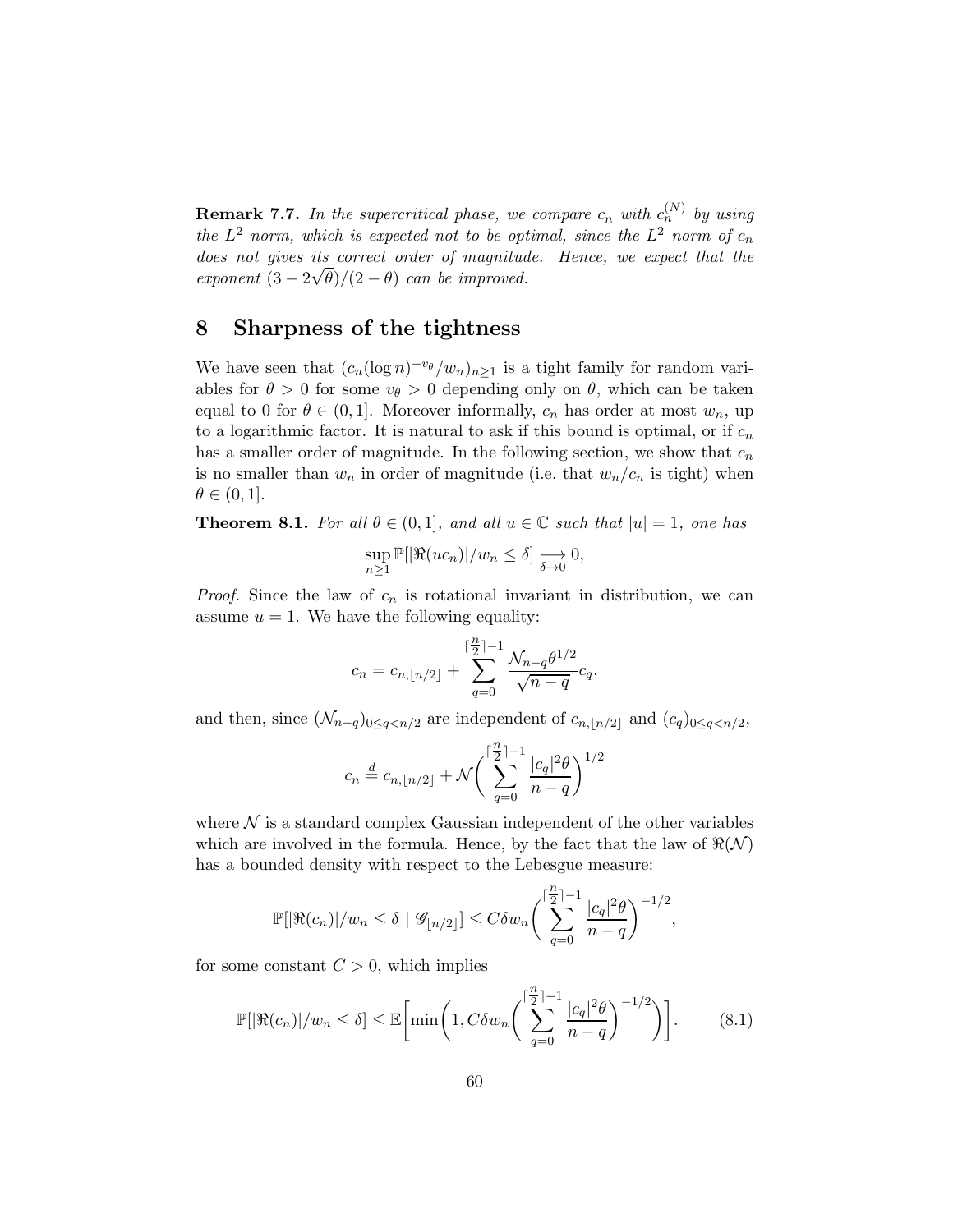**Remark 7.7.** *In the supercritical phase, we compare $c_n$ with $c_n^{(N)}$ by using the $L^2$ norm, which is expected not to be optimal, since the $L^2$ norm of $c_n$ does not gives its correct order of magnitude. Hence, we expect that the exponent $(3 - 2\sqrt{\theta})/(2 - \theta)$ can be improved.*

# 8 Sharpness of the tightness

We have seen that $(c_n (\log n)^{-v_\theta}/w_n)_{n \geq 1}$ is a tight family for random variables for $\theta > 0$ for some $v_\theta > 0$ depending only on $\theta$, which can be taken equal to 0 for $\theta \in (0, 1]$. Moreover informally, $c_n$ has order at most $w_n$, up to a logarithmic factor. It is natural to ask if this bound is optimal, or if $c_n$ has a smaller order of magnitude. In the following section, we show that $c_n$ is no smaller than $w_n$ in order of magnitude (i.e. that $w_n/c_n$ is tight) when $\theta \in (0, 1]$.

**Theorem 8.1.** *For all $\theta \in (0, 1]$, and all $u \in \mathbb{C}$ such that $|u| = 1$, one has*

$$\sup_{n \geq 1} \mathbb{P}[|\Re(u c_n)|/w_n \leq \delta] \underset{\delta \to 0}{\longrightarrow} 0,$$

*Proof.* Since the law of $c_n$ is rotational invariant in distribution, we can assume $u = 1$. We have the following equality:

$$c_n = c_{n, \lfloor n/2 \rfloor} + \sum_{q=0}^{\lceil \frac{n}{2} \rceil - 1} \frac{\mathcal{N}_{n-q} \theta^{1/2}}{\sqrt{n-q}} c_q,$$

and then, since $(\mathcal{N}_{n-q})_{0 \leq q < n/2}$ are independent of $c_{n, \lfloor n/2 \rfloor}$ and $(c_q)_{0 \leq q < n/2}$,

$$c_n \overset{d}{=} c_{n, \lfloor n/2 \rfloor} + \mathcal{N} \bigg( \sum_{q=0}^{\lceil \frac{n}{2} \rceil - 1} \frac{|c_q|^2 \theta}{n - q} \bigg)^{1/2}$$

where $\mathcal{N}$ is a standard complex Gaussian independent of the other variables which are involved in the formula. Hence, by the fact that the law of $\Re(\mathcal{N})$ has a bounded density with respect to the Lebesgue measure:

$$\mathbb{P}[|\Re(c_n)|/w_n \leq \delta \mid \mathscr{G}_{\lfloor n/2 \rfloor}] \leq C \delta w_n \bigg( \sum_{q=0}^{\lceil \frac{n}{2} \rceil - 1} \frac{|c_q|^2 \theta}{n-q} \bigg)^{-1/2},$$

for some constant $C > 0$, which implies

$$\mathbb{P}[|\Re(c_n)|/w_n \leq \delta] \leq \mathbb{E}\bigg[ \min\bigg(1, C \delta w_n \bigg( \sum_{q=0}^{\lceil \frac{n}{2} \rceil - 1} \frac{|c_q|^2 \theta}{n-q} \bigg)^{-1/2} \bigg) \bigg]. \tag{8.1}$$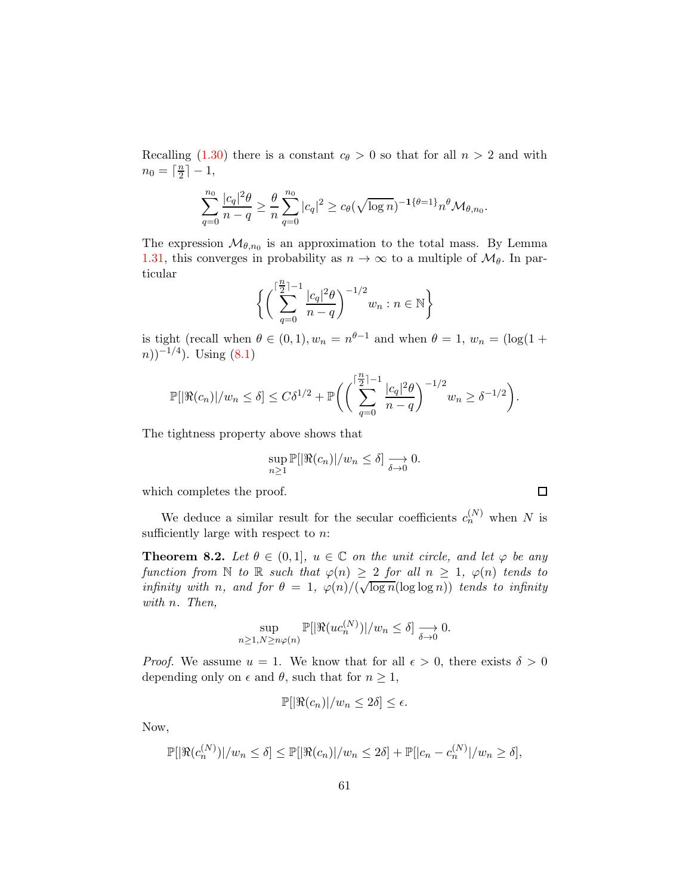Recalling (1.30) there is a constant $c_\theta > 0$ so that for all $n > 2$ and with $n_0 = \lceil \frac{n}{2} \rceil - 1$,

$$\sum_{q=0}^{n_0} \frac{|c_q|^2 \theta}{n-q} \geq \frac{\theta}{n} \sum_{q=0}^{n_0} |c_q|^2 \geq c_\theta (\sqrt{\log n})^{-\mathbf{1}\{\theta=1\}} n^\theta \mathcal{M}_{\theta, n_0}.$$

The expression $\mathcal{M}_{\theta,n_0}$ is an approximation to the total mass. By Lemma 1.31, this converges in probability as $n \to \infty$ to a multiple of $\mathcal{M}_\theta$. In particular

$$\left\{ \left( \sum_{q=0}^{\lceil \frac{n}{2} \rceil - 1} \frac{|c_q|^2 \theta}{n-q} \right)^{-1/2} w_n : n \in \mathbb{N} \right\}$$

is tight (recall when $\theta \in (0,1), w_n = n^{\theta - 1}$ and when $\theta = 1$, $w_n = (\log(1+n))^{-1/4}$). Using (8.1)

$$\mathbb{P}[|\Re(c_n)|/w_n \leq \delta] \leq C\delta^{1/2} + \mathbb{P}\left( \left( \sum_{q=0}^{\lceil \frac{n}{2} \rceil - 1} \frac{|c_q|^2 \theta}{n-q} \right)^{-1/2} w_n \geq \delta^{-1/2} \right).$$

The tightness property above shows that

$$\sup_{n \geq 1} \mathbb{P}[|\Re(c_n)|/w_n \leq \delta] \underset{\delta \to 0}{\longrightarrow} 0.$$

which completes the proof. □

We deduce a similar result for the secular coefficients $c_n^{(N)}$ when $N$ is sufficiently large with respect to $n$:

**Theorem 8.2.** *Let $\theta \in (0,1]$, $u \in \mathbb{C}$ on the unit circle, and let $\varphi$ be any function from $\mathbb{N}$ to $\mathbb{R}$ such that $\varphi(n) \geq 2$ for all $n \geq 1$, $\varphi(n)$ tends to infinity with $n$, and for $\theta = 1$, $\varphi(n)/(\sqrt{\log n}(\log \log n))$ tends to infinity with $n$. Then,*

$$\sup_{n \geq 1, N \geq n\varphi(n)} \mathbb{P}[|\Re(uc_n^{(N)})|/w_n \leq \delta] \underset{\delta \to 0}{\longrightarrow} 0.$$

*Proof.* We assume $u = 1$. We know that for all $\epsilon > 0$, there exists $\delta > 0$ depending only on $\epsilon$ and $\theta$, such that for $n \geq 1$,

$$\mathbb{P}[|\Re(c_n)|/w_n \leq 2\delta] \leq \epsilon.$$

Now,

$$\mathbb{P}[|\Re(c_n^{(N)})|/w_n \leq \delta] \leq \mathbb{P}[|\Re(c_n)|/w_n \leq 2\delta] + \mathbb{P}[|c_n - c_n^{(N)}|/w_n \geq \delta],$$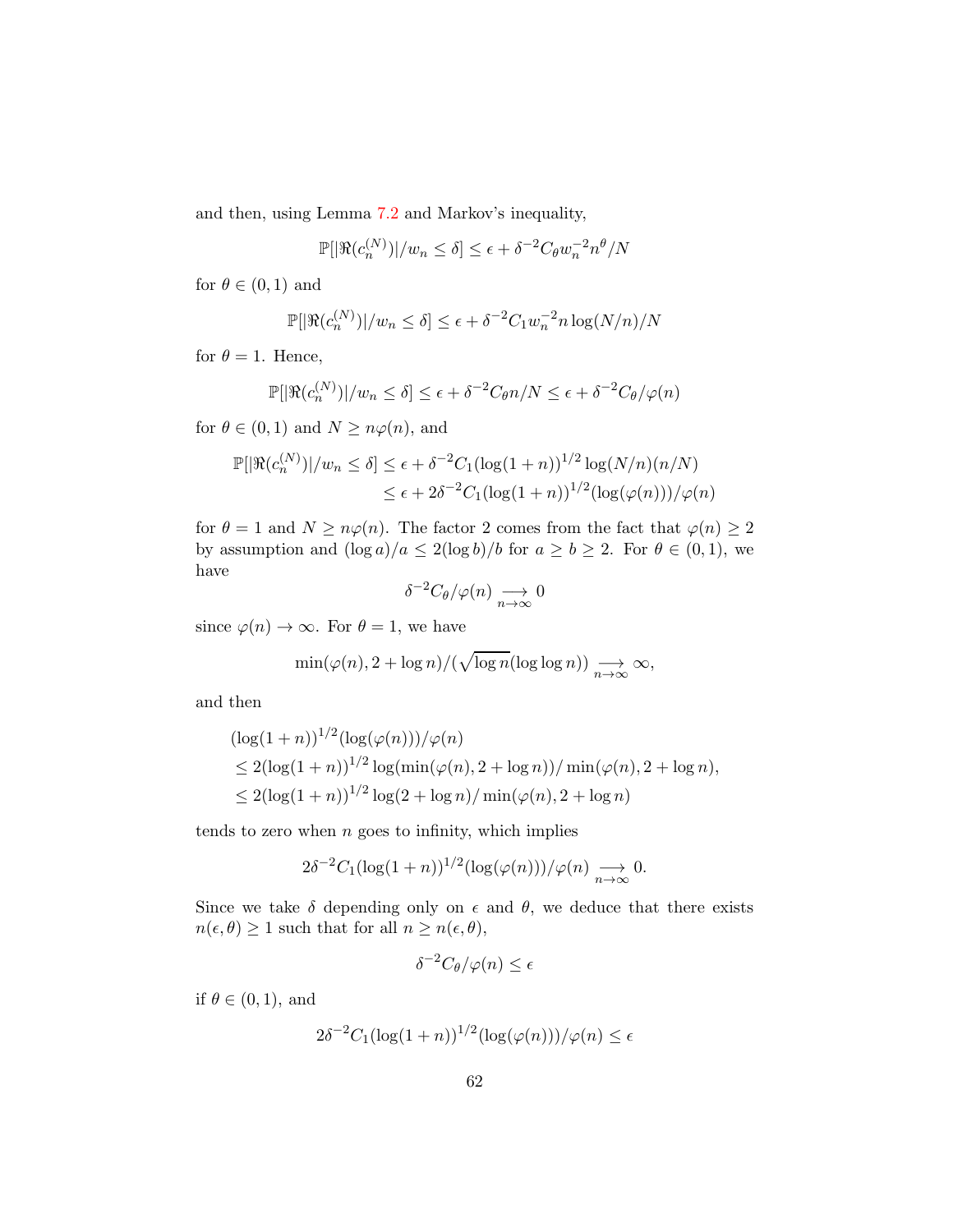and then, using Lemma 7.2 and Markov's inequality,

$$\mathbb{P}[|\Re(c_n^{(N)})|/w_n \leq \delta] \leq \epsilon + \delta^{-2} C_\theta w_n^{-2} n^\theta / N$$

for $\theta \in (0, 1)$ and

$$\mathbb{P}[|\Re(c_n^{(N)})|/w_n \leq \delta] \leq \epsilon + \delta^{-2} C_1 w_n^{-2} n \log(N/n)/N$$

for $\theta = 1$. Hence,

$$\mathbb{P}[|\Re(c_n^{(N)})|/w_n \leq \delta] \leq \epsilon + \delta^{-2} C_\theta n/N \leq \epsilon + \delta^{-2} C_\theta / \varphi(n)$$

for $\theta \in (0, 1)$ and $N \geq n\varphi(n)$, and

$$\begin{aligned}
\mathbb{P}[|\Re(c_n^{(N)})|/w_n \leq \delta] &\leq \epsilon + \delta^{-2} C_1 (\log(1+n))^{1/2} \log(N/n)(n/N) \\
&\leq \epsilon + 2\delta^{-2} C_1 (\log(1+n))^{1/2} (\log(\varphi(n)))/\varphi(n)
\end{aligned}$$

for $\theta = 1$ and $N \geq n\varphi(n)$. The factor 2 comes from the fact that $\varphi(n) \geq 2$ by assumption and $(\log a)/a \leq 2(\log b)/b$ for $a \geq b \geq 2$. For $\theta \in (0, 1)$, we have

$$\delta^{-2} C_\theta / \varphi(n) \underset{n \to \infty}{\longrightarrow} 0$$

since $\varphi(n) \to \infty$. For $\theta = 1$, we have

$$\min(\varphi(n), 2 + \log n)/(\sqrt{\log n}(\log \log n)) \underset{n \to \infty}{\longrightarrow} \infty,$$

and then

$$\begin{aligned}
&(\log(1+n))^{1/2} (\log(\varphi(n)))/\varphi(n) \\
&\leq 2(\log(1+n))^{1/2} \log(\min(\varphi(n), 2 + \log n))/\min(\varphi(n), 2 + \log n), \\
&\leq 2(\log(1+n))^{1/2} \log(2 + \log n)/\min(\varphi(n), 2 + \log n)
\end{aligned}$$

tends to zero when $n$ goes to infinity, which implies

$$2\delta^{-2} C_1 (\log(1+n))^{1/2} (\log(\varphi(n)))/\varphi(n) \underset{n \to \infty}{\longrightarrow} 0.$$

Since we take $\delta$ depending only on $\epsilon$ and $\theta$, we deduce that there exists $n(\epsilon, \theta) \geq 1$ such that for all $n \geq n(\epsilon, \theta)$,

$$\delta^{-2} C_\theta / \varphi(n) \leq \epsilon$$

if $\theta \in (0, 1)$, and

$$2\delta^{-2} C_1 (\log(1+n))^{1/2} (\log(\varphi(n)))/\varphi(n) \leq \epsilon$$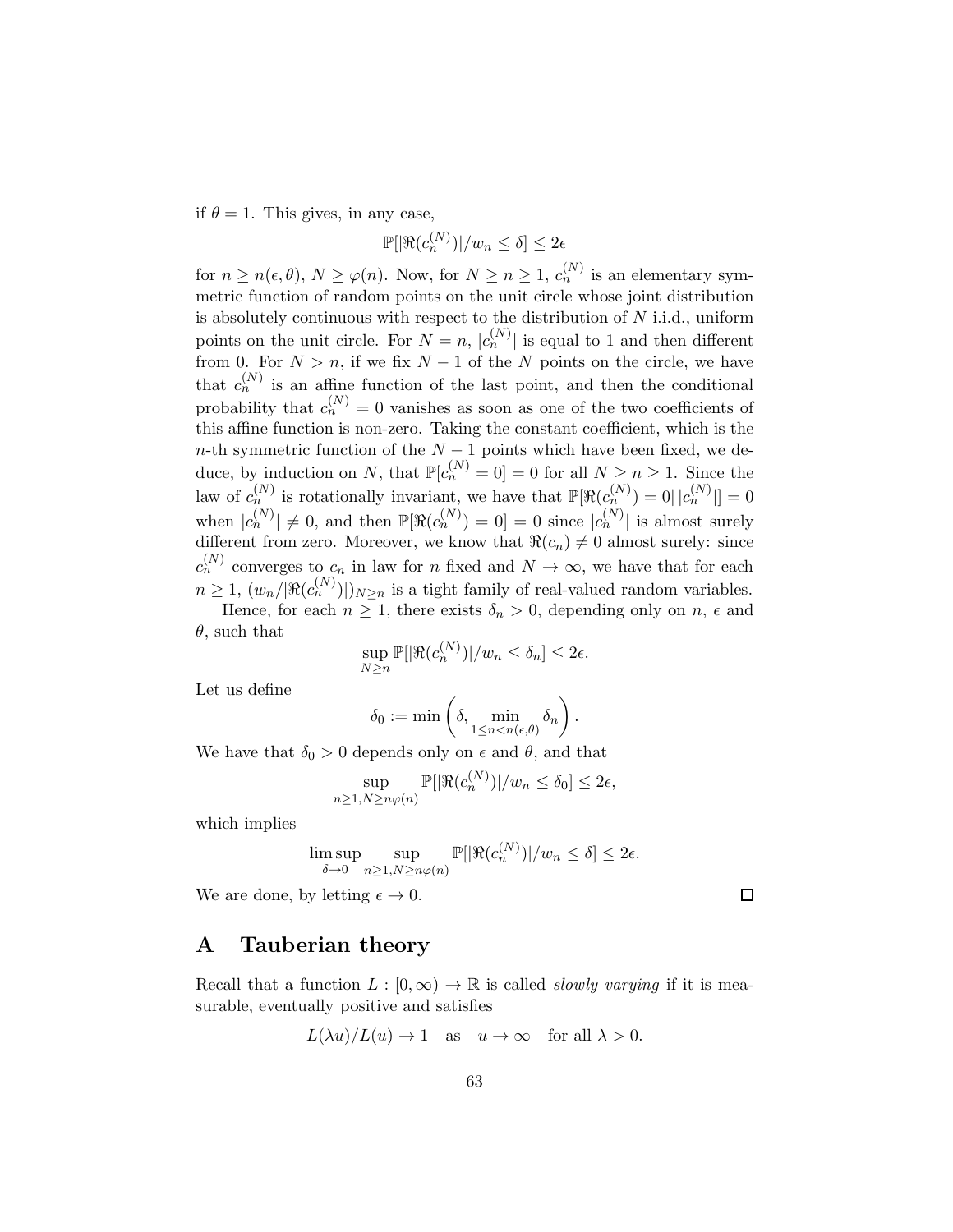if $\theta = 1$. This gives, in any case,

$$\mathbb{P}[|\Re(c_n^{(N)})|/w_n \leq \delta] \leq 2\epsilon$$

for $n \geq n(\epsilon, \theta)$, $N \geq \varphi(n)$. Now, for $N \geq n \geq 1$, $c_n^{(N)}$ is an elementary symmetric function of random points on the unit circle whose joint distribution is absolutely continuous with respect to the distribution of $N$ i.i.d., uniform points on the unit circle. For $N = n$, $|c_n^{(N)}|$ is equal to 1 and then different from 0. For $N > n$, if we fix $N-1$ of the $N$ points on the circle, we have that $c_n^{(N)}$ is an affine function of the last point, and then the conditional probability that $c_n^{(N)} = 0$ vanishes as soon as one of the two coefficients of this affine function is non-zero. Taking the constant coefficient, which is the $n$-th symmetric function of the $N-1$ points which have been fixed, we deduce, by induction on $N$, that $\mathbb{P}[c_n^{(N)} = 0] = 0$ for all $N \geq n \geq 1$. Since the law of $c_n^{(N)}$ is rotationally invariant, we have that $\mathbb{P}[\Re(c_n^{(N)}) = 0|\,|c_n^{(N)}|] = 0$ when $|c_n^{(N)}| \neq 0$, and then $\mathbb{P}[\Re(c_n^{(N)}) = 0] = 0$ since $|c_n^{(N)}|$ is almost surely different from zero. Moreover, we know that $\Re(c_n) \neq 0$ almost surely: since $c_n^{(N)}$ converges to $c_n$ in law for $n$ fixed and $N \to \infty$, we have that for each $n \geq 1$, $(w_n/|\Re(c_n^{(N)})|)_{N \geq n}$ is a tight family of real-valued random variables.

Hence, for each $n \geq 1$, there exists $\delta_n > 0$, depending only on $n$, $\epsilon$ and $\theta$, such that

$$\sup_{N \geq n} \mathbb{P}[|\Re(c_n^{(N)})|/w_n \leq \delta_n] \leq 2\epsilon.$$

Let us define

$$\delta_0 := \min\left(\delta, \min_{1 \leq n < n(\epsilon,\theta)} \delta_n\right).$$

We have that $\delta_0 > 0$ depends only on $\epsilon$ and $\theta$, and that

$$\sup_{n \geq 1, N \geq n\varphi(n)} \mathbb{P}[|\Re(c_n^{(N)})|/w_n \leq \delta_0] \leq 2\epsilon,$$

which implies

$$\limsup_{\delta \to 0} \sup_{n \geq 1, N \geq n\varphi(n)} \mathbb{P}[|\Re(c_n^{(N)})|/w_n \leq \delta] \leq 2\epsilon.$$

We are done, by letting $\epsilon \to 0$. ◻

# A Tauberian theory

Recall that a function $L : [0, \infty) \to \mathbb{R}$ is called *slowly varying* if it is measurable, eventually positive and satisfies

$$L(\lambda u)/L(u) \to 1 \quad \text{as} \quad u \to \infty \quad \text{for all } \lambda > 0.$$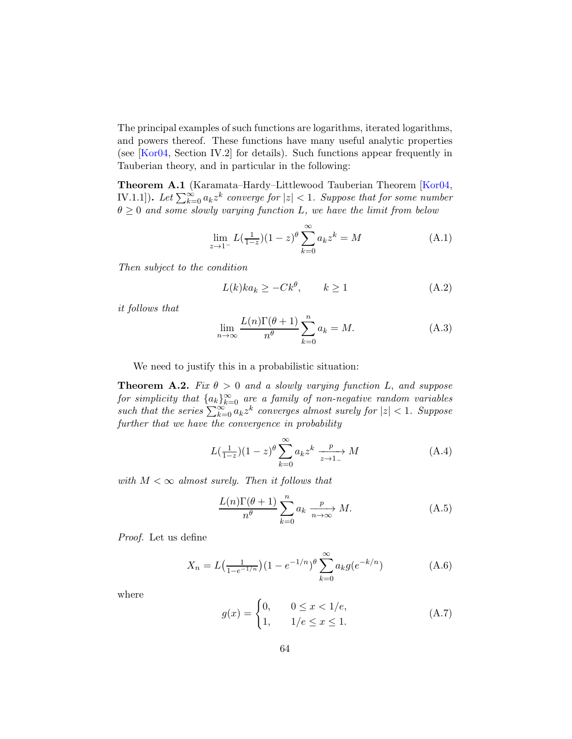The principal examples of such functions are logarithms, iterated logarithms, and powers thereof. These functions have many useful analytic properties (see [Kor04, Section IV.2] for details). Such functions appear frequently in Tauberian theory, and in particular in the following:

**Theorem A.1** (Karamata–Hardy–Littlewood Tauberian Theorem [Kor04, IV.1.1])**.** *Let $\sum_{k=0}^{\infty} a_k z^k$ converge for $|z| < 1$. Suppose that for some number $\theta \geq 0$ and some slowly varying function $L$, we have the limit from below*

$$\lim_{z \to 1^-} L(\tfrac{1}{1-z})(1-z)^{\theta} \sum_{k=0}^{\infty} a_k z^k = M \tag{A.1}$$

*Then subject to the condition*

$$L(k) k a_k \geq -C k^{\theta}, \qquad k \geq 1 \tag{A.2}$$

*it follows that*

$$\lim_{n \to \infty} \frac{L(n)\Gamma(\theta+1)}{n^{\theta}} \sum_{k=0}^{n} a_k = M. \tag{A.3}$$

We need to justify this in a probabilistic situation:

**Theorem A.2.** *Fix $\theta > 0$ and a slowly varying function $L$, and suppose for simplicity that $\{a_k\}_{k=0}^{\infty}$ are a family of non-negative random variables such that the series $\sum_{k=0}^{\infty} a_k z^k$ converges almost surely for $|z| < 1$. Suppose further that we have the convergence in probability*

$$L(\tfrac{1}{1-z})(1-z)^{\theta} \sum_{k=0}^{\infty} a_k z^k \xrightarrow[z \to 1_-]{p} M \tag{A.4}$$

*with $M < \infty$ almost surely. Then it follows that*

$$\frac{L(n)\Gamma(\theta+1)}{n^{\theta}} \sum_{k=0}^{n} a_k \xrightarrow[n \to \infty]{p} M. \tag{A.5}$$

*Proof.* Let us define

$$X_n = L\big(\tfrac{1}{1-e^{-1/n}}\big)(1-e^{-1/n})^{\theta} \sum_{k=0}^{\infty} a_k g(e^{-k/n}) \tag{A.6}$$

where

$$g(x) = \begin{cases} 0, & 0 \leq x < 1/e, \\ 1, & 1/e \leq x \leq 1. \end{cases} \tag{A.7}$$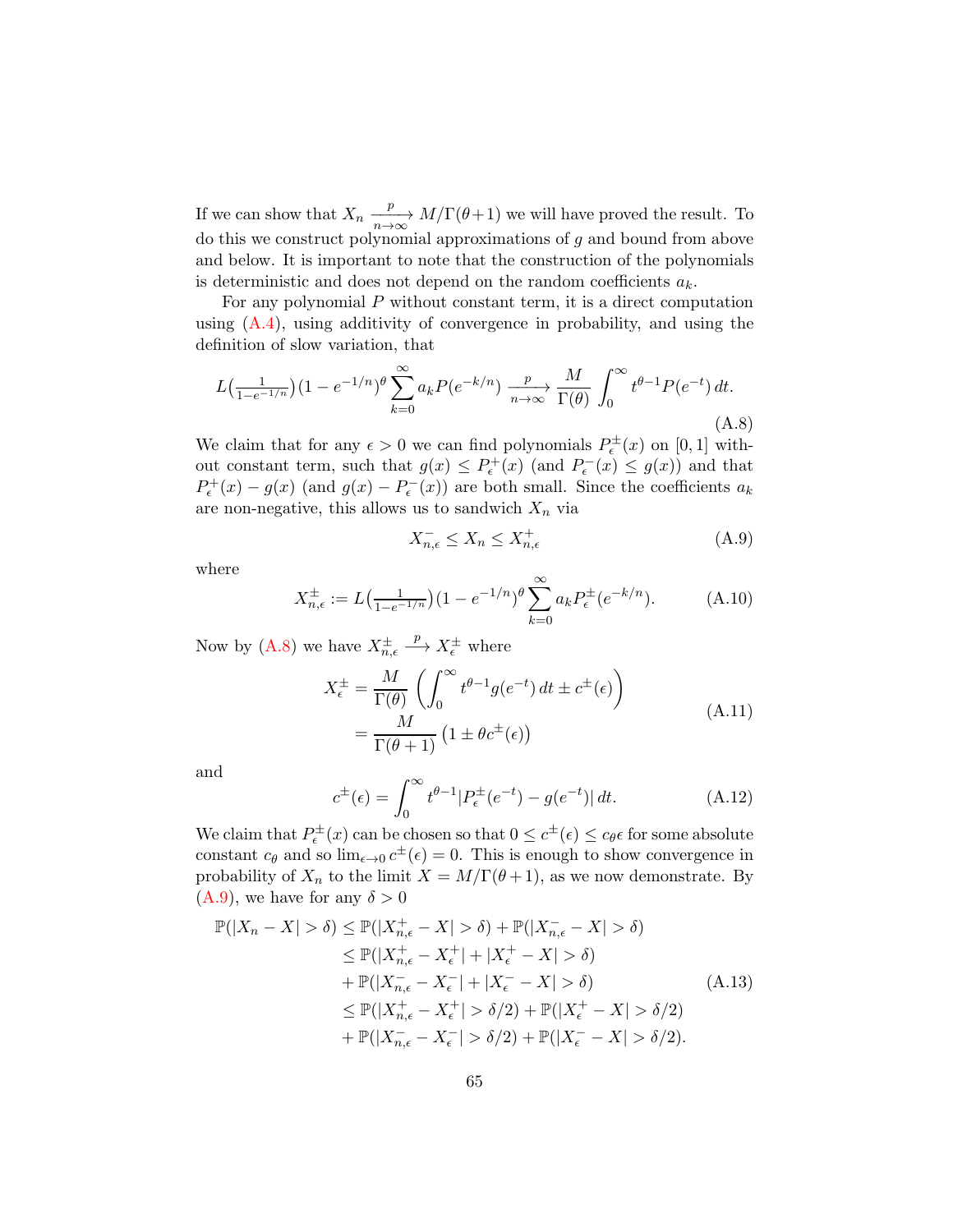If we can show that $X_n \xrightarrow[n\to\infty]{p} M/\Gamma(\theta+1)$ we will have proved the result. To do this we construct polynomial approximations of $g$ and bound from above and below. It is important to note that the construction of the polynomials is deterministic and does not depend on the random coefficients $a_k$.

For any polynomial $P$ without constant term, it is a direct computation using (A.4), using additivity of convergence in probability, and using the definition of slow variation, that

$$L\big(\tfrac{1}{1-e^{-1/n}}\big)(1-e^{-1/n})^{\theta}\sum_{k=0}^{\infty} a_k P(e^{-k/n}) \xrightarrow[n\to\infty]{p} \frac{M}{\Gamma(\theta)}\int_0^{\infty} t^{\theta-1}P(e^{-t})\,dt. \tag{A.8}$$

We claim that for any $\epsilon > 0$ we can find polynomials $P_\epsilon^{\pm}(x)$ on $[0,1]$ without constant term, such that $g(x) \le P_\epsilon^{+}(x)$ (and $P_\epsilon^{-}(x) \le g(x)$) and that $P_\epsilon^{+}(x) - g(x)$ (and $g(x) - P_\epsilon^{-}(x)$) are both small. Since the coefficients $a_k$ are non-negative, this allows us to sandwich $X_n$ via

$$X_{n,\epsilon}^{-} \le X_n \le X_{n,\epsilon}^{+} \tag{A.9}$$

where

$$X_{n,\epsilon}^{\pm} := L\big(\tfrac{1}{1-e^{-1/n}}\big)(1-e^{-1/n})^{\theta}\sum_{k=0}^{\infty} a_k P_\epsilon^{\pm}(e^{-k/n}). \tag{A.10}$$

Now by (A.8) we have $X_{n,\epsilon}^{\pm} \xrightarrow{p} X_\epsilon^{\pm}$ where

$$\begin{aligned} X_\epsilon^{\pm} &= \frac{M}{\Gamma(\theta)}\left(\int_0^{\infty} t^{\theta-1} g(e^{-t})\,dt \pm c^{\pm}(\epsilon)\right) \\ &= \frac{M}{\Gamma(\theta+1)}\left(1 \pm \theta c^{\pm}(\epsilon)\right) \end{aligned} \tag{A.11}$$

and

$$c^{\pm}(\epsilon) = \int_0^{\infty} t^{\theta-1}|P_\epsilon^{\pm}(e^{-t}) - g(e^{-t})|\,dt. \tag{A.12}$$

We claim that $P_\epsilon^{\pm}(x)$ can be chosen so that $0 \le c^{\pm}(\epsilon) \le c_\theta \epsilon$ for some absolute constant $c_\theta$ and so $\lim_{\epsilon\to 0} c^{\pm}(\epsilon) = 0$. This is enough to show convergence in probability of $X_n$ to the limit $X = M/\Gamma(\theta+1)$, as we now demonstrate. By (A.9), we have for any $\delta > 0$

$$\begin{aligned} \mathbb{P}(|X_n - X| > \delta) &\le \mathbb{P}(|X_{n,\epsilon}^{+} - X| > \delta) + \mathbb{P}(|X_{n,\epsilon}^{-} - X| > \delta) \\ &\le \mathbb{P}(|X_{n,\epsilon}^{+} - X_\epsilon^{+}| + |X_\epsilon^{+} - X| > \delta) \\ &\quad + \mathbb{P}(|X_{n,\epsilon}^{-} - X_\epsilon^{-}| + |X_\epsilon^{-} - X| > \delta) \\ &\le \mathbb{P}(|X_{n,\epsilon}^{+} - X_\epsilon^{+}| > \delta/2) + \mathbb{P}(|X_\epsilon^{+} - X| > \delta/2) \\ &\quad + \mathbb{P}(|X_{n,\epsilon}^{-} - X_\epsilon^{-}| > \delta/2) + \mathbb{P}(|X_\epsilon^{-} - X| > \delta/2). \end{aligned} \tag{A.13}$$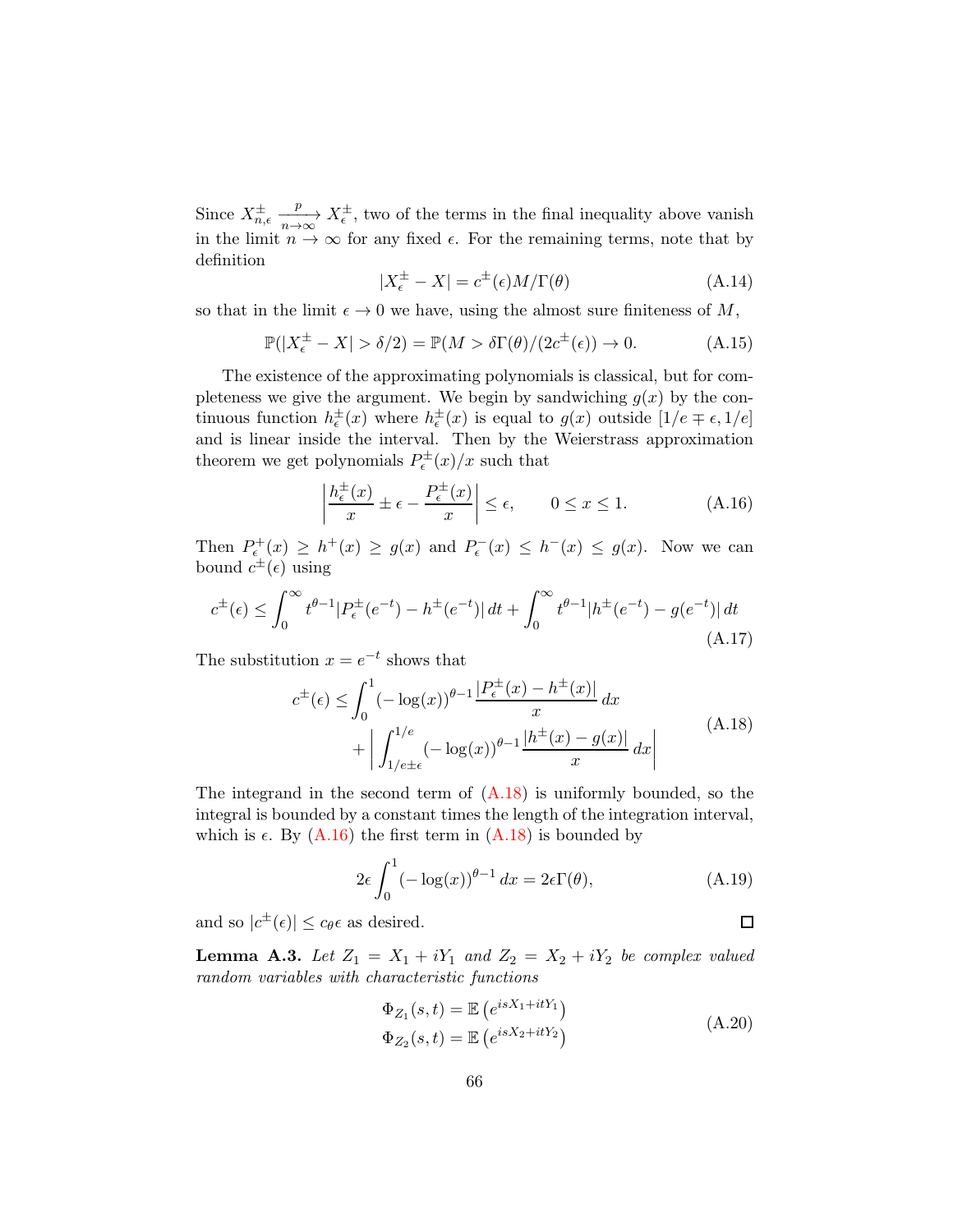Since $X_{n,\epsilon}^{\pm} \xrightarrow[n\to\infty]{p} X_{\epsilon}^{\pm}$, two of the terms in the final inequality above vanish in the limit $n \to \infty$ for any fixed $\epsilon$. For the remaining terms, note that by definition

$$|X_{\epsilon}^{\pm} - X| = c^{\pm}(\epsilon) M/\Gamma(\theta) \tag{A.14}$$

so that in the limit $\epsilon \to 0$ we have, using the almost sure finiteness of $M$,

$$\mathbb{P}(|X_{\epsilon}^{\pm} - X| > \delta/2) = \mathbb{P}(M > \delta\Gamma(\theta)/(2c^{\pm}(\epsilon)) \to 0. \tag{A.15}$$

The existence of the approximating polynomials is classical, but for completeness we give the argument. We begin by sandwiching $g(x)$ by the continuous function $h_{\epsilon}^{\pm}(x)$ where $h_{\epsilon}^{\pm}(x)$ is equal to $g(x)$ outside $[1/e \mp \epsilon, 1/e]$ and is linear inside the interval. Then by the Weierstrass approximation theorem we get polynomials $P_{\epsilon}^{\pm}(x)/x$ such that

$$\left| \frac{h_{\epsilon}^{\pm}(x)}{x} \pm \epsilon - \frac{P_{\epsilon}^{\pm}(x)}{x} \right| \leq \epsilon, \qquad 0 \leq x \leq 1. \tag{A.16}$$

Then $P_{\epsilon}^{+}(x) \geq h^{+}(x) \geq g(x)$ and $P_{\epsilon}^{-}(x) \leq h^{-}(x) \leq g(x)$. Now we can bound $c^{\pm}(\epsilon)$ using

$$c^{\pm}(\epsilon) \leq \int_0^{\infty} t^{\theta-1} |P_{\epsilon}^{\pm}(e^{-t}) - h^{\pm}(e^{-t})| \, dt + \int_0^{\infty} t^{\theta-1} |h^{\pm}(e^{-t}) - g(e^{-t})| \, dt \tag{A.17}$$

The substitution $x = e^{-t}$ shows that

$$\begin{aligned} c^{\pm}(\epsilon) \leq & \int_0^1 (-\log(x))^{\theta-1} \frac{|P_{\epsilon}^{\pm}(x) - h^{\pm}(x)|}{x} \, dx \\ & + \left| \int_{1/e \pm \epsilon}^{1/e} (-\log(x))^{\theta-1} \frac{|h^{\pm}(x) - g(x)|}{x} \, dx \right| \end{aligned} \tag{A.18}$$

The integrand in the second term of (A.18) is uniformly bounded, so the integral is bounded by a constant times the length of the integration interval, which is $\epsilon$. By (A.16) the first term in (A.18) is bounded by

$$2\epsilon \int_0^1 (-\log(x))^{\theta-1} \, dx = 2\epsilon\Gamma(\theta), \tag{A.19}$$

and so $|c^{\pm}(\epsilon)| \leq c_{\theta}\epsilon$ as desired. □

**Lemma A.3.** *Let $Z_1 = X_1 + iY_1$ and $Z_2 = X_2 + iY_2$ be complex valued random variables with characteristic functions*

$$\begin{aligned} \Phi_{Z_1}(s,t) &= \mathbb{E}\left(e^{isX_1 + itY_1}\right) \\ \Phi_{Z_2}(s,t) &= \mathbb{E}\left(e^{isX_2 + itY_2}\right) \end{aligned} \tag{A.20}$$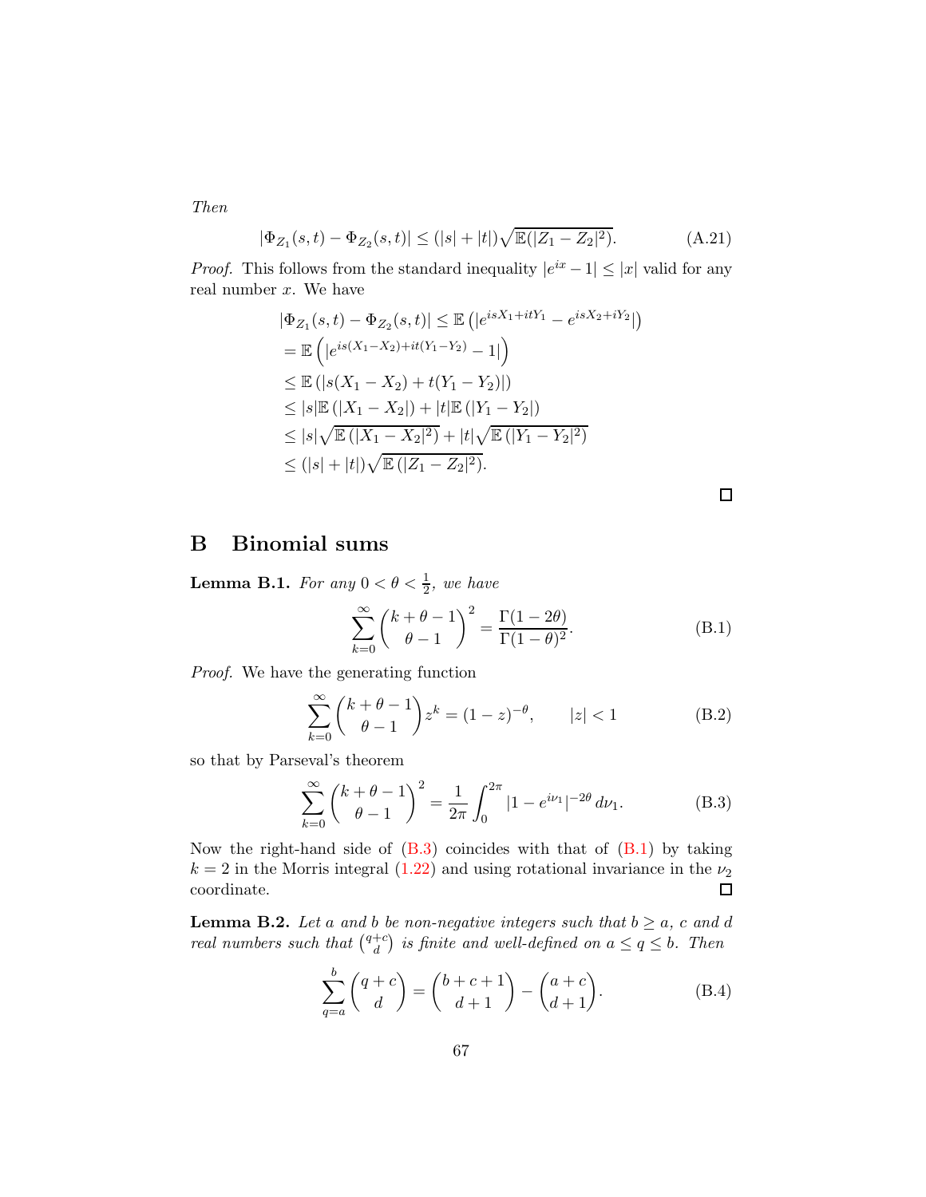*Then*

$$|\Phi_{Z_1}(s,t) - \Phi_{Z_2}(s,t)| \leq (|s| + |t|)\sqrt{\mathbb{E}(|Z_1 - Z_2|^2)}. \tag{A.21}$$

*Proof.* This follows from the standard inequality $|e^{ix} - 1| \leq |x|$ valid for any real number $x$. We have

$$\begin{aligned}
|\Phi_{Z_1}(s,t) - \Phi_{Z_2}(s,t)| &\leq \mathbb{E}\left(|e^{isX_1+itY_1} - e^{isX_2+iY_2}|\right) \\
&= \mathbb{E}\left(|e^{is(X_1-X_2)+it(Y_1-Y_2)} - 1|\right) \\
&\leq \mathbb{E}\left(|s(X_1 - X_2) + t(Y_1 - Y_2)|\right) \\
&\leq |s|\mathbb{E}\left(|X_1 - X_2|\right) + |t|\mathbb{E}\left(|Y_1 - Y_2|\right) \\
&\leq |s|\sqrt{\mathbb{E}\left(|X_1 - X_2|^2\right)} + |t|\sqrt{\mathbb{E}\left(|Y_1 - Y_2|^2\right)} \\
&\leq (|s| + |t|)\sqrt{\mathbb{E}\left(|Z_1 - Z_2|^2\right)}.
\end{aligned}$$

□

# B Binomial sums

**Lemma B.1.** *For any $0 < \theta < \frac{1}{2}$, we have*

$$\sum_{k=0}^{\infty} \binom{k+\theta-1}{\theta-1}^2 = \frac{\Gamma(1-2\theta)}{\Gamma(1-\theta)^2}. \tag{B.1}$$

*Proof.* We have the generating function

$$\sum_{k=0}^{\infty} \binom{k+\theta-1}{\theta-1} z^k = (1-z)^{-\theta}, \qquad |z| < 1 \tag{B.2}$$

so that by Parseval's theorem

$$\sum_{k=0}^{\infty} \binom{k+\theta-1}{\theta-1}^2 = \frac{1}{2\pi}\int_0^{2\pi} |1 - e^{i\nu_1}|^{-2\theta}\, d\nu_1. \tag{B.3}$$

Now the right-hand side of (B.3) coincides with that of (B.1) by taking $k = 2$ in the Morris integral (1.22) and using rotational invariance in the $\nu_2$ coordinate. □

**Lemma B.2.** *Let $a$ and $b$ be non-negative integers such that $b \geq a$, $c$ and $d$ real numbers such that $\binom{q+c}{d}$ is finite and well-defined on $a \leq q \leq b$. Then*

$$\sum_{q=a}^{b} \binom{q+c}{d} = \binom{b+c+1}{d+1} - \binom{a+c}{d+1}. \tag{B.4}$$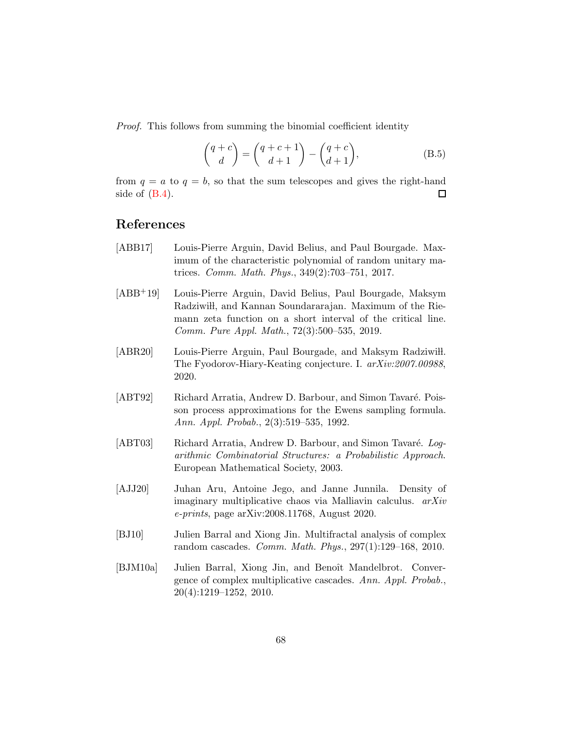*Proof.* This follows from summing the binomial coefficient identity

$$\binom{q+c}{d} = \binom{q+c+1}{d+1} - \binom{q+c}{d+1}, \tag{B.5}$$

from $q = a$ to $q = b$, so that the sum telescopes and gives the right-hand side of (B.4). □

## References

[ABB17] Louis-Pierre Arguin, David Belius, and Paul Bourgade. Maximum of the characteristic polynomial of random unitary matrices. *Comm. Math. Phys.*, 349(2):703–751, 2017.

[ABB+19] Louis-Pierre Arguin, David Belius, Paul Bourgade, Maksym Radziwiłł, and Kannan Soundararajan. Maximum of the Riemann zeta function on a short interval of the critical line. *Comm. Pure Appl. Math.*, 72(3):500–535, 2019.

[ABR20] Louis-Pierre Arguin, Paul Bourgade, and Maksym Radziwiłł. The Fyodorov-Hiary-Keating conjecture. I. *arXiv:2007.00988*, 2020.

[ABT92] Richard Arratia, Andrew D. Barbour, and Simon Tavaré. Poisson process approximations for the Ewens sampling formula. *Ann. Appl. Probab.*, 2(3):519–535, 1992.

[ABT03] Richard Arratia, Andrew D. Barbour, and Simon Tavaré. *Logarithmic Combinatorial Structures: a Probabilistic Approach*. European Mathematical Society, 2003.

[AJJ20] Juhan Aru, Antoine Jego, and Janne Junnila. Density of imaginary multiplicative chaos via Malliavin calculus. *arXiv e-prints*, page arXiv:2008.11768, August 2020.

[BJ10] Julien Barral and Xiong Jin. Multifractal analysis of complex random cascades. *Comm. Math. Phys.*, 297(1):129–168, 2010.

[BJM10a] Julien Barral, Xiong Jin, and Benoît Mandelbrot. Convergence of complex multiplicative cascades. *Ann. Appl. Probab.*, 20(4):1219–1252, 2010.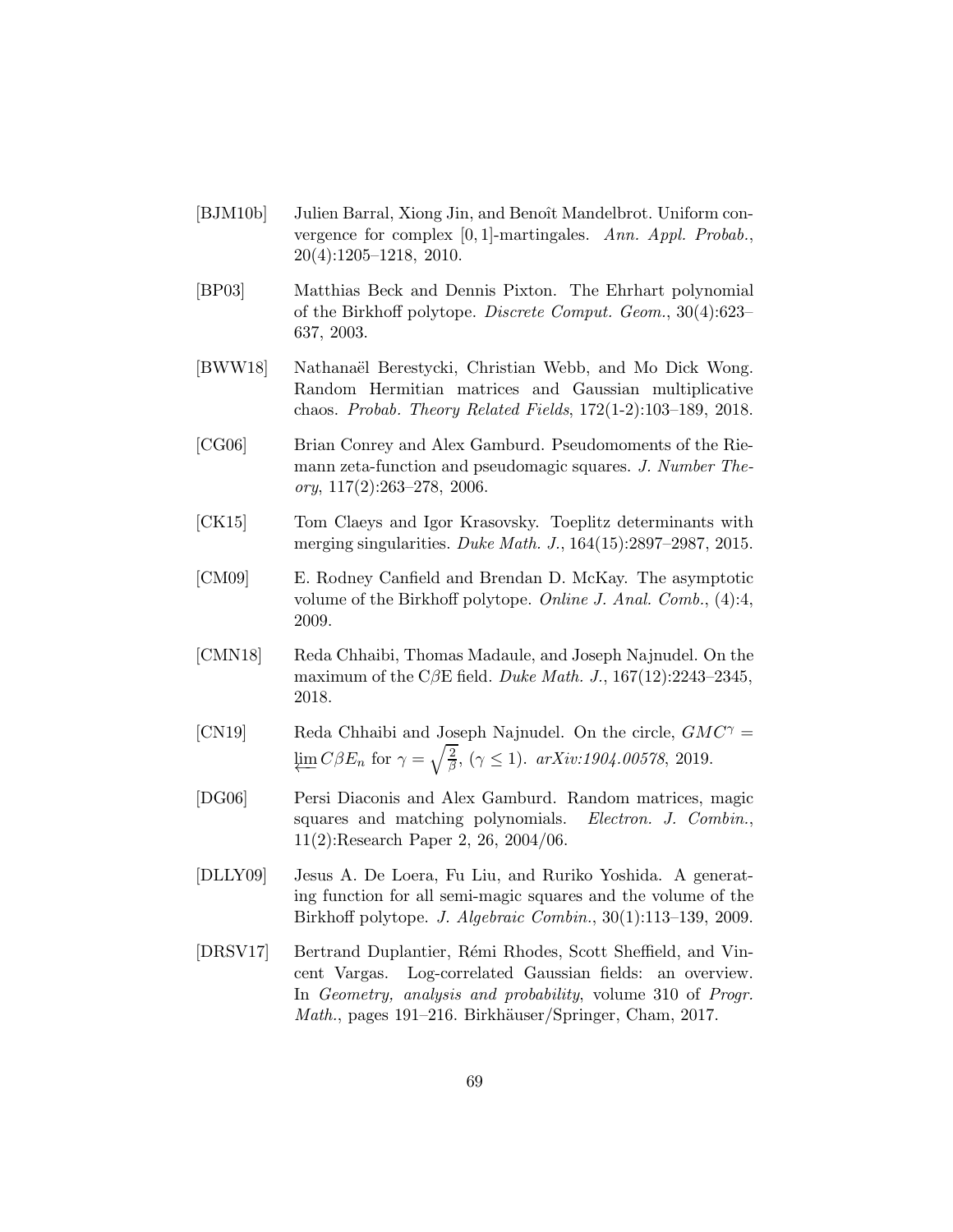[BJM10b] Julien Barral, Xiong Jin, and Benoît Mandelbrot. Uniform convergence for complex $[0,1]$-martingales. *Ann. Appl. Probab.*, 20(4):1205–1218, 2010.

[BP03] Matthias Beck and Dennis Pixton. The Ehrhart polynomial of the Birkhoff polytope. *Discrete Comput. Geom.*, 30(4):623–637, 2003.

[BWW18] Nathanaël Berestycki, Christian Webb, and Mo Dick Wong. Random Hermitian matrices and Gaussian multiplicative chaos. *Probab. Theory Related Fields*, 172(1-2):103–189, 2018.

[CG06] Brian Conrey and Alex Gamburd. Pseudomoments of the Riemann zeta-function and pseudomagic squares. *J. Number Theory*, 117(2):263–278, 2006.

[CK15] Tom Claeys and Igor Krasovsky. Toeplitz determinants with merging singularities. *Duke Math. J.*, 164(15):2897–2987, 2015.

[CM09] E. Rodney Canfield and Brendan D. McKay. The asymptotic volume of the Birkhoff polytope. *Online J. Anal. Comb.*, (4):4, 2009.

[CMN18] Reda Chhaibi, Thomas Madaule, and Joseph Najnudel. On the maximum of the C$\beta$E field. *Duke Math. J.*, 167(12):2243–2345, 2018.

[CN19] Reda Chhaibi and Joseph Najnudel. On the circle, $GMC^\gamma = \varprojlim C\beta E_n$ for $\gamma = \sqrt{\frac{2}{\beta}}$, $(\gamma \leq 1)$. *arXiv:1904.00578*, 2019.

[DG06] Persi Diaconis and Alex Gamburd. Random matrices, magic squares and matching polynomials. *Electron. J. Combin.*, 11(2):Research Paper 2, 26, 2004/06.

[DLLY09] Jesus A. De Loera, Fu Liu, and Ruriko Yoshida. A generating function for all semi-magic squares and the volume of the Birkhoff polytope. *J. Algebraic Combin.*, 30(1):113–139, 2009.

[DRSV17] Bertrand Duplantier, Rémi Rhodes, Scott Sheffield, and Vincent Vargas. Log-correlated Gaussian fields: an overview. In *Geometry, analysis and probability*, volume 310 of *Progr. Math.*, pages 191–216. Birkhäuser/Springer, Cham, 2017.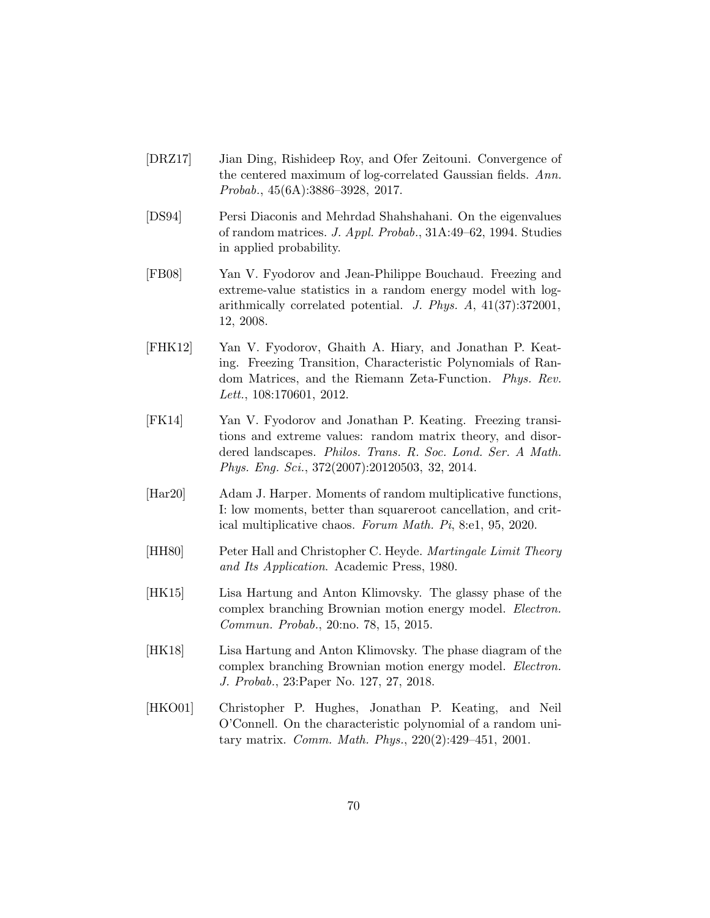[DRZ17] Jian Ding, Rishideep Roy, and Ofer Zeitouni. Convergence of the centered maximum of log-correlated Gaussian fields. *Ann. Probab.*, 45(6A):3886–3928, 2017.

[DS94] Persi Diaconis and Mehrdad Shahshahani. On the eigenvalues of random matrices. *J. Appl. Probab.*, 31A:49–62, 1994. Studies in applied probability.

[FB08] Yan V. Fyodorov and Jean-Philippe Bouchaud. Freezing and extreme-value statistics in a random energy model with logarithmically correlated potential. *J. Phys. A*, 41(37):372001, 12, 2008.

[FHK12] Yan V. Fyodorov, Ghaith A. Hiary, and Jonathan P. Keating. Freezing Transition, Characteristic Polynomials of Random Matrices, and the Riemann Zeta-Function. *Phys. Rev. Lett.*, 108:170601, 2012.

[FK14] Yan V. Fyodorov and Jonathan P. Keating. Freezing transitions and extreme values: random matrix theory, and disordered landscapes. *Philos. Trans. R. Soc. Lond. Ser. A Math. Phys. Eng. Sci.*, 372(2007):20120503, 32, 2014.

[Har20] Adam J. Harper. Moments of random multiplicative functions, I: low moments, better than squareroot cancellation, and critical multiplicative chaos. *Forum Math. Pi*, 8:e1, 95, 2020.

[HH80] Peter Hall and Christopher C. Heyde. *Martingale Limit Theory and Its Application*. Academic Press, 1980.

[HK15] Lisa Hartung and Anton Klimovsky. The glassy phase of the complex branching Brownian motion energy model. *Electron. Commun. Probab.*, 20:no. 78, 15, 2015.

[HK18] Lisa Hartung and Anton Klimovsky. The phase diagram of the complex branching Brownian motion energy model. *Electron. J. Probab.*, 23:Paper No. 127, 27, 2018.

[HKO01] Christopher P. Hughes, Jonathan P. Keating, and Neil O'Connell. On the characteristic polynomial of a random unitary matrix. *Comm. Math. Phys.*, 220(2):429–451, 2001.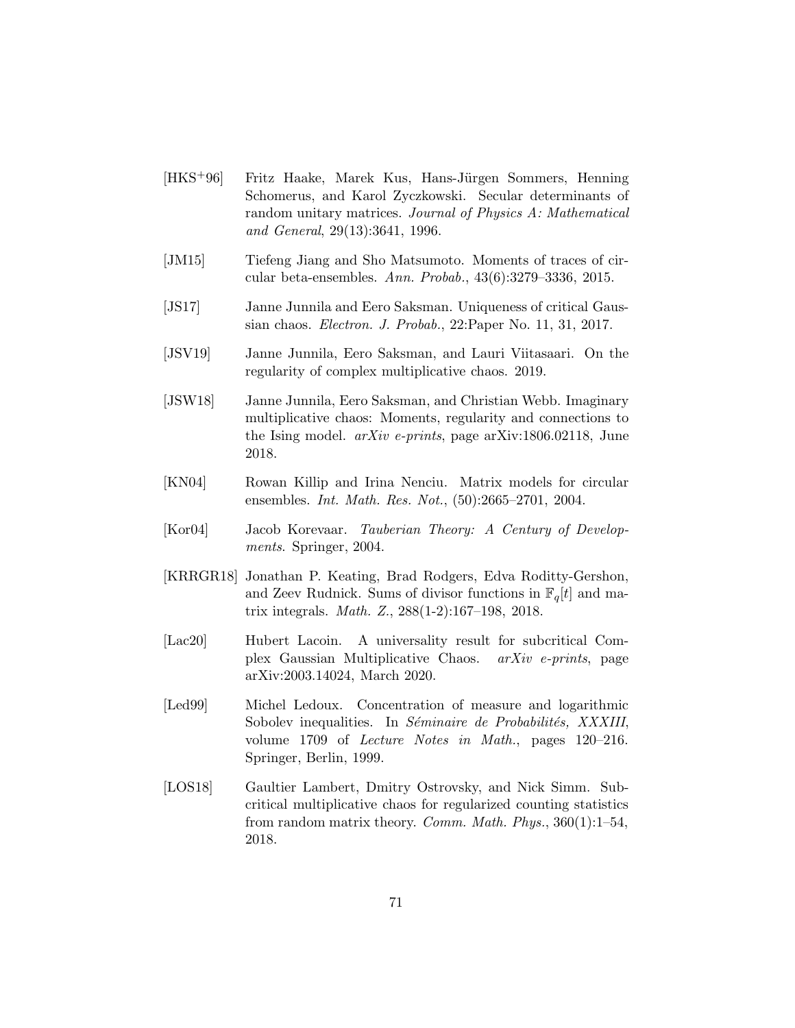[HKS+96] Fritz Haake, Marek Kus, Hans-Jürgen Sommers, Henning Schomerus, and Karol Zyczkowski. Secular determinants of random unitary matrices. *Journal of Physics A: Mathematical and General*, 29(13):3641, 1996.

[JM15] Tiefeng Jiang and Sho Matsumoto. Moments of traces of circular beta-ensembles. *Ann. Probab.*, 43(6):3279–3336, 2015.

[JS17] Janne Junnila and Eero Saksman. Uniqueness of critical Gaussian chaos. *Electron. J. Probab.*, 22:Paper No. 11, 31, 2017.

[JSV19] Janne Junnila, Eero Saksman, and Lauri Viitasaari. On the regularity of complex multiplicative chaos. 2019.

[JSW18] Janne Junnila, Eero Saksman, and Christian Webb. Imaginary multiplicative chaos: Moments, regularity and connections to the Ising model. *arXiv e-prints*, page arXiv:1806.02118, June 2018.

[KN04] Rowan Killip and Irina Nenciu. Matrix models for circular ensembles. *Int. Math. Res. Not.*, (50):2665–2701, 2004.

[Kor04] Jacob Korevaar. *Tauberian Theory: A Century of Developments*. Springer, 2004.

[KRRGR18] Jonathan P. Keating, Brad Rodgers, Edva Roditty-Gershon, and Zeev Rudnick. Sums of divisor functions in $\mathbb{F}_q[t]$ and matrix integrals. *Math. Z.*, 288(1-2):167–198, 2018.

[Lac20] Hubert Lacoin. A universality result for subcritical Complex Gaussian Multiplicative Chaos. *arXiv e-prints*, page arXiv:2003.14024, March 2020.

[Led99] Michel Ledoux. Concentration of measure and logarithmic Sobolev inequalities. In *Séminaire de Probabilités, XXXIII*, volume 1709 of *Lecture Notes in Math.*, pages 120–216. Springer, Berlin, 1999.

[LOS18] Gaultier Lambert, Dmitry Ostrovsky, and Nick Simm. Subcritical multiplicative chaos for regularized counting statistics from random matrix theory. *Comm. Math. Phys.*, 360(1):1–54, 2018.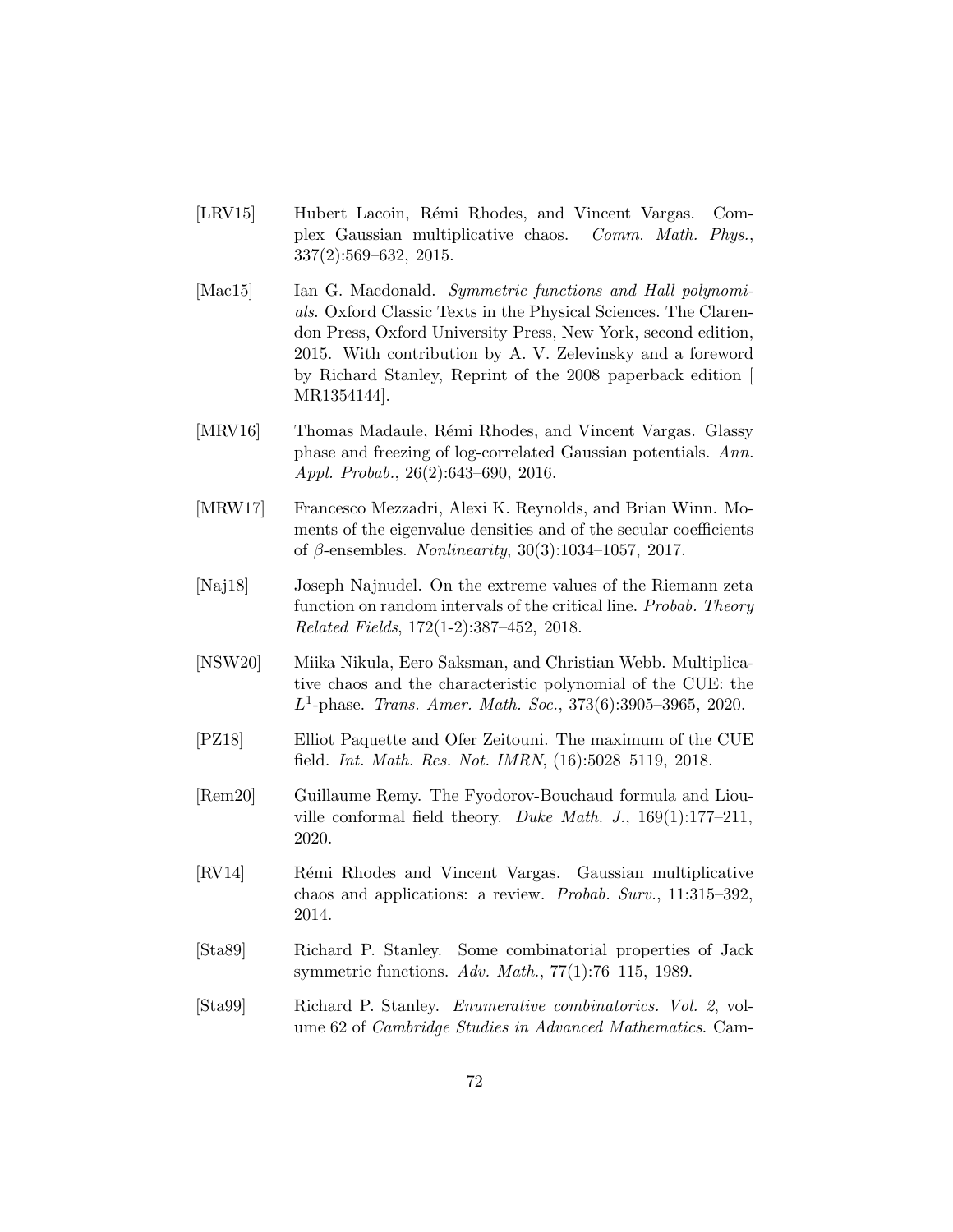[LRV15] Hubert Lacoin, Rémi Rhodes, and Vincent Vargas. Complex Gaussian multiplicative chaos. *Comm. Math. Phys.*, 337(2):569–632, 2015.

[Mac15] Ian G. Macdonald. *Symmetric functions and Hall polynomials*. Oxford Classic Texts in the Physical Sciences. The Clarendon Press, Oxford University Press, New York, second edition, 2015. With contribution by A. V. Zelevinsky and a foreword by Richard Stanley, Reprint of the 2008 paperback edition [ MR1354144].

[MRV16] Thomas Madaule, Rémi Rhodes, and Vincent Vargas. Glassy phase and freezing of log-correlated Gaussian potentials. *Ann. Appl. Probab.*, 26(2):643–690, 2016.

[MRW17] Francesco Mezzadri, Alexi K. Reynolds, and Brian Winn. Moments of the eigenvalue densities and of the secular coefficients of $\beta$-ensembles. *Nonlinearity*, 30(3):1034–1057, 2017.

[Naj18] Joseph Najnudel. On the extreme values of the Riemann zeta function on random intervals of the critical line. *Probab. Theory Related Fields*, 172(1-2):387–452, 2018.

[NSW20] Miika Nikula, Eero Saksman, and Christian Webb. Multiplicative chaos and the characteristic polynomial of the CUE: the $L^1$-phase. *Trans. Amer. Math. Soc.*, 373(6):3905–3965, 2020.

[PZ18] Elliot Paquette and Ofer Zeitouni. The maximum of the CUE field. *Int. Math. Res. Not. IMRN*, (16):5028–5119, 2018.

[Rem20] Guillaume Remy. The Fyodorov-Bouchaud formula and Liouville conformal field theory. *Duke Math. J.*, 169(1):177–211, 2020.

[RV14] Rémi Rhodes and Vincent Vargas. Gaussian multiplicative chaos and applications: a review. *Probab. Surv.*, 11:315–392, 2014.

[Sta89] Richard P. Stanley. Some combinatorial properties of Jack symmetric functions. *Adv. Math.*, 77(1):76–115, 1989.

[Sta99] Richard P. Stanley. *Enumerative combinatorics. Vol. 2*, volume 62 of *Cambridge Studies in Advanced Mathematics*. Cam-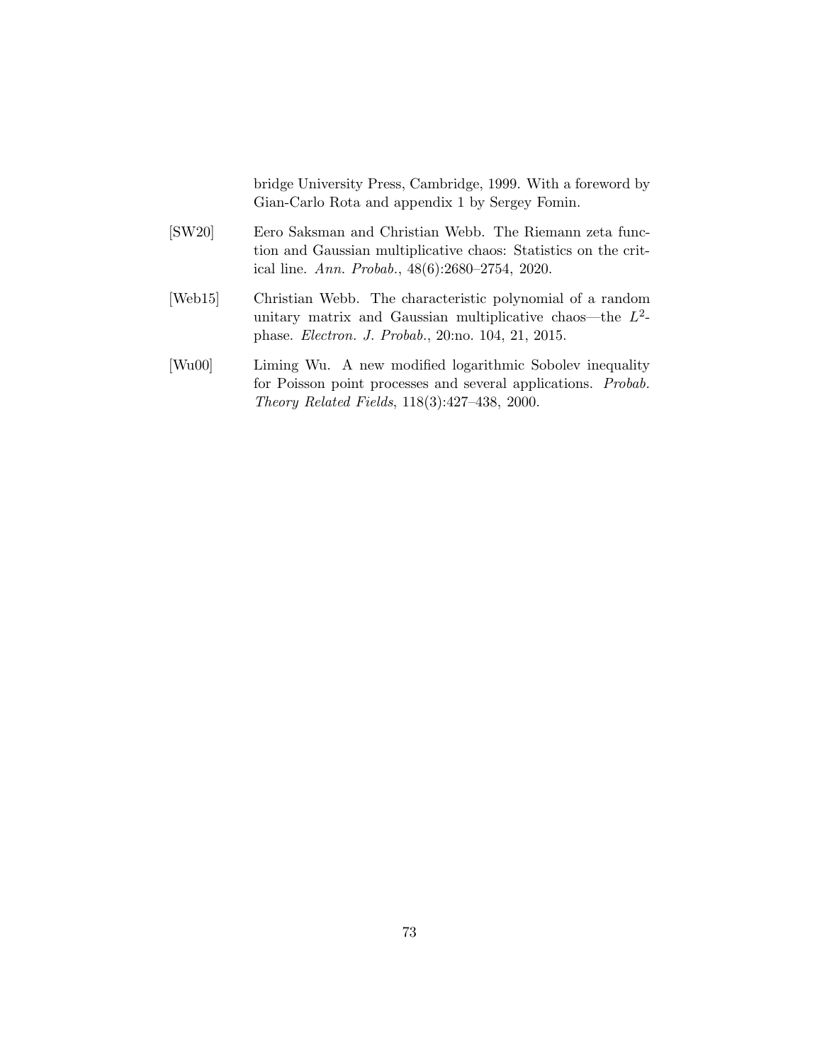bridge University Press, Cambridge, 1999. With a foreword by Gian-Carlo Rota and appendix 1 by Sergey Fomin.

[SW20] Eero Saksman and Christian Webb. The Riemann zeta function and Gaussian multiplicative chaos: Statistics on the critical line. *Ann. Probab.*, 48(6):2680–2754, 2020.

[Web15] Christian Webb. The characteristic polynomial of a random unitary matrix and Gaussian multiplicative chaos—the $L^2$-phase. *Electron. J. Probab.*, 20:no. 104, 21, 2015.

[Wu00] Liming Wu. A new modified logarithmic Sobolev inequality for Poisson point processes and several applications. *Probab. Theory Related Fields*, 118(3):427–438, 2000.